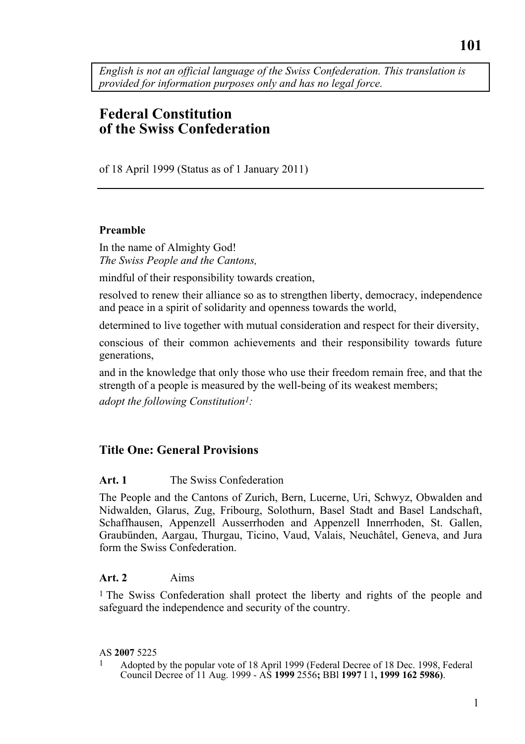*English is not an official language of the Swiss Confederation. This translation is provided for information purposes only and has no legal force.*

# Federal Constitution of the Swiss Confederation

of 18 April 1999 (Status as of 1 January 2011)

---

**Preamble**

In the name of Almighty God!
*The Swiss People and the Cantons,*

mindful of their responsibility towards creation,

resolved to renew their alliance so as to strengthen liberty, democracy, independence and peace in a spirit of solidarity and openness towards the world,

determined to live together with mutual consideration and respect for their diversity,

conscious of their common achievements and their responsibility towards future generations,

and in the knowledge that only those who use their freedom remain free, and that the strength of a people is measured by the well-being of its weakest members;

*adopt the following Constitution[1]:*

## Title One: General Provisions

**Art. 1** The Swiss Confederation

The People and the Cantons of Zurich, Bern, Lucerne, Uri, Schwyz, Obwalden and Nidwalden, Glarus, Zug, Fribourg, Solothurn, Basel Stadt and Basel Landschaft, Schaffhausen, Appenzell Ausserrhoden and Appenzell Innerrhoden, St. Gallen, Graubünden, Aargau, Thurgau, Ticino, Vaud, Valais, Neuchâtel, Geneva, and Jura form the Swiss Confederation.

**Art. 2** Aims

[1] The Swiss Confederation shall protect the liberty and rights of the people and safeguard the independence and security of the country.

AS **2007** 5225

[1] Adopted by the popular vote of 18 April 1999 (Federal Decree of 18 Dec. 1998, Federal Council Decree of 11 Aug. 1999 - AS **1999** 2556**;** BBl **1997** I 1**, 1999 162 5986)**.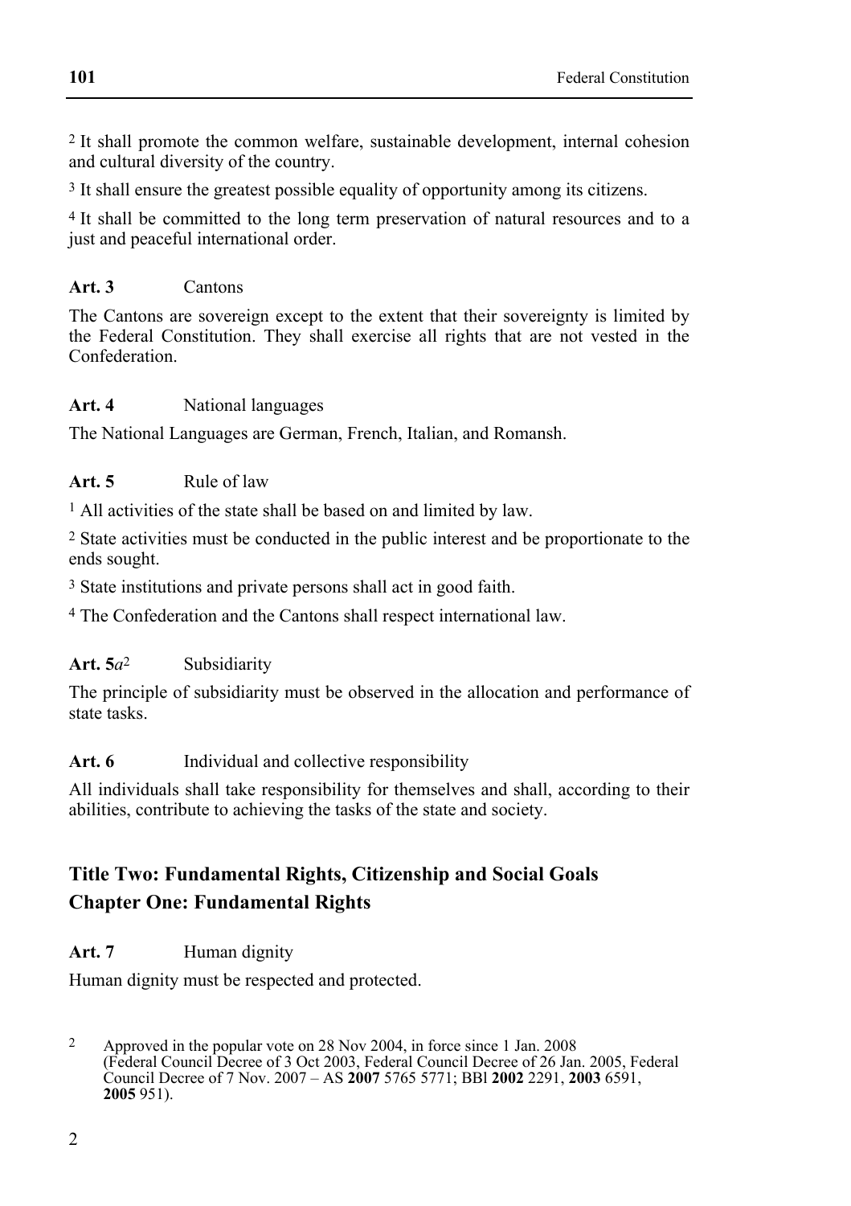[2] It shall promote the common welfare, sustainable development, internal cohesion and cultural diversity of the country.

[3] It shall ensure the greatest possible equality of opportunity among its citizens.

[4] It shall be committed to the long term preservation of natural resources and to a just and peaceful international order.

**Art. 3** Cantons

The Cantons are sovereign except to the extent that their sovereignty is limited by the Federal Constitution. They shall exercise all rights that are not vested in the Confederation.

**Art. 4** National languages

The National Languages are German, French, Italian, and Romansh.

**Art. 5** Rule of law

[1] All activities of the state shall be based on and limited by law.

[2] State activities must be conducted in the public interest and be proportionate to the ends sought.

[3] State institutions and private persons shall act in good faith.

[4] The Confederation and the Cantons shall respect international law.

**Art. 5*a***[2] Subsidiarity

The principle of subsidiarity must be observed in the allocation and performance of state tasks.

**Art. 6** Individual and collective responsibility

All individuals shall take responsibility for themselves and shall, according to their abilities, contribute to achieving the tasks of the state and society.

## Title Two: Fundamental Rights, Citizenship and Social Goals

## Chapter One: Fundamental Rights

**Art. 7** Human dignity

Human dignity must be respected and protected.

[2] Approved in the popular vote on 28 Nov 2004, in force since 1 Jan. 2008 (Federal Council Decree of 3 Oct 2003, Federal Council Decree of 26 Jan. 2005, Federal Council Decree of 7 Nov. 2007 – AS **2007** 5765 5771; BBl **2002** 2291, **2003** 6591, **2005** 951).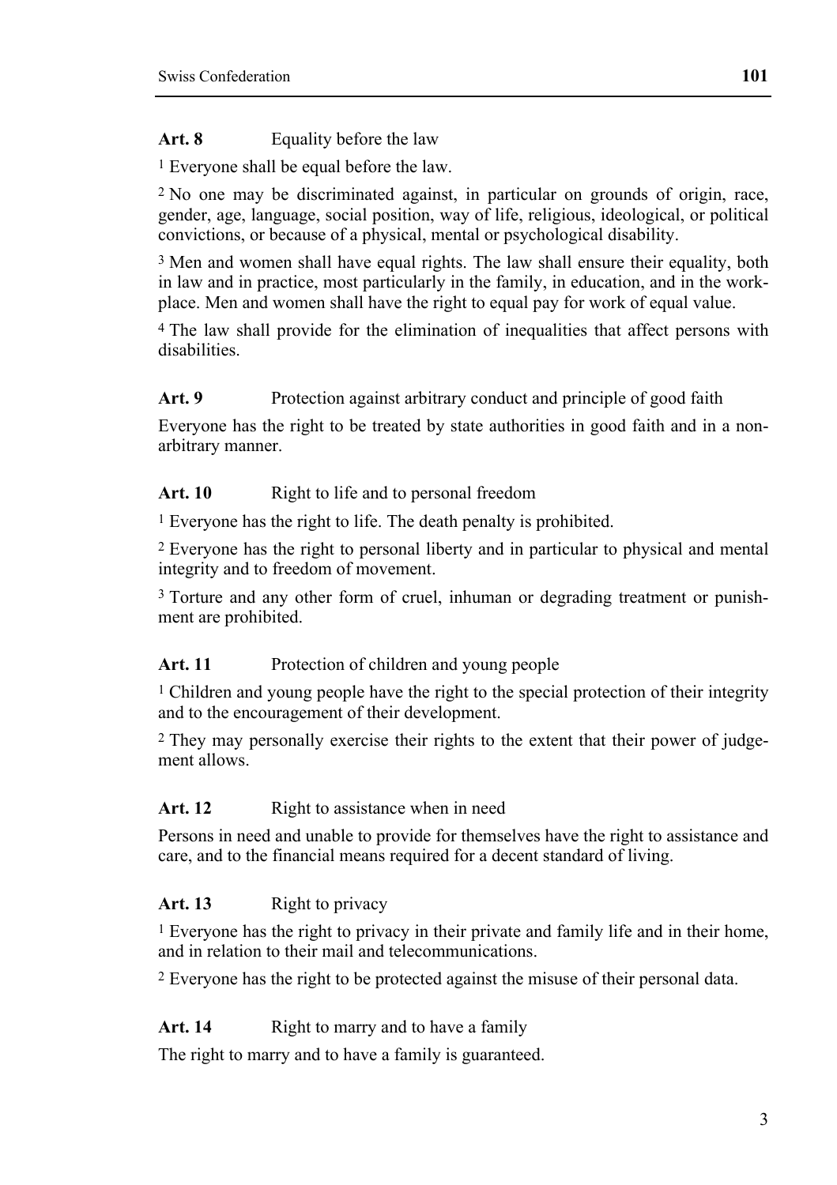**Art. 8** Equality before the law

[1] Everyone shall be equal before the law.

[2] No one may be discriminated against, in particular on grounds of origin, race, gender, age, language, social position, way of life, religious, ideological, or political convictions, or because of a physical, mental or psychological disability.

[3] Men and women shall have equal rights. The law shall ensure their equality, both in law and in practice, most particularly in the family, in education, and in the workplace. Men and women shall have the right to equal pay for work of equal value.

[4] The law shall provide for the elimination of inequalities that affect persons with disabilities.

**Art. 9** Protection against arbitrary conduct and principle of good faith

Everyone has the right to be treated by state authorities in good faith and in a non-arbitrary manner.

**Art. 10** Right to life and to personal freedom

[1] Everyone has the right to life. The death penalty is prohibited.

[2] Everyone has the right to personal liberty and in particular to physical and mental integrity and to freedom of movement.

[3] Torture and any other form of cruel, inhuman or degrading treatment or punishment are prohibited.

**Art. 11** Protection of children and young people

[1] Children and young people have the right to the special protection of their integrity and to the encouragement of their development.

[2] They may personally exercise their rights to the extent that their power of judgement allows.

**Art. 12** Right to assistance when in need

Persons in need and unable to provide for themselves have the right to assistance and care, and to the financial means required for a decent standard of living.

**Art. 13** Right to privacy

[1] Everyone has the right to privacy in their private and family life and in their home, and in relation to their mail and telecommunications.

[2] Everyone has the right to be protected against the misuse of their personal data.

**Art. 14** Right to marry and to have a family

The right to marry and to have a family is guaranteed.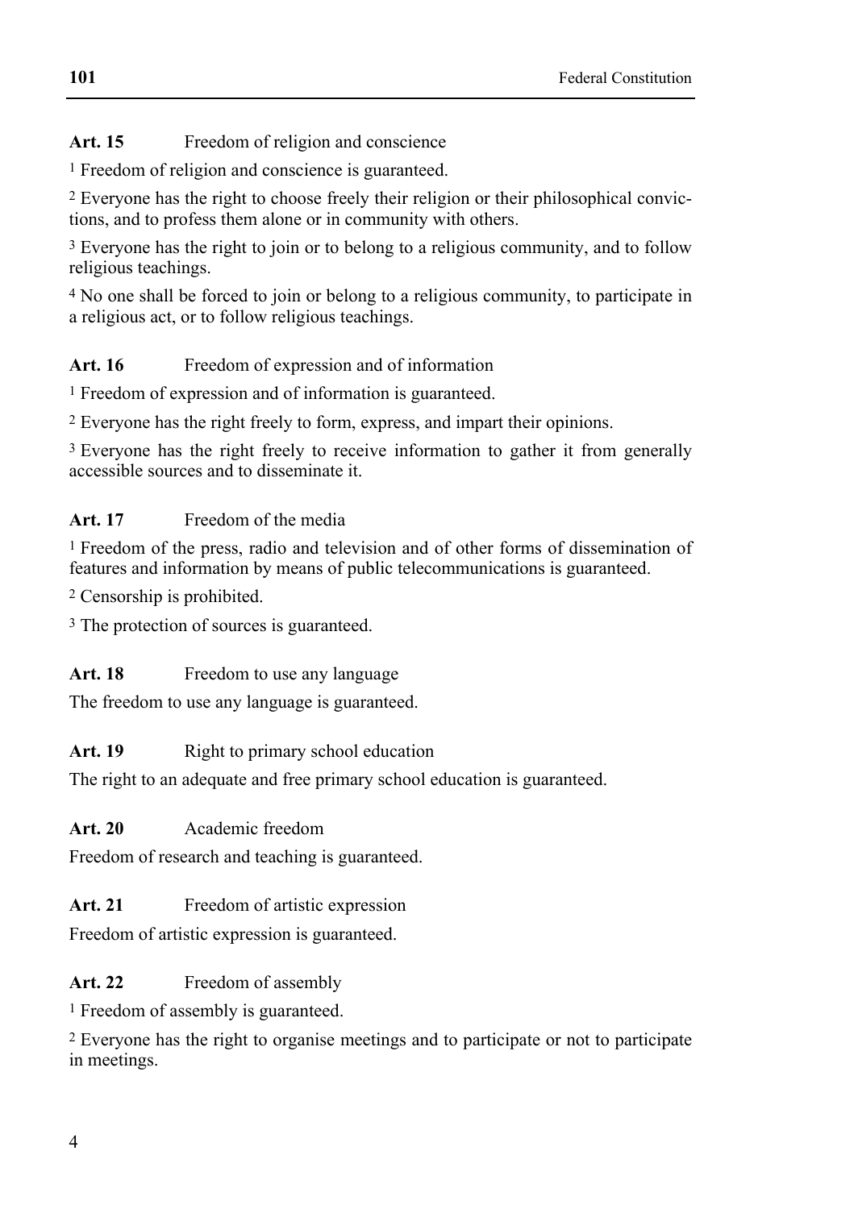**Art. 15** Freedom of religion and conscience

[1] Freedom of religion and conscience is guaranteed.

[2] Everyone has the right to choose freely their religion or their philosophical convictions, and to profess them alone or in community with others.

[3] Everyone has the right to join or to belong to a religious community, and to follow religious teachings.

[4] No one shall be forced to join or belong to a religious community, to participate in a religious act, or to follow religious teachings.

**Art. 16** Freedom of expression and of information

[1] Freedom of expression and of information is guaranteed.

[2] Everyone has the right freely to form, express, and impart their opinions.

[3] Everyone has the right freely to receive information to gather it from generally accessible sources and to disseminate it.

**Art. 17** Freedom of the media

[1] Freedom of the press, radio and television and of other forms of dissemination of features and information by means of public telecommunications is guaranteed.

[2] Censorship is prohibited.

[3] The protection of sources is guaranteed.

**Art. 18** Freedom to use any language

The freedom to use any language is guaranteed.

**Art. 19** Right to primary school education

The right to an adequate and free primary school education is guaranteed.

**Art. 20** Academic freedom

Freedom of research and teaching is guaranteed.

**Art. 21** Freedom of artistic expression

Freedom of artistic expression is guaranteed.

**Art. 22** Freedom of assembly

[1] Freedom of assembly is guaranteed.

[2] Everyone has the right to organise meetings and to participate or not to participate in meetings.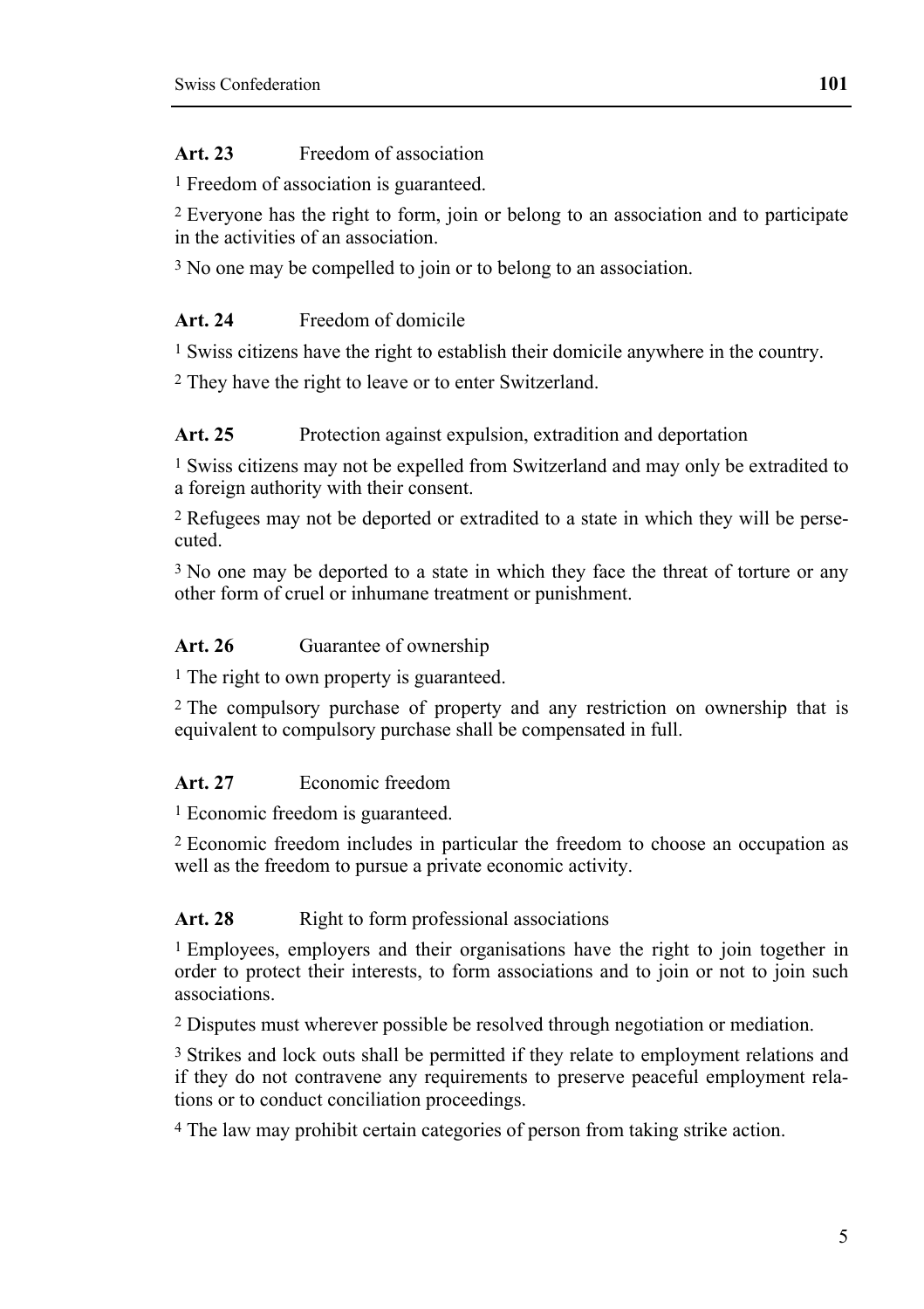**Art. 23** Freedom of association

1 Freedom of association is guaranteed.

2 Everyone has the right to form, join or belong to an association and to participate in the activities of an association.

3 No one may be compelled to join or to belong to an association.

**Art. 24** Freedom of domicile

1 Swiss citizens have the right to establish their domicile anywhere in the country.

2 They have the right to leave or to enter Switzerland.

**Art. 25** Protection against expulsion, extradition and deportation

1 Swiss citizens may not be expelled from Switzerland and may only be extradited to a foreign authority with their consent.

2 Refugees may not be deported or extradited to a state in which they will be persecuted.

3 No one may be deported to a state in which they face the threat of torture or any other form of cruel or inhumane treatment or punishment.

**Art. 26** Guarantee of ownership

1 The right to own property is guaranteed.

2 The compulsory purchase of property and any restriction on ownership that is equivalent to compulsory purchase shall be compensated in full.

**Art. 27** Economic freedom

1 Economic freedom is guaranteed.

2 Economic freedom includes in particular the freedom to choose an occupation as well as the freedom to pursue a private economic activity.

**Art. 28** Right to form professional associations

1 Employees, employers and their organisations have the right to join together in order to protect their interests, to form associations and to join or not to join such associations.

2 Disputes must wherever possible be resolved through negotiation or mediation.

3 Strikes and lock outs shall be permitted if they relate to employment relations and if they do not contravene any requirements to preserve peaceful employment relations or to conduct conciliation proceedings.

4 The law may prohibit certain categories of person from taking strike action.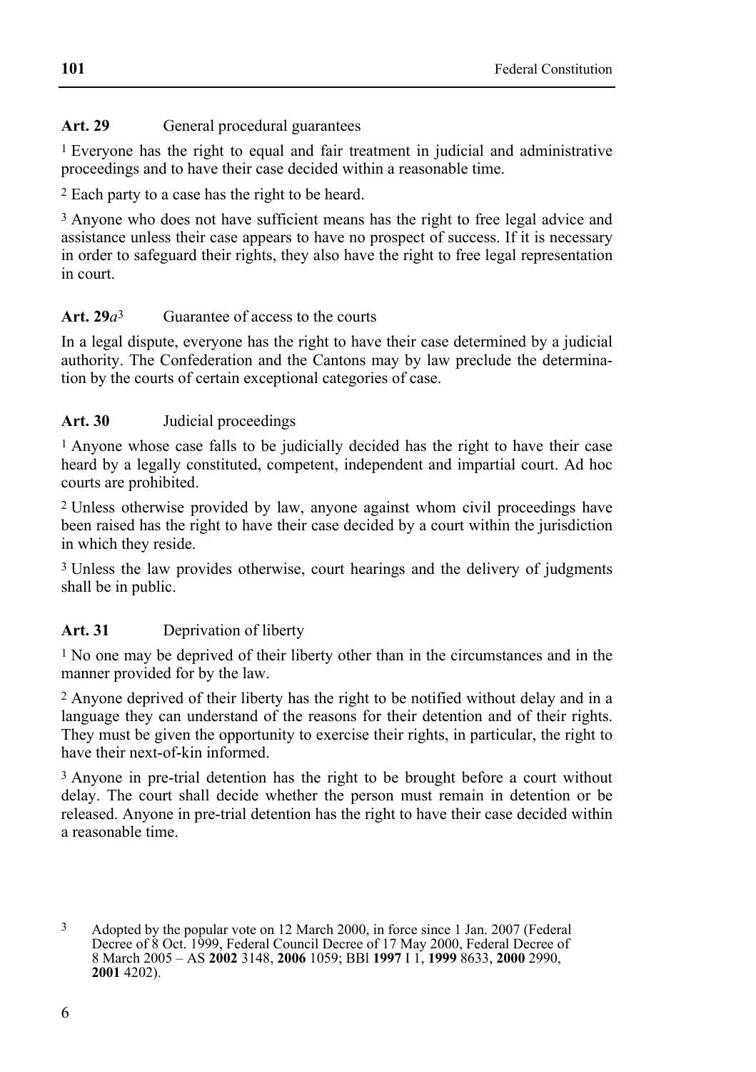**Art. 29** General procedural guarantees

[1] Everyone has the right to equal and fair treatment in judicial and administrative proceedings and to have their case decided within a reasonable time.

[2] Each party to a case has the right to be heard.

[3] Anyone who does not have sufficient means has the right to free legal advice and assistance unless their case appears to have no prospect of success. If it is necessary in order to safeguard their rights, they also have the right to free legal representation in court.

**Art. 29*a*[3]** Guarantee of access to the courts

In a legal dispute, everyone has the right to have their case determined by a judicial authority. The Confederation and the Cantons may by law preclude the determination by the courts of certain exceptional categories of case.

**Art. 30** Judicial proceedings

[1] Anyone whose case falls to be judicially decided has the right to have their case heard by a legally constituted, competent, independent and impartial court. Ad hoc courts are prohibited.

[2] Unless otherwise provided by law, anyone against whom civil proceedings have been raised has the right to have their case decided by a court within the jurisdiction in which they reside.

[3] Unless the law provides otherwise, court hearings and the delivery of judgments shall be in public.

**Art. 31** Deprivation of liberty

[1] No one may be deprived of their liberty other than in the circumstances and in the manner provided for by the law.

[2] Anyone deprived of their liberty has the right to be notified without delay and in a language they can understand of the reasons for their detention and of their rights. They must be given the opportunity to exercise their rights, in particular, the right to have their next-of-kin informed.

[3] Anyone in pre-trial detention has the right to be brought before a court without delay. The court shall decide whether the person must remain in detention or be released. Anyone in pre-trial detention has the right to have their case decided within a reasonable time.

---

[3] Adopted by the popular vote on 12 March 2000, in force since 1 Jan. 2007 (Federal Decree of 8 Oct. 1999, Federal Council Decree of 17 May 2000, Federal Decree of 8 March 2005 – AS **2002** 3148, **2006** 1059; BBl **1997** I 1, **1999** 8633, **2000** 2990, **2001** 4202).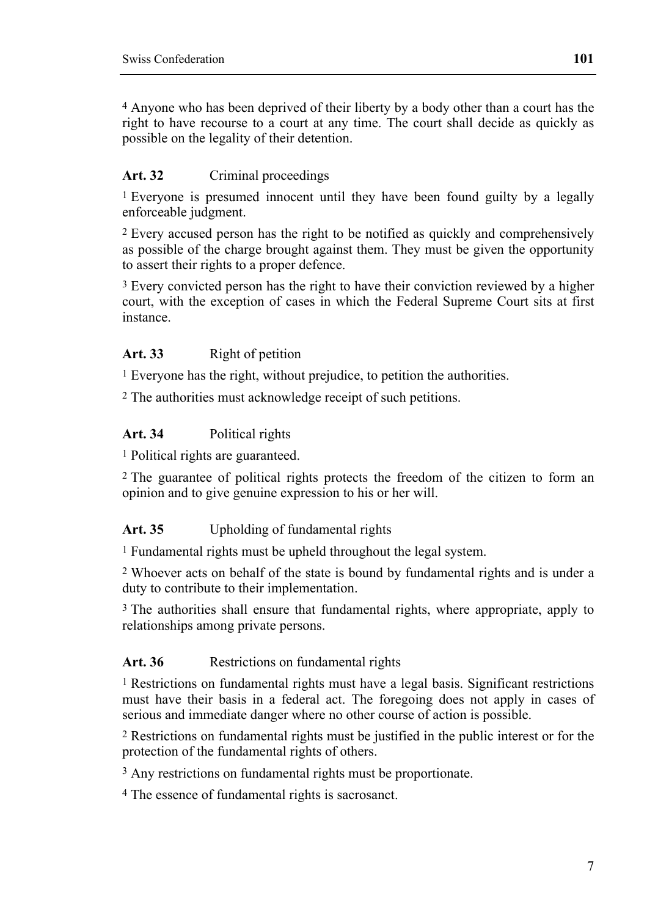[4] Anyone who has been deprived of their liberty by a body other than a court has the right to have recourse to a court at any time. The court shall decide as quickly as possible on the legality of their detention.

**Art. 32** Criminal proceedings

[1] Everyone is presumed innocent until they have been found guilty by a legally enforceable judgment.

[2] Every accused person has the right to be notified as quickly and comprehensively as possible of the charge brought against them. They must be given the opportunity to assert their rights to a proper defence.

[3] Every convicted person has the right to have their conviction reviewed by a higher court, with the exception of cases in which the Federal Supreme Court sits at first instance.

**Art. 33** Right of petition

[1] Everyone has the right, without prejudice, to petition the authorities.

[2] The authorities must acknowledge receipt of such petitions.

**Art. 34** Political rights

[1] Political rights are guaranteed.

[2] The guarantee of political rights protects the freedom of the citizen to form an opinion and to give genuine expression to his or her will.

**Art. 35** Upholding of fundamental rights

[1] Fundamental rights must be upheld throughout the legal system.

[2] Whoever acts on behalf of the state is bound by fundamental rights and is under a duty to contribute to their implementation.

[3] The authorities shall ensure that fundamental rights, where appropriate, apply to relationships among private persons.

**Art. 36** Restrictions on fundamental rights

[1] Restrictions on fundamental rights must have a legal basis. Significant restrictions must have their basis in a federal act. The foregoing does not apply in cases of serious and immediate danger where no other course of action is possible.

[2] Restrictions on fundamental rights must be justified in the public interest or for the protection of the fundamental rights of others.

[3] Any restrictions on fundamental rights must be proportionate.

[4] The essence of fundamental rights is sacrosanct.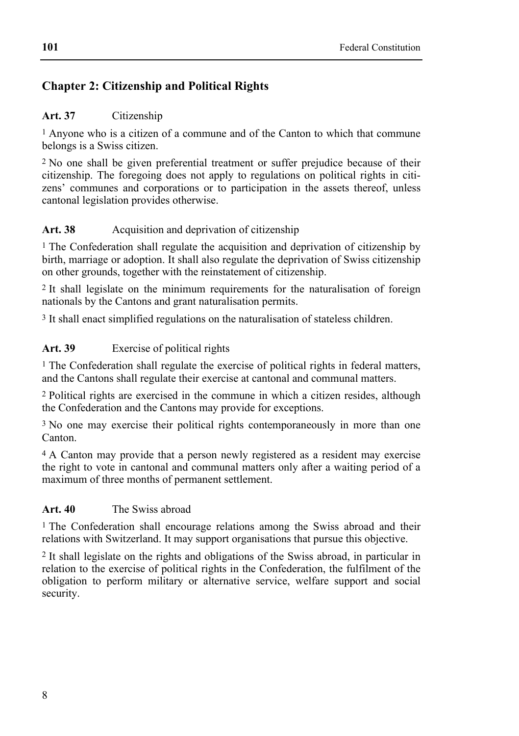## Chapter 2: Citizenship and Political Rights

**Art. 37** Citizenship

[1] Anyone who is a citizen of a commune and of the Canton to which that commune belongs is a Swiss citizen.

[2] No one shall be given preferential treatment or suffer prejudice because of their citizenship. The foregoing does not apply to regulations on political rights in citizens' communes and corporations or to participation in the assets thereof, unless cantonal legislation provides otherwise.

**Art. 38** Acquisition and deprivation of citizenship

[1] The Confederation shall regulate the acquisition and deprivation of citizenship by birth, marriage or adoption. It shall also regulate the deprivation of Swiss citizenship on other grounds, together with the reinstatement of citizenship.

[2] It shall legislate on the minimum requirements for the naturalisation of foreign nationals by the Cantons and grant naturalisation permits.

[3] It shall enact simplified regulations on the naturalisation of stateless children.

**Art. 39** Exercise of political rights

[1] The Confederation shall regulate the exercise of political rights in federal matters, and the Cantons shall regulate their exercise at cantonal and communal matters.

[2] Political rights are exercised in the commune in which a citizen resides, although the Confederation and the Cantons may provide for exceptions.

[3] No one may exercise their political rights contemporaneously in more than one Canton.

[4] A Canton may provide that a person newly registered as a resident may exercise the right to vote in cantonal and communal matters only after a waiting period of a maximum of three months of permanent settlement.

**Art. 40** The Swiss abroad

[1] The Confederation shall encourage relations among the Swiss abroad and their relations with Switzerland. It may support organisations that pursue this objective.

[2] It shall legislate on the rights and obligations of the Swiss abroad, in particular in relation to the exercise of political rights in the Confederation, the fulfilment of the obligation to perform military or alternative service, welfare support and social security.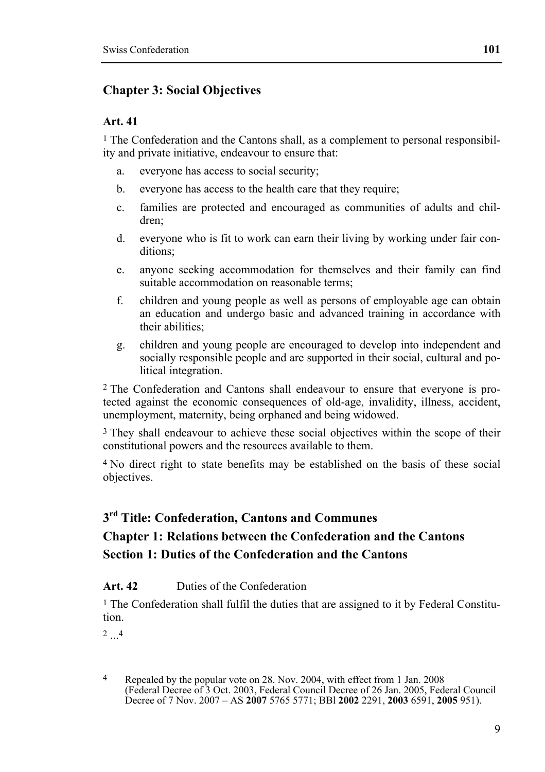## Chapter 3: Social Objectives

### Art. 41

[1] The Confederation and the Cantons shall, as a complement to personal responsibility and private initiative, endeavour to ensure that:

a. everyone has access to social security;

b. everyone has access to the health care that they require;

c. families are protected and encouraged as communities of adults and children;

d. everyone who is fit to work can earn their living by working under fair conditions;

e. anyone seeking accommodation for themselves and their family can find suitable accommodation on reasonable terms;

f. children and young people as well as persons of employable age can obtain an education and undergo basic and advanced training in accordance with their abilities;

g. children and young people are encouraged to develop into independent and socially responsible people and are supported in their social, cultural and political integration.

[2] The Confederation and Cantons shall endeavour to ensure that everyone is protected against the economic consequences of old-age, invalidity, illness, accident, unemployment, maternity, being orphaned and being widowed.

[3] They shall endeavour to achieve these social objectives within the scope of their constitutional powers and the resources available to them.

[4] No direct right to state benefits may be established on the basis of these social objectives.

# 3rd Title: Confederation, Cantons and Communes

## Chapter 1: Relations between the Confederation and the Cantons

## Section 1: Duties of the Confederation and the Cantons

**Art. 42** Duties of the Confederation

[1] The Confederation shall fulfil the duties that are assigned to it by Federal Constitution.

[2] ...[4]

[4] Repealed by the popular vote on 28. Nov. 2004, with effect from 1 Jan. 2008 (Federal Decree of 3 Oct. 2003, Federal Council Decree of 26 Jan. 2005, Federal Council Decree of 7 Nov. 2007 – AS **2007** 5765 5771; BBl **2002** 2291, **2003** 6591, **2005** 951).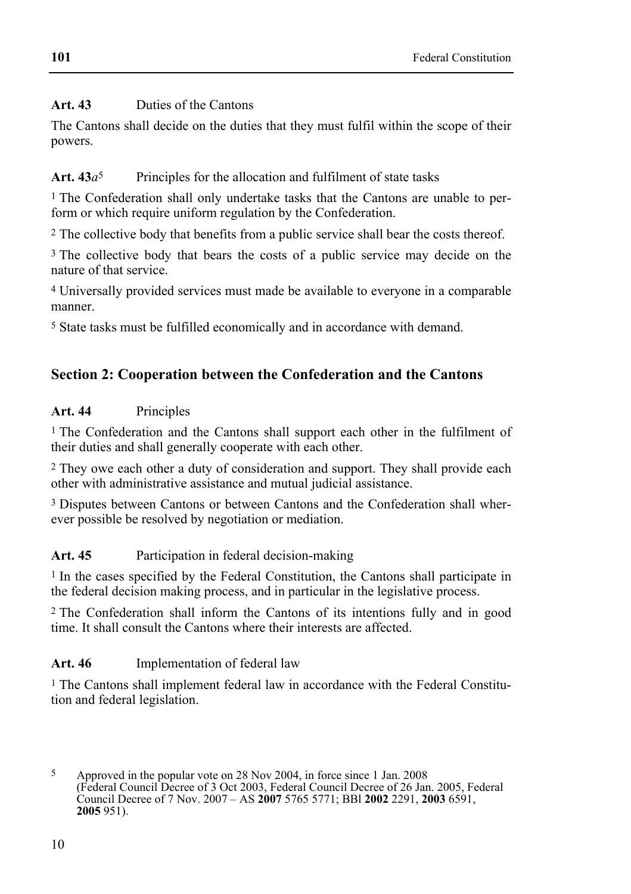**Art. 43** Duties of the Cantons

The Cantons shall decide on the duties that they must fulfil within the scope of their powers.

**Art. 43*a*[5]** Principles for the allocation and fulfilment of state tasks

[1] The Confederation shall only undertake tasks that the Cantons are unable to perform or which require uniform regulation by the Confederation.

[2] The collective body that benefits from a public service shall bear the costs thereof.

[3] The collective body that bears the costs of a public service may decide on the nature of that service.

[4] Universally provided services must made be available to everyone in a comparable manner.

[5] State tasks must be fulfilled economically and in accordance with demand.

## Section 2: Cooperation between the Confederation and the Cantons

**Art. 44** Principles

[1] The Confederation and the Cantons shall support each other in the fulfilment of their duties and shall generally cooperate with each other.

[2] They owe each other a duty of consideration and support. They shall provide each other with administrative assistance and mutual judicial assistance.

[3] Disputes between Cantons or between Cantons and the Confederation shall wherever possible be resolved by negotiation or mediation.

**Art. 45** Participation in federal decision-making

[1] In the cases specified by the Federal Constitution, the Cantons shall participate in the federal decision making process, and in particular in the legislative process.

[2] The Confederation shall inform the Cantons of its intentions fully and in good time. It shall consult the Cantons where their interests are affected.

**Art. 46** Implementation of federal law

[1] The Cantons shall implement federal law in accordance with the Federal Constitution and federal legislation.

---

[5] Approved in the popular vote on 28 Nov 2004, in force since 1 Jan. 2008 (Federal Council Decree of 3 Oct 2003, Federal Council Decree of 26 Jan. 2005, Federal Council Decree of 7 Nov. 2007 – AS **2007** 5765 5771; BBl **2002** 2291, **2003** 6591, **2005** 951).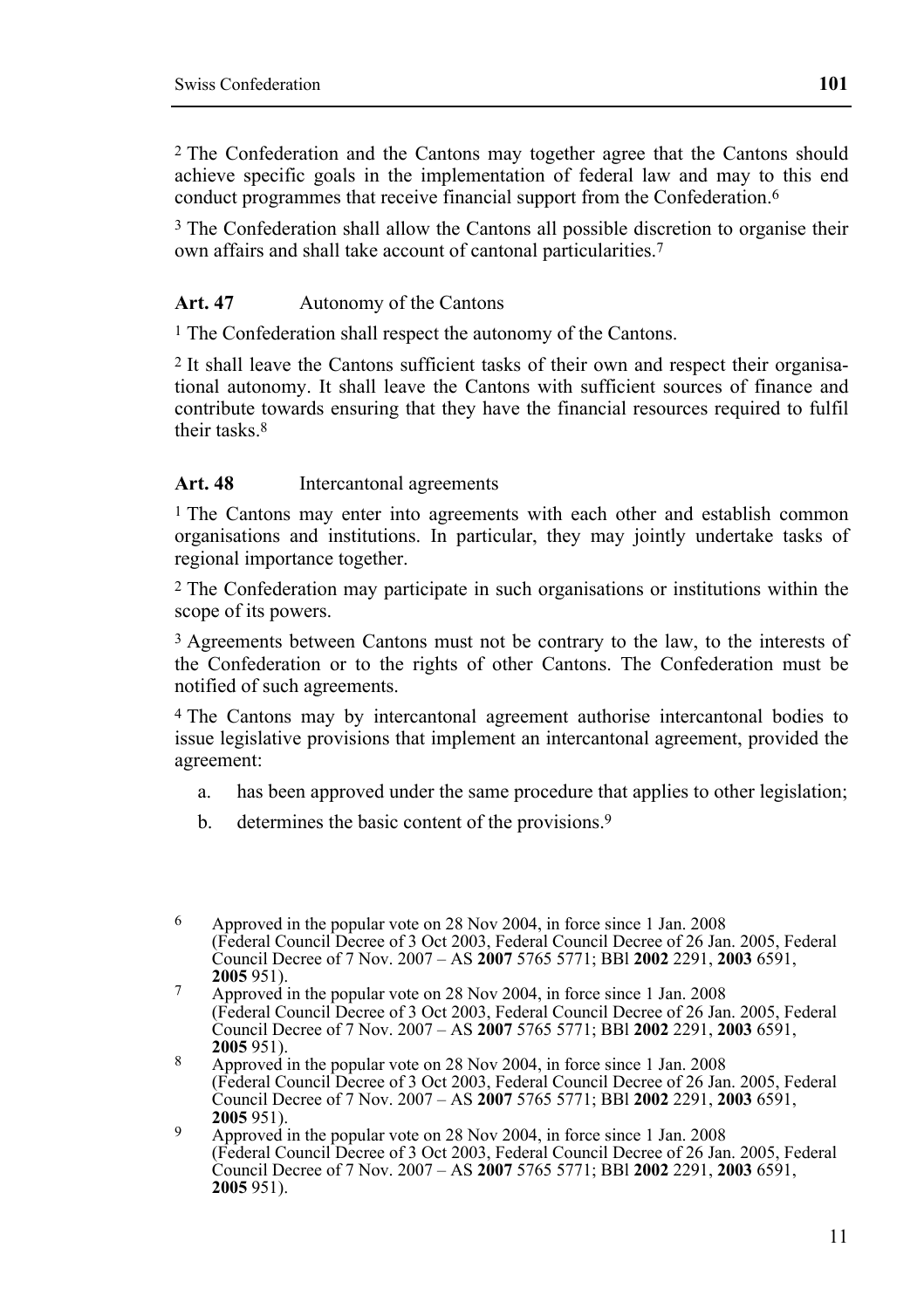[2] The Confederation and the Cantons may together agree that the Cantons should achieve specific goals in the implementation of federal law and may to this end conduct programmes that receive financial support from the Confederation.[6]

[3] The Confederation shall allow the Cantons all possible discretion to organise their own affairs and shall take account of cantonal particularities.[7]

**Art. 47** Autonomy of the Cantons

[1] The Confederation shall respect the autonomy of the Cantons.

[2] It shall leave the Cantons sufficient tasks of their own and respect their organisational autonomy. It shall leave the Cantons with sufficient sources of finance and contribute towards ensuring that they have the financial resources required to fulfil their tasks.[8]

**Art. 48** Intercantonal agreements

[1] The Cantons may enter into agreements with each other and establish common organisations and institutions. In particular, they may jointly undertake tasks of regional importance together.

[2] The Confederation may participate in such organisations or institutions within the scope of its powers.

[3] Agreements between Cantons must not be contrary to the law, to the interests of the Confederation or to the rights of other Cantons. The Confederation must be notified of such agreements.

[4] The Cantons may by intercantonal agreement authorise intercantonal bodies to issue legislative provisions that implement an intercantonal agreement, provided the agreement:

a. has been approved under the same procedure that applies to other legislation;

b. determines the basic content of the provisions.[9]

---

[6] Approved in the popular vote on 28 Nov 2004, in force since 1 Jan. 2008 (Federal Council Decree of 3 Oct 2003, Federal Council Decree of 26 Jan. 2005, Federal Council Decree of 7 Nov. 2007 – AS **2007** 5765 5771; BBl **2002** 2291, **2003** 6591, **2005** 951).

[7] Approved in the popular vote on 28 Nov 2004, in force since 1 Jan. 2008 (Federal Council Decree of 3 Oct 2003, Federal Council Decree of 26 Jan. 2005, Federal Council Decree of 7 Nov. 2007 – AS **2007** 5765 5771; BBl **2002** 2291, **2003** 6591, **2005** 951).

[8] Approved in the popular vote on 28 Nov 2004, in force since 1 Jan. 2008 (Federal Council Decree of 3 Oct 2003, Federal Council Decree of 26 Jan. 2005, Federal Council Decree of 7 Nov. 2007 – AS **2007** 5765 5771; BBl **2002** 2291, **2003** 6591, **2005** 951).

[9] Approved in the popular vote on 28 Nov 2004, in force since 1 Jan. 2008 (Federal Council Decree of 3 Oct 2003, Federal Council Decree of 26 Jan. 2005, Federal Council Decree of 7 Nov. 2007 – AS **2007** 5765 5771; BBl **2002** 2291, **2003** 6591, **2005** 951).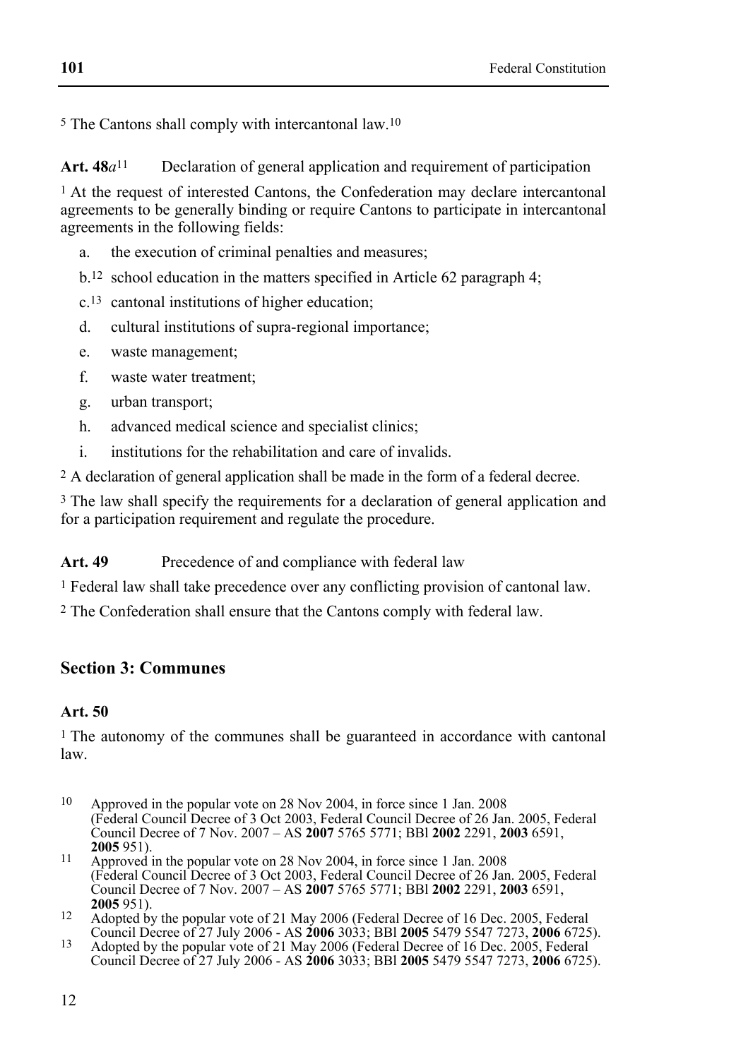[5] The Cantons shall comply with intercantonal law.[10]

**Art. 48*a*[11]** Declaration of general application and requirement of participation

[1] At the request of interested Cantons, the Confederation may declare intercantonal agreements to be generally binding or require Cantons to participate in intercantonal agreements in the following fields:

a. the execution of criminal penalties and measures;

b.[12] school education in the matters specified in Article 62 paragraph 4;

c.[13] cantonal institutions of higher education;

d. cultural institutions of supra-regional importance;

e. waste management;

f. waste water treatment;

g. urban transport;

h. advanced medical science and specialist clinics;

i. institutions for the rehabilitation and care of invalids.

[2] A declaration of general application shall be made in the form of a federal decree.

[3] The law shall specify the requirements for a declaration of general application and for a participation requirement and regulate the procedure.

**Art. 49** Precedence of and compliance with federal law

[1] Federal law shall take precedence over any conflicting provision of cantonal law.

[2] The Confederation shall ensure that the Cantons comply with federal law.

## Section 3: Communes

**Art. 50**

[1] The autonomy of the communes shall be guaranteed in accordance with cantonal law.

---

[10] Approved in the popular vote on 28 Nov 2004, in force since 1 Jan. 2008 (Federal Council Decree of 3 Oct 2003, Federal Council Decree of 26 Jan. 2005, Federal Council Decree of 7 Nov. 2007 – AS **2007** 5765 5771; BBl **2002** 2291, **2003** 6591, **2005** 951).

[11] Approved in the popular vote on 28 Nov 2004, in force since 1 Jan. 2008 (Federal Council Decree of 3 Oct 2003, Federal Council Decree of 26 Jan. 2005, Federal Council Decree of 7 Nov. 2007 – AS **2007** 5765 5771; BBl **2002** 2291, **2003** 6591, **2005** 951).

[12] Adopted by the popular vote of 21 May 2006 (Federal Decree of 16 Dec. 2005, Federal Council Decree of 27 July 2006 - AS **2006** 3033; BBl **2005** 5479 5547 7273, **2006** 6725).

[13] Adopted by the popular vote of 21 May 2006 (Federal Decree of 16 Dec. 2005, Federal Council Decree of 27 July 2006 - AS **2006** 3033; BBl **2005** 5479 5547 7273, **2006** 6725).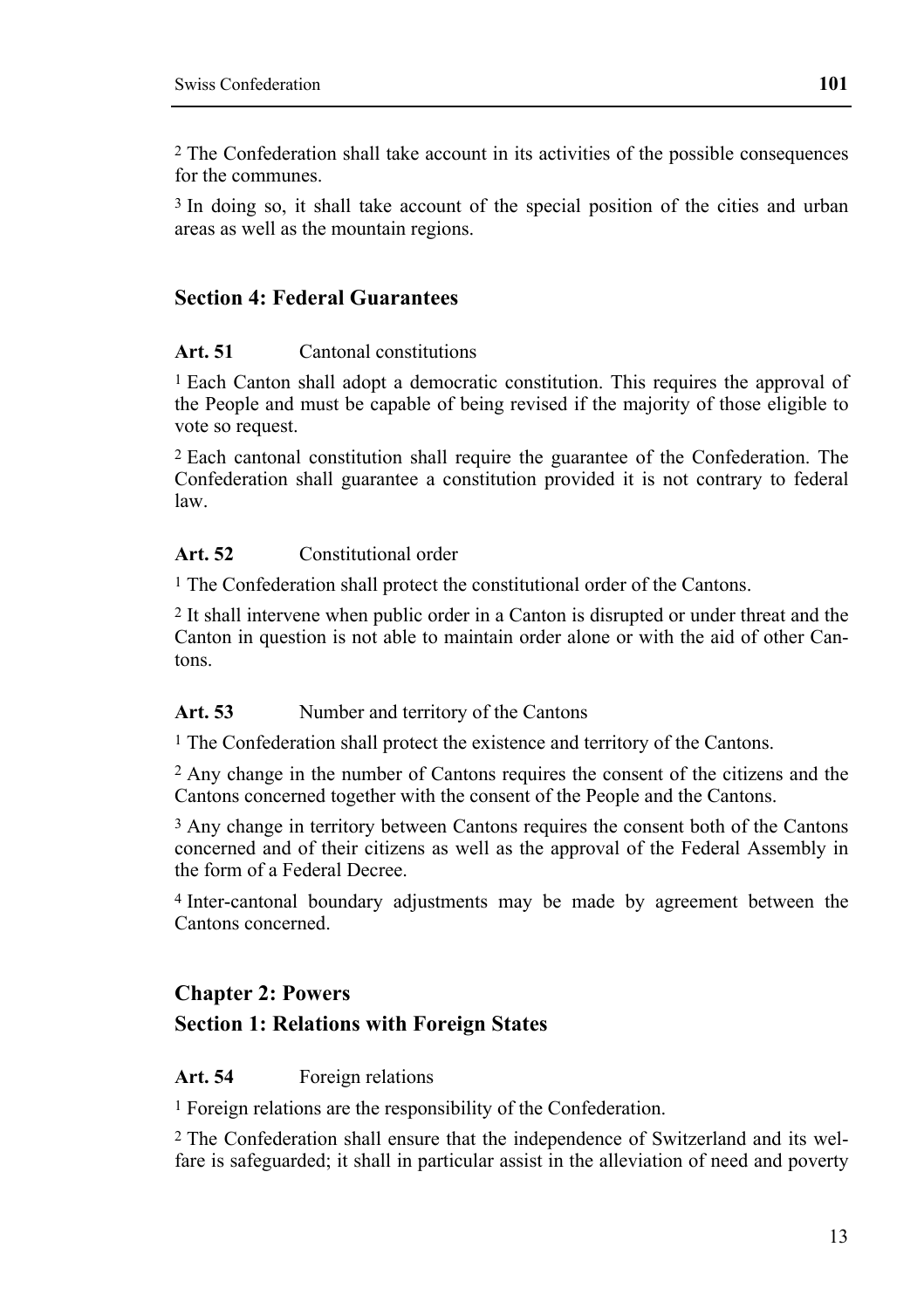[2] The Confederation shall take account in its activities of the possible consequences for the communes.

[3] In doing so, it shall take account of the special position of the cities and urban areas as well as the mountain regions.

## Section 4: Federal Guarantees

**Art. 51** Cantonal constitutions

[1] Each Canton shall adopt a democratic constitution. This requires the approval of the People and must be capable of being revised if the majority of those eligible to vote so request.

[2] Each cantonal constitution shall require the guarantee of the Confederation. The Confederation shall guarantee a constitution provided it is not contrary to federal law.

**Art. 52** Constitutional order

[1] The Confederation shall protect the constitutional order of the Cantons.

[2] It shall intervene when public order in a Canton is disrupted or under threat and the Canton in question is not able to maintain order alone or with the aid of other Cantons.

**Art. 53** Number and territory of the Cantons

[1] The Confederation shall protect the existence and territory of the Cantons.

[2] Any change in the number of Cantons requires the consent of the citizens and the Cantons concerned together with the consent of the People and the Cantons.

[3] Any change in territory between Cantons requires the consent both of the Cantons concerned and of their citizens as well as the approval of the Federal Assembly in the form of a Federal Decree.

[4] Inter-cantonal boundary adjustments may be made by agreement between the Cantons concerned.

## Chapter 2: Powers

## Section 1: Relations with Foreign States

**Art. 54** Foreign relations

[1] Foreign relations are the responsibility of the Confederation.

[2] The Confederation shall ensure that the independence of Switzerland and its welfare is safeguarded; it shall in particular assist in the alleviation of need and poverty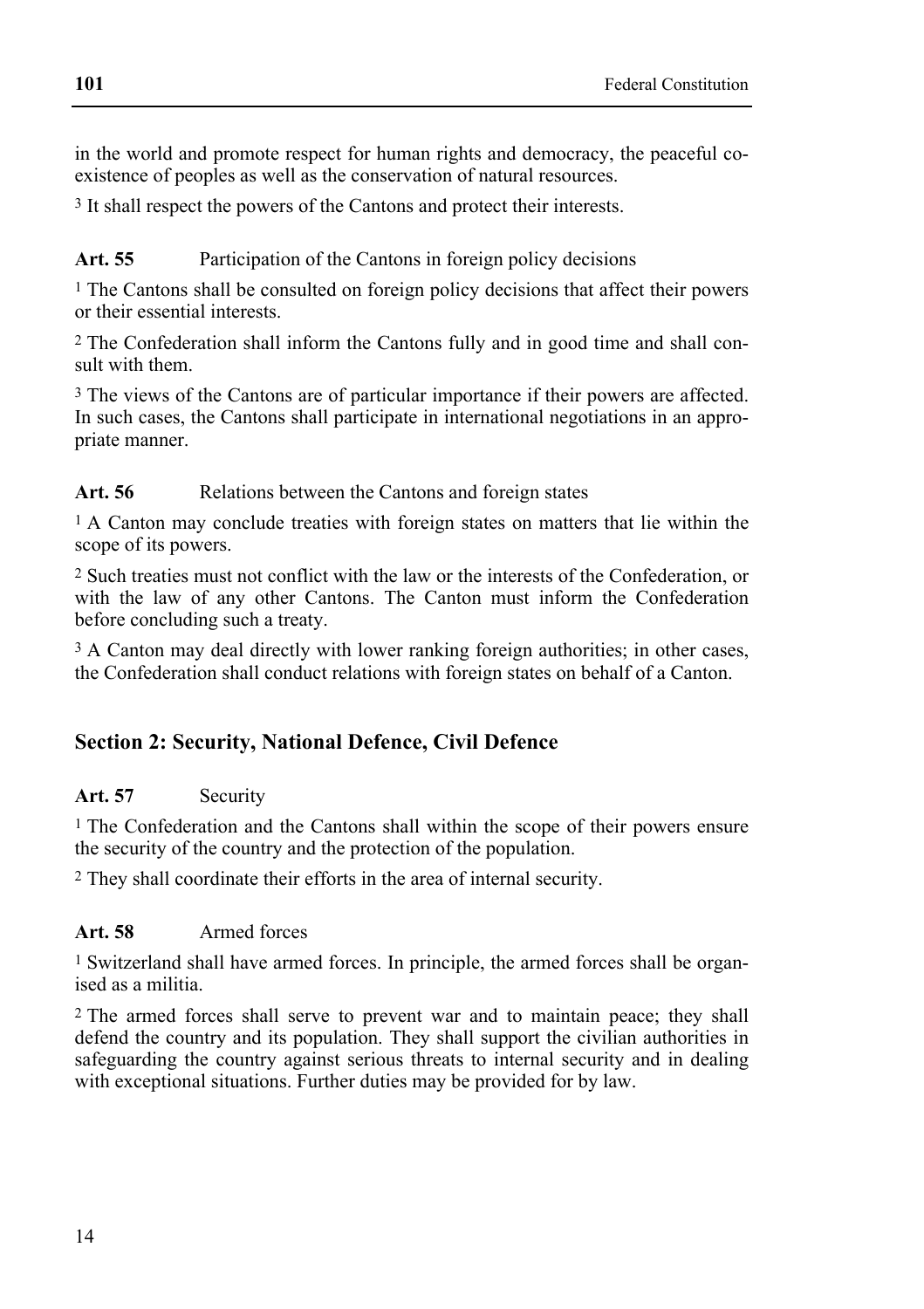in the world and promote respect for human rights and democracy, the peaceful co-existence of peoples as well as the conservation of natural resources.

[3] It shall respect the powers of the Cantons and protect their interests.

**Art. 55** Participation of the Cantons in foreign policy decisions

[1] The Cantons shall be consulted on foreign policy decisions that affect their powers or their essential interests.

[2] The Confederation shall inform the Cantons fully and in good time and shall consult with them.

[3] The views of the Cantons are of particular importance if their powers are affected. In such cases, the Cantons shall participate in international negotiations in an appropriate manner.

**Art. 56** Relations between the Cantons and foreign states

[1] A Canton may conclude treaties with foreign states on matters that lie within the scope of its powers.

[2] Such treaties must not conflict with the law or the interests of the Confederation, or with the law of any other Cantons. The Canton must inform the Confederation before concluding such a treaty.

[3] A Canton may deal directly with lower ranking foreign authorities; in other cases, the Confederation shall conduct relations with foreign states on behalf of a Canton.

## Section 2: Security, National Defence, Civil Defence

**Art. 57** Security

[1] The Confederation and the Cantons shall within the scope of their powers ensure the security of the country and the protection of the population.

[2] They shall coordinate their efforts in the area of internal security.

**Art. 58** Armed forces

[1] Switzerland shall have armed forces. In principle, the armed forces shall be organised as a militia.

[2] The armed forces shall serve to prevent war and to maintain peace; they shall defend the country and its population. They shall support the civilian authorities in safeguarding the country against serious threats to internal security and in dealing with exceptional situations. Further duties may be provided for by law.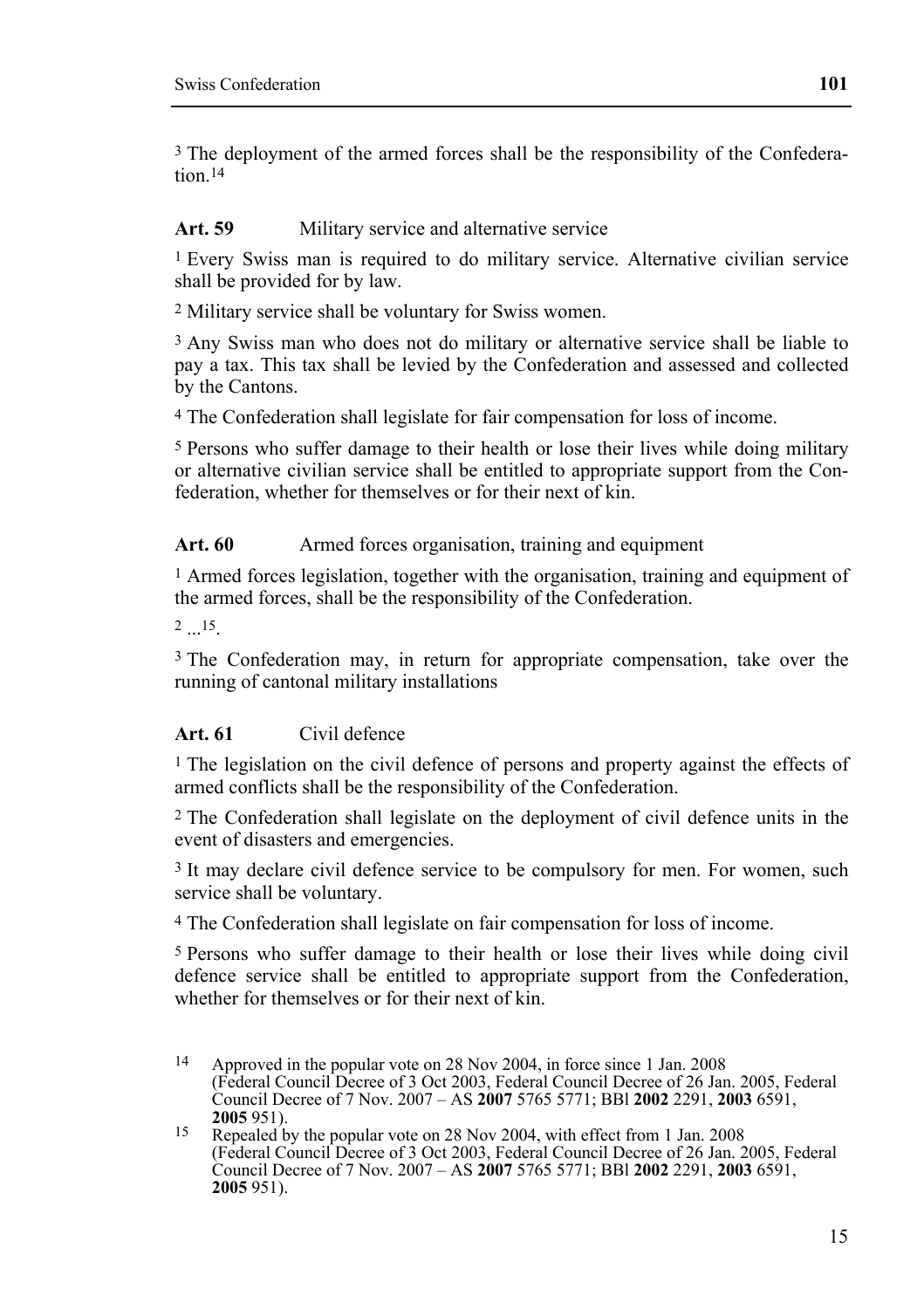[3] The deployment of the armed forces shall be the responsibility of the Confederation.[14]

**Art. 59** Military service and alternative service

[1] Every Swiss man is required to do military service. Alternative civilian service shall be provided for by law.

[2] Military service shall be voluntary for Swiss women.

[3] Any Swiss man who does not do military or alternative service shall be liable to pay a tax. This tax shall be levied by the Confederation and assessed and collected by the Cantons.

[4] The Confederation shall legislate for fair compensation for loss of income.

[5] Persons who suffer damage to their health or lose their lives while doing military or alternative civilian service shall be entitled to appropriate support from the Confederation, whether for themselves or for their next of kin.

**Art. 60** Armed forces organisation, training and equipment

[1] Armed forces legislation, together with the organisation, training and equipment of the armed forces, shall be the responsibility of the Confederation.

[2] ...[15].

[3] The Confederation may, in return for appropriate compensation, take over the running of cantonal military installations

**Art. 61** Civil defence

[1] The legislation on the civil defence of persons and property against the effects of armed conflicts shall be the responsibility of the Confederation.

[2] The Confederation shall legislate on the deployment of civil defence units in the event of disasters and emergencies.

[3] It may declare civil defence service to be compulsory for men. For women, such service shall be voluntary.

[4] The Confederation shall legislate on fair compensation for loss of income.

[5] Persons who suffer damage to their health or lose their lives while doing civil defence service shall be entitled to appropriate support from the Confederation, whether for themselves or for their next of kin.

---

[14] Approved in the popular vote on 28 Nov 2004, in force since 1 Jan. 2008 (Federal Council Decree of 3 Oct 2003, Federal Council Decree of 26 Jan. 2005, Federal Council Decree of 7 Nov. 2007 – AS **2007** 5765 5771; BBl **2002** 2291, **2003** 6591, **2005** 951).

[15] Repealed by the popular vote on 28 Nov 2004, with effect from 1 Jan. 2008 (Federal Council Decree of 3 Oct 2003, Federal Council Decree of 26 Jan. 2005, Federal Council Decree of 7 Nov. 2007 – AS **2007** 5765 5771; BBl **2002** 2291, **2003** 6591, **2005** 951).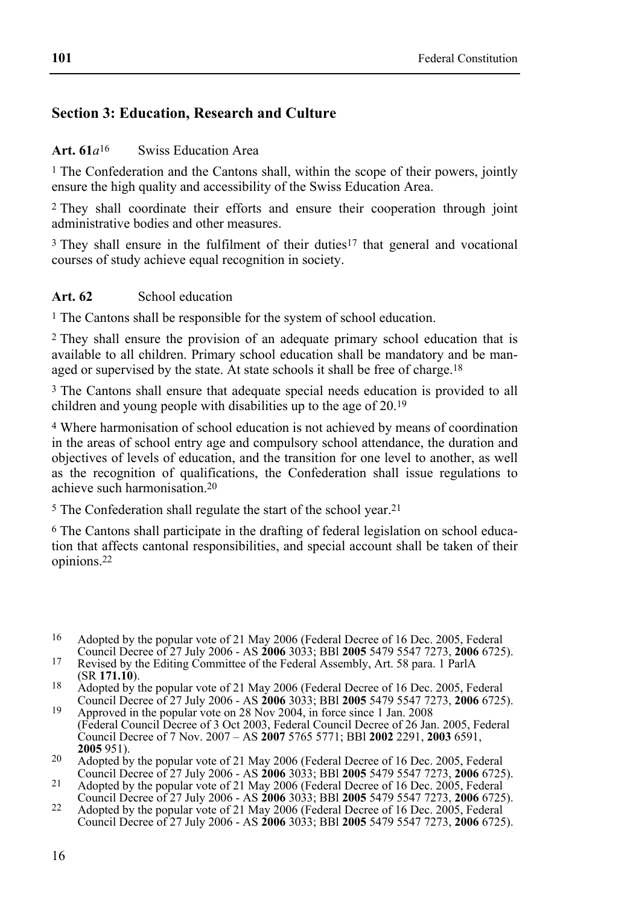## Section 3: Education, Research and Culture

**Art. 61*a*[16]** Swiss Education Area

[1] The Confederation and the Cantons shall, within the scope of their powers, jointly ensure the high quality and accessibility of the Swiss Education Area.

[2] They shall coordinate their efforts and ensure their cooperation through joint administrative bodies and other measures.

[3] They shall ensure in the fulfilment of their duties[17] that general and vocational courses of study achieve equal recognition in society.

**Art. 62** School education

[1] The Cantons shall be responsible for the system of school education.

[2] They shall ensure the provision of an adequate primary school education that is available to all children. Primary school education shall be mandatory and be managed or supervised by the state. At state schools it shall be free of charge.[18]

[3] The Cantons shall ensure that adequate special needs education is provided to all children and young people with disabilities up to the age of 20.[19]

[4] Where harmonisation of school education is not achieved by means of coordination in the areas of school entry age and compulsory school attendance, the duration and objectives of levels of education, and the transition for one level to another, as well as the recognition of qualifications, the Confederation shall issue regulations to achieve such harmonisation.[20]

[5] The Confederation shall regulate the start of the school year.[21]

[6] The Cantons shall participate in the drafting of federal legislation on school education that affects cantonal responsibilities, and special account shall be taken of their opinions.[22]

---

16 Adopted by the popular vote of 21 May 2006 (Federal Decree of 16 Dec. 2005, Federal Council Decree of 27 July 2006 - AS **2006** 3033; BBl **2005** 5479 5547 7273, **2006** 6725).

17 Revised by the Editing Committee of the Federal Assembly, Art. 58 para. 1 ParlA (SR **171.10**).

18 Adopted by the popular vote of 21 May 2006 (Federal Decree of 16 Dec. 2005, Federal Council Decree of 27 July 2006 - AS **2006** 3033; BBl **2005** 5479 5547 7273, **2006** 6725).

19 Approved in the popular vote on 28 Nov 2004, in force since 1 Jan. 2008 (Federal Council Decree of 3 Oct 2003, Federal Council Decree of 26 Jan. 2005, Federal Council Decree of 7 Nov. 2007 – AS **2007** 5765 5771; BBl **2002** 2291, **2003** 6591, **2005** 951).

20 Adopted by the popular vote of 21 May 2006 (Federal Decree of 16 Dec. 2005, Federal Council Decree of 27 July 2006 - AS **2006** 3033; BBl **2005** 5479 5547 7273, **2006** 6725).

21 Adopted by the popular vote of 21 May 2006 (Federal Decree of 16 Dec. 2005, Federal Council Decree of 27 July 2006 - AS **2006** 3033; BBl **2005** 5479 5547 7273, **2006** 6725).

22 Adopted by the popular vote of 21 May 2006 (Federal Decree of 16 Dec. 2005, Federal Council Decree of 27 July 2006 - AS **2006** 3033; BBl **2005** 5479 5547 7273, **2006** 6725).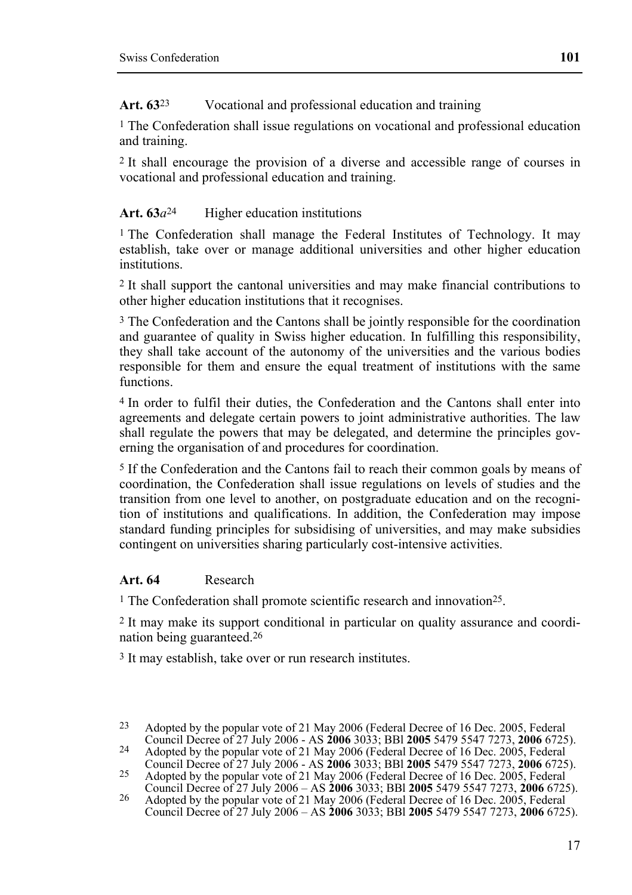**Art. 63**[23] Vocational and professional education and training

[1] The Confederation shall issue regulations on vocational and professional education and training.

[2] It shall encourage the provision of a diverse and accessible range of courses in vocational and professional education and training.

**Art. 63*a***[24] Higher education institutions

[1] The Confederation shall manage the Federal Institutes of Technology. It may establish, take over or manage additional universities and other higher education institutions.

[2] It shall support the cantonal universities and may make financial contributions to other higher education institutions that it recognises.

[3] The Confederation and the Cantons shall be jointly responsible for the coordination and guarantee of quality in Swiss higher education. In fulfilling this responsibility, they shall take account of the autonomy of the universities and the various bodies responsible for them and ensure the equal treatment of institutions with the same functions.

[4] In order to fulfil their duties, the Confederation and the Cantons shall enter into agreements and delegate certain powers to joint administrative authorities. The law shall regulate the powers that may be delegated, and determine the principles governing the organisation of and procedures for coordination.

[5] If the Confederation and the Cantons fail to reach their common goals by means of coordination, the Confederation shall issue regulations on levels of studies and the transition from one level to another, on postgraduate education and on the recognition of institutions and qualifications. In addition, the Confederation may impose standard funding principles for subsidising of universities, and may make subsidies contingent on universities sharing particularly cost-intensive activities.

**Art. 64** Research

[1] The Confederation shall promote scientific research and innovation[25].

[2] It may make its support conditional in particular on quality assurance and coordination being guaranteed.[26]

[3] It may establish, take over or run research institutes.

---

[23] Adopted by the popular vote of 21 May 2006 (Federal Decree of 16 Dec. 2005, Federal Council Decree of 27 July 2006 - AS **2006** 3033; BBl **2005** 5479 5547 7273, **2006** 6725).

[24] Adopted by the popular vote of 21 May 2006 (Federal Decree of 16 Dec. 2005, Federal Council Decree of 27 July 2006 - AS **2006** 3033; BBl **2005** 5479 5547 7273, **2006** 6725).

[25] Adopted by the popular vote of 21 May 2006 (Federal Decree of 16 Dec. 2005, Federal Council Decree of 27 July 2006 – AS **2006** 3033; BBl **2005** 5479 5547 7273, **2006** 6725).

[26] Adopted by the popular vote of 21 May 2006 (Federal Decree of 16 Dec. 2005, Federal Council Decree of 27 July 2006 – AS **2006** 3033; BBl **2005** 5479 5547 7273, **2006** 6725).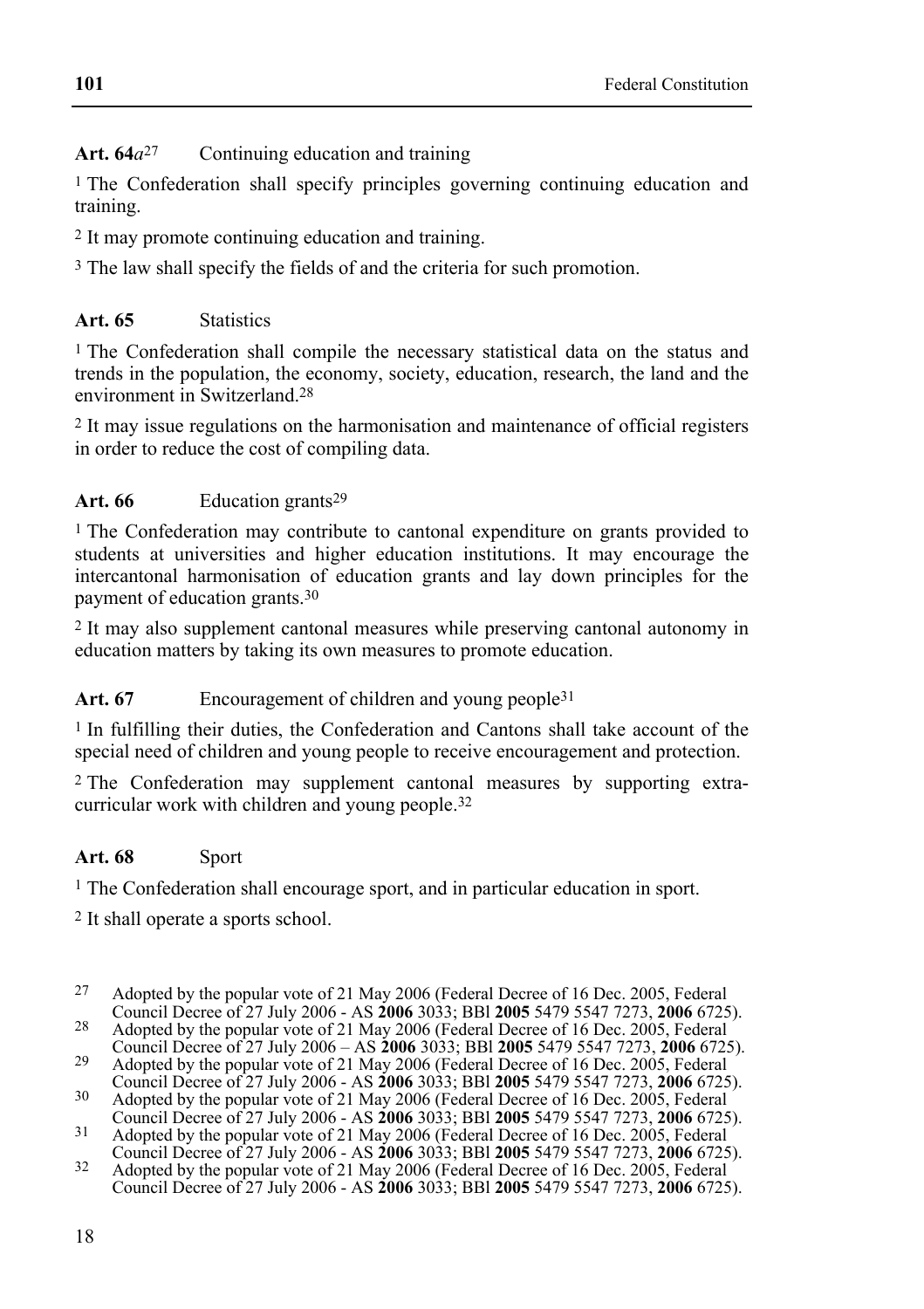**Art. 64*a*[27]** Continuing education and training

[1] The Confederation shall specify principles governing continuing education and training.

[2] It may promote continuing education and training.

[3] The law shall specify the fields of and the criteria for such promotion.

**Art. 65** Statistics

[1] The Confederation shall compile the necessary statistical data on the status and trends in the population, the economy, society, education, research, the land and the environment in Switzerland.[28]

[2] It may issue regulations on the harmonisation and maintenance of official registers in order to reduce the cost of compiling data.

**Art. 66** Education grants[29]

[1] The Confederation may contribute to cantonal expenditure on grants provided to students at universities and higher education institutions. It may encourage the intercantonal harmonisation of education grants and lay down principles for the payment of education grants.[30]

[2] It may also supplement cantonal measures while preserving cantonal autonomy in education matters by taking its own measures to promote education.

**Art. 67** Encouragement of children and young people[31]

[1] In fulfilling their duties, the Confederation and Cantons shall take account of the special need of children and young people to receive encouragement and protection.

[2] The Confederation may supplement cantonal measures by supporting extra-curricular work with children and young people.[32]

**Art. 68** Sport

[1] The Confederation shall encourage sport, and in particular education in sport.

[2] It shall operate a sports school.

---

[27] Adopted by the popular vote of 21 May 2006 (Federal Decree of 16 Dec. 2005, Federal Council Decree of 27 July 2006 - AS **2006** 3033; BBl **2005** 5479 5547 7273, **2006** 6725).

[28] Adopted by the popular vote of 21 May 2006 (Federal Decree of 16 Dec. 2005, Federal Council Decree of 27 July 2006 – AS **2006** 3033; BBl **2005** 5479 5547 7273, **2006** 6725).

[29] Adopted by the popular vote of 21 May 2006 (Federal Decree of 16 Dec. 2005, Federal Council Decree of 27 July 2006 - AS **2006** 3033; BBl **2005** 5479 5547 7273, **2006** 6725).

[30] Adopted by the popular vote of 21 May 2006 (Federal Decree of 16 Dec. 2005, Federal Council Decree of 27 July 2006 - AS **2006** 3033; BBl **2005** 5479 5547 7273, **2006** 6725).

[31] Adopted by the popular vote of 21 May 2006 (Federal Decree of 16 Dec. 2005, Federal Council Decree of 27 July 2006 - AS **2006** 3033; BBl **2005** 5479 5547 7273, **2006** 6725).

[32] Adopted by the popular vote of 21 May 2006 (Federal Decree of 16 Dec. 2005, Federal Council Decree of 27 July 2006 - AS **2006** 3033; BBl **2005** 5479 5547 7273, **2006** 6725).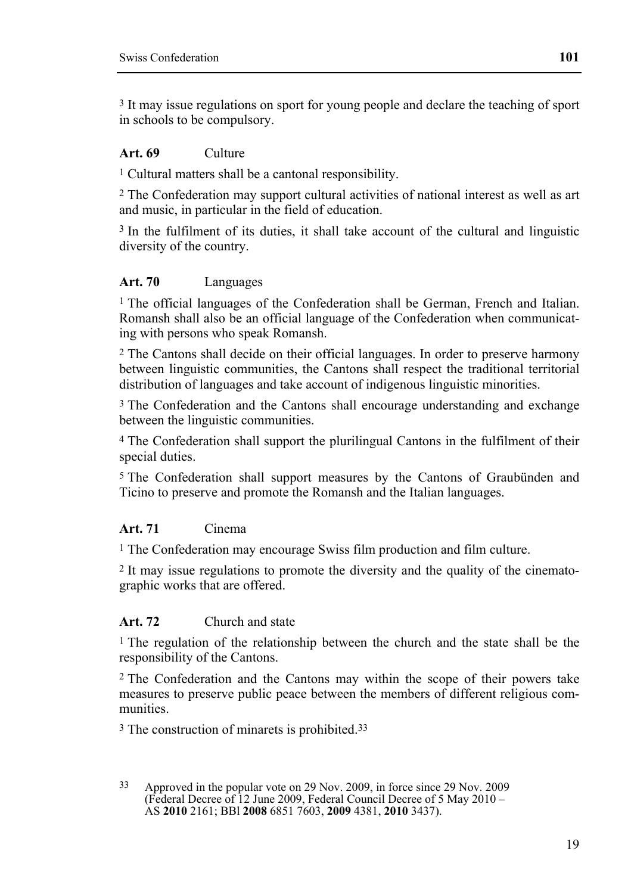[3] It may issue regulations on sport for young people and declare the teaching of sport in schools to be compulsory.

### Art. 69 Culture

[1] Cultural matters shall be a cantonal responsibility.

[2] The Confederation may support cultural activities of national interest as well as art and music, in particular in the field of education.

[3] In the fulfilment of its duties, it shall take account of the cultural and linguistic diversity of the country.

### Art. 70 Languages

[1] The official languages of the Confederation shall be German, French and Italian. Romansh shall also be an official language of the Confederation when communicating with persons who speak Romansh.

[2] The Cantons shall decide on their official languages. In order to preserve harmony between linguistic communities, the Cantons shall respect the traditional territorial distribution of languages and take account of indigenous linguistic minorities.

[3] The Confederation and the Cantons shall encourage understanding and exchange between the linguistic communities.

[4] The Confederation shall support the plurilingual Cantons in the fulfilment of their special duties.

[5] The Confederation shall support measures by the Cantons of Graubünden and Ticino to preserve and promote the Romansh and the Italian languages.

### Art. 71 Cinema

[1] The Confederation may encourage Swiss film production and film culture.

[2] It may issue regulations to promote the diversity and the quality of the cinematographic works that are offered.

### Art. 72 Church and state

[1] The regulation of the relationship between the church and the state shall be the responsibility of the Cantons.

[2] The Confederation and the Cantons may within the scope of their powers take measures to preserve public peace between the members of different religious communities.

[3] The construction of minarets is prohibited.[33]

---

[33] Approved in the popular vote on 29 Nov. 2009, in force since 29 Nov. 2009 (Federal Decree of 12 June 2009, Federal Council Decree of 5 May 2010 – AS **2010** 2161; BBl **2008** 6851 7603, **2009** 4381, **2010** 3437).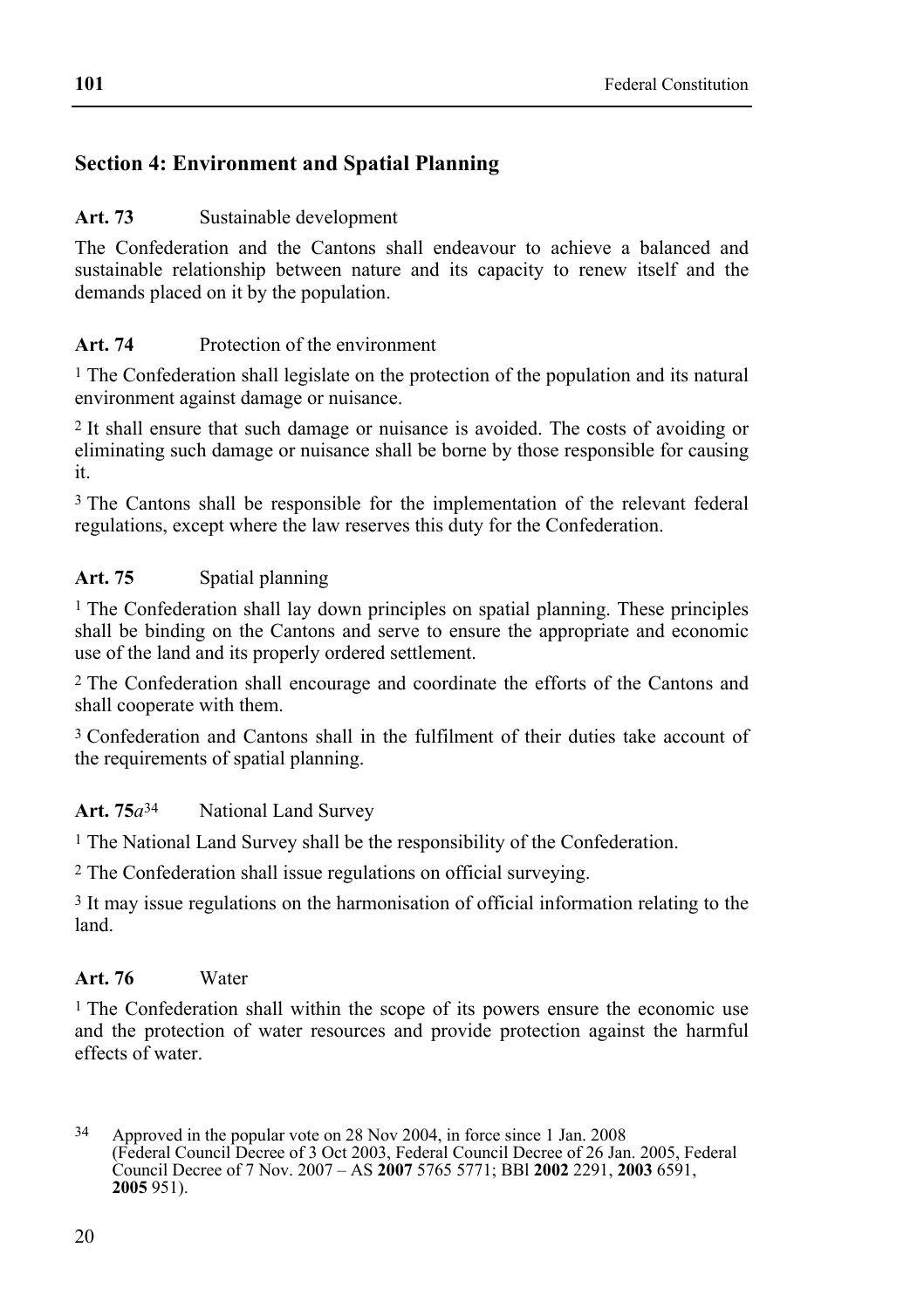## Section 4: Environment and Spatial Planning

**Art. 73** Sustainable development

The Confederation and the Cantons shall endeavour to achieve a balanced and sustainable relationship between nature and its capacity to renew itself and the demands placed on it by the population.

**Art. 74** Protection of the environment

[1] The Confederation shall legislate on the protection of the population and its natural environment against damage or nuisance.

[2] It shall ensure that such damage or nuisance is avoided. The costs of avoiding or eliminating such damage or nuisance shall be borne by those responsible for causing it.

[3] The Cantons shall be responsible for the implementation of the relevant federal regulations, except where the law reserves this duty for the Confederation.

**Art. 75** Spatial planning

[1] The Confederation shall lay down principles on spatial planning. These principles shall be binding on the Cantons and serve to ensure the appropriate and economic use of the land and its properly ordered settlement.

[2] The Confederation shall encourage and coordinate the efforts of the Cantons and shall cooperate with them.

[3] Confederation and Cantons shall in the fulfilment of their duties take account of the requirements of spatial planning.

**Art. 75*a***[34] National Land Survey

[1] The National Land Survey shall be the responsibility of the Confederation.

[2] The Confederation shall issue regulations on official surveying.

[3] It may issue regulations on the harmonisation of official information relating to the land.

**Art. 76** Water

[1] The Confederation shall within the scope of its powers ensure the economic use and the protection of water resources and provide protection against the harmful effects of water.

[34] Approved in the popular vote on 28 Nov 2004, in force since 1 Jan. 2008 (Federal Council Decree of 3 Oct 2003, Federal Council Decree of 26 Jan. 2005, Federal Council Decree of 7 Nov. 2007 – AS **2007** 5765 5771; BBl **2002** 2291, **2003** 6591, **2005** 951).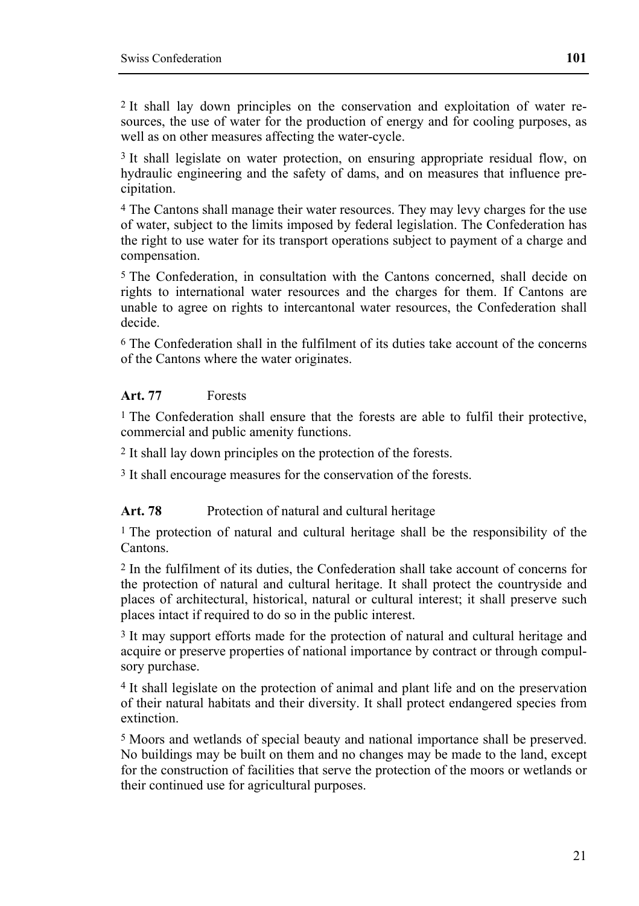[2] It shall lay down principles on the conservation and exploitation of water resources, the use of water for the production of energy and for cooling purposes, as well as on other measures affecting the water-cycle.

[3] It shall legislate on water protection, on ensuring appropriate residual flow, on hydraulic engineering and the safety of dams, and on measures that influence precipitation.

[4] The Cantons shall manage their water resources. They may levy charges for the use of water, subject to the limits imposed by federal legislation. The Confederation has the right to use water for its transport operations subject to payment of a charge and compensation.

[5] The Confederation, in consultation with the Cantons concerned, shall decide on rights to international water resources and the charges for them. If Cantons are unable to agree on rights to intercantonal water resources, the Confederation shall decide.

[6] The Confederation shall in the fulfilment of its duties take account of the concerns of the Cantons where the water originates.

### **Art. 77** Forests

[1] The Confederation shall ensure that the forests are able to fulfil their protective, commercial and public amenity functions.

[2] It shall lay down principles on the protection of the forests.

[3] It shall encourage measures for the conservation of the forests.

### **Art. 78** Protection of natural and cultural heritage

[1] The protection of natural and cultural heritage shall be the responsibility of the Cantons.

[2] In the fulfilment of its duties, the Confederation shall take account of concerns for the protection of natural and cultural heritage. It shall protect the countryside and places of architectural, historical, natural or cultural interest; it shall preserve such places intact if required to do so in the public interest.

[3] It may support efforts made for the protection of natural and cultural heritage and acquire or preserve properties of national importance by contract or through compulsory purchase.

[4] It shall legislate on the protection of animal and plant life and on the preservation of their natural habitats and their diversity. It shall protect endangered species from extinction.

[5] Moors and wetlands of special beauty and national importance shall be preserved. No buildings may be built on them and no changes may be made to the land, except for the construction of facilities that serve the protection of the moors or wetlands or their continued use for agricultural purposes.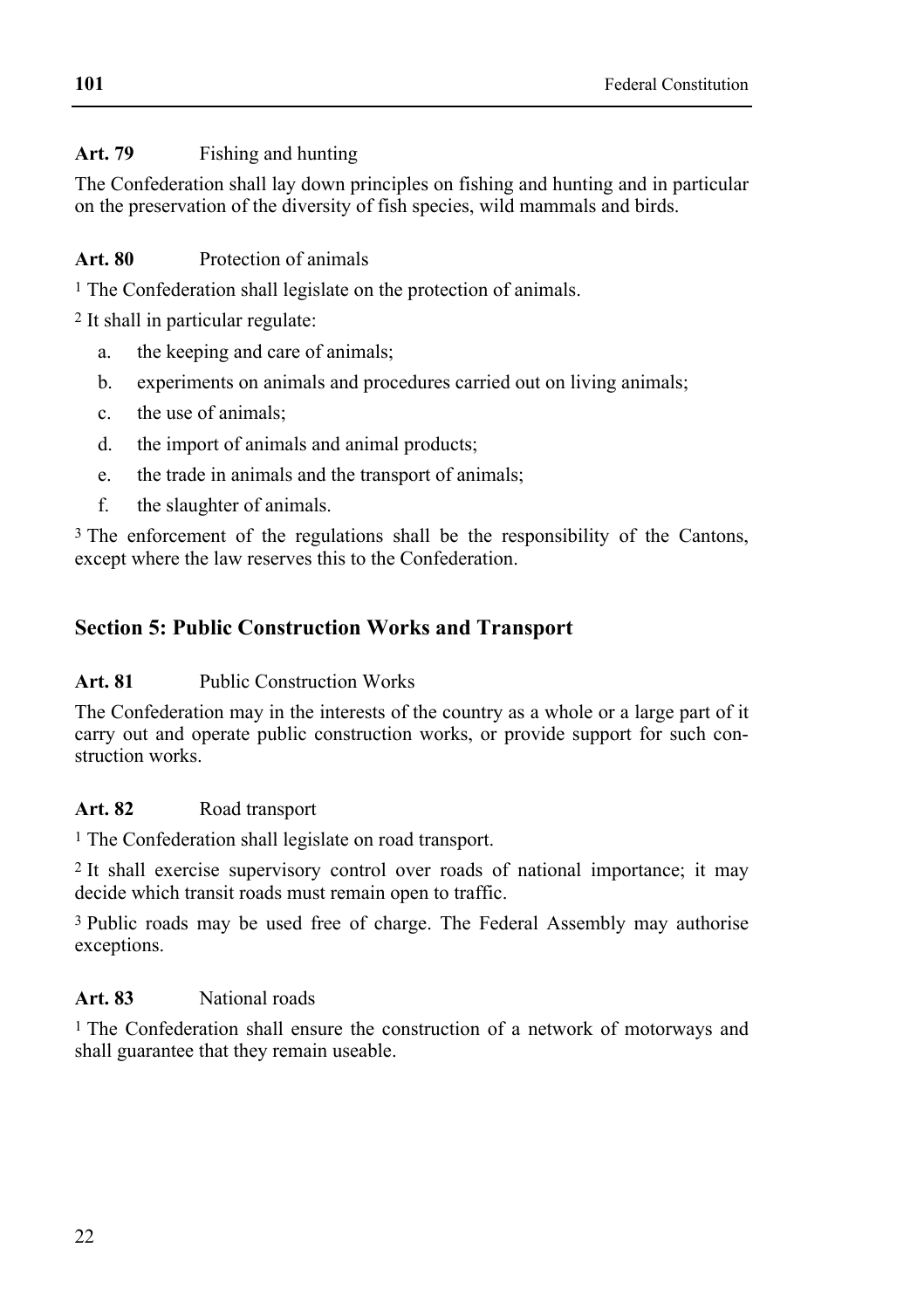**Art. 79** Fishing and hunting

The Confederation shall lay down principles on fishing and hunting and in particular on the preservation of the diversity of fish species, wild mammals and birds.

**Art. 80** Protection of animals

[1] The Confederation shall legislate on the protection of animals.

[2] It shall in particular regulate:

a. the keeping and care of animals;
b. experiments on animals and procedures carried out on living animals;
c. the use of animals;
d. the import of animals and animal products;
e. the trade in animals and the transport of animals;
f. the slaughter of animals.

[3] The enforcement of the regulations shall be the responsibility of the Cantons, except where the law reserves this to the Confederation.

## Section 5: Public Construction Works and Transport

**Art. 81** Public Construction Works

The Confederation may in the interests of the country as a whole or a large part of it carry out and operate public construction works, or provide support for such construction works.

**Art. 82** Road transport

[1] The Confederation shall legislate on road transport.

[2] It shall exercise supervisory control over roads of national importance; it may decide which transit roads must remain open to traffic.

[3] Public roads may be used free of charge. The Federal Assembly may authorise exceptions.

**Art. 83** National roads

[1] The Confederation shall ensure the construction of a network of motorways and shall guarantee that they remain useable.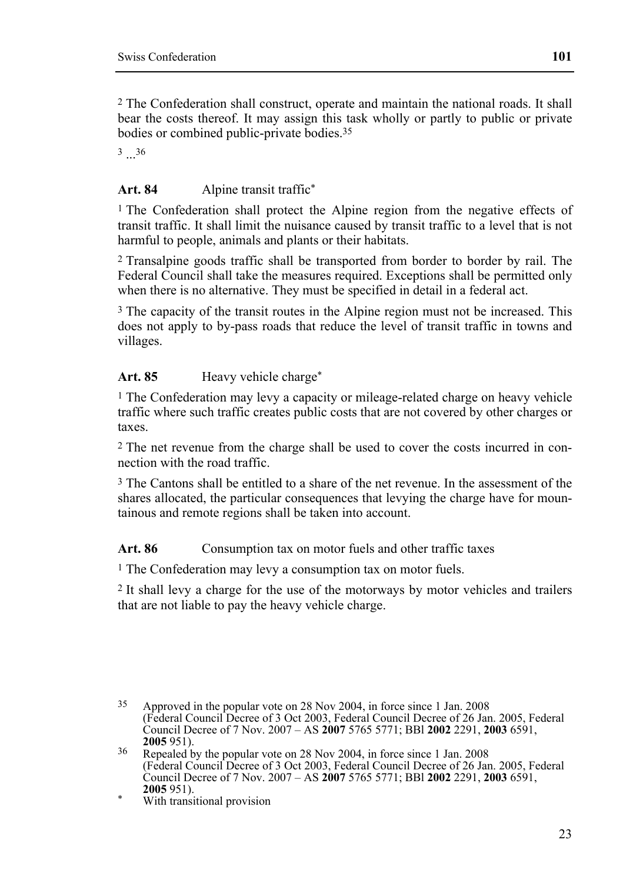[2] The Confederation shall construct, operate and maintain the national roads. It shall bear the costs thereof. It may assign this task wholly or partly to public or private bodies or combined public-private bodies.[35]

[3] ...[36]

**Art. 84** Alpine transit traffic*

[1] The Confederation shall protect the Alpine region from the negative effects of transit traffic. It shall limit the nuisance caused by transit traffic to a level that is not harmful to people, animals and plants or their habitats.

[2] Transalpine goods traffic shall be transported from border to border by rail. The Federal Council shall take the measures required. Exceptions shall be permitted only when there is no alternative. They must be specified in detail in a federal act.

[3] The capacity of the transit routes in the Alpine region must not be increased. This does not apply to by-pass roads that reduce the level of transit traffic in towns and villages.

**Art. 85** Heavy vehicle charge*

[1] The Confederation may levy a capacity or mileage-related charge on heavy vehicle traffic where such traffic creates public costs that are not covered by other charges or taxes.

[2] The net revenue from the charge shall be used to cover the costs incurred in connection with the road traffic.

[3] The Cantons shall be entitled to a share of the net revenue. In the assessment of the shares allocated, the particular consequences that levying the charge have for mountainous and remote regions shall be taken into account.

**Art. 86** Consumption tax on motor fuels and other traffic taxes

[1] The Confederation may levy a consumption tax on motor fuels.

[2] It shall levy a charge for the use of the motorways by motor vehicles and trailers that are not liable to pay the heavy vehicle charge.

---

[35] Approved in the popular vote on 28 Nov 2004, in force since 1 Jan. 2008 (Federal Council Decree of 3 Oct 2003, Federal Council Decree of 26 Jan. 2005, Federal Council Decree of 7 Nov. 2007 – AS **2007** 5765 5771; BBl **2002** 2291, **2003** 6591, **2005** 951).

[36] Repealed by the popular vote on 28 Nov 2004, in force since 1 Jan. 2008 (Federal Council Decree of 3 Oct 2003, Federal Council Decree of 26 Jan. 2005, Federal Council Decree of 7 Nov. 2007 – AS **2007** 5765 5771; BBl **2002** 2291, **2003** 6591, **2005** 951).

* With transitional provision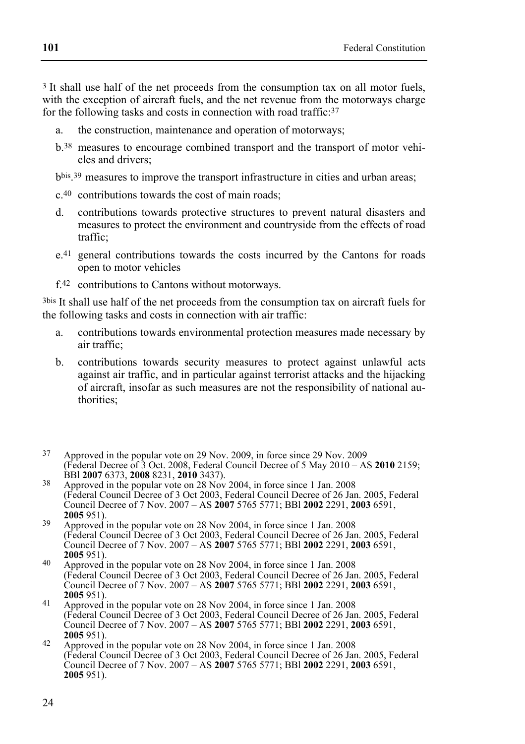[3] It shall use half of the net proceeds from the consumption tax on all motor fuels, with the exception of aircraft fuels, and the net revenue from the motorways charge for the following tasks and costs in connection with road traffic:[37]

a. the construction, maintenance and operation of motorways;

b.[38] measures to encourage combined transport and the transport of motor vehicles and drivers;

b[bis].[39] measures to improve the transport infrastructure in cities and urban areas;

c.[40] contributions towards the cost of main roads;

d. contributions towards protective structures to prevent natural disasters and measures to protect the environment and countryside from the effects of road traffic;

e.[41] general contributions towards the costs incurred by the Cantons for roads open to motor vehicles

f.[42] contributions to Cantons without motorways.

[3bis] It shall use half of the net proceeds from the consumption tax on aircraft fuels for the following tasks and costs in connection with air traffic:

a. contributions towards environmental protection measures made necessary by air traffic;

b. contributions towards security measures to protect against unlawful acts against air traffic, and in particular against terrorist attacks and the hijacking of aircraft, insofar as such measures are not the responsibility of national authorities;

---

[37] Approved in the popular vote on 29 Nov. 2009, in force since 29 Nov. 2009 (Federal Decree of 3 Oct. 2008, Federal Council Decree of 5 May 2010 – AS **2010** 2159; BBl **2007** 6373, **2008** 8231, **2010** 3437).

[38] Approved in the popular vote on 28 Nov 2004, in force since 1 Jan. 2008 (Federal Council Decree of 3 Oct 2003, Federal Council Decree of 26 Jan. 2005, Federal Council Decree of 7 Nov. 2007 – AS **2007** 5765 5771; BBl **2002** 2291, **2003** 6591, **2005** 951).

[39] Approved in the popular vote on 28 Nov 2004, in force since 1 Jan. 2008 (Federal Council Decree of 3 Oct 2003, Federal Council Decree of 26 Jan. 2005, Federal Council Decree of 7 Nov. 2007 – AS **2007** 5765 5771; BBl **2002** 2291, **2003** 6591, **2005** 951).

[40] Approved in the popular vote on 28 Nov 2004, in force since 1 Jan. 2008 (Federal Council Decree of 3 Oct 2003, Federal Council Decree of 26 Jan. 2005, Federal Council Decree of 7 Nov. 2007 – AS **2007** 5765 5771; BBl **2002** 2291, **2003** 6591, **2005** 951).

[41] Approved in the popular vote on 28 Nov 2004, in force since 1 Jan. 2008 (Federal Council Decree of 3 Oct 2003, Federal Council Decree of 26 Jan. 2005, Federal Council Decree of 7 Nov. 2007 – AS **2007** 5765 5771; BBl **2002** 2291, **2003** 6591, **2005** 951).

[42] Approved in the popular vote on 28 Nov 2004, in force since 1 Jan. 2008 (Federal Council Decree of 3 Oct 2003, Federal Council Decree of 26 Jan. 2005, Federal Council Decree of 7 Nov. 2007 – AS **2007** 5765 5771; BBl **2002** 2291, **2003** 6591, **2005** 951).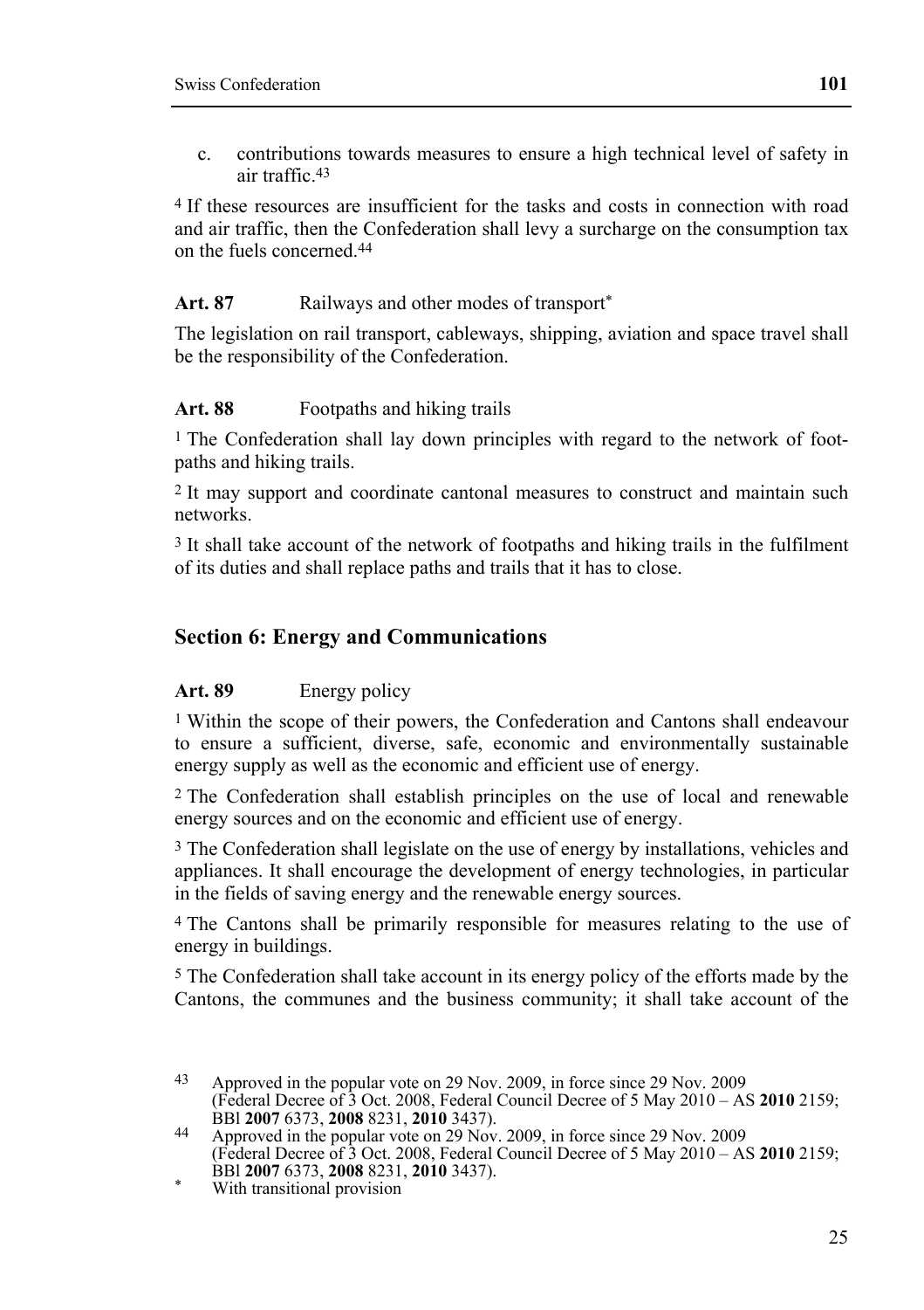c. contributions towards measures to ensure a high technical level of safety in air traffic.[43]

[4] If these resources are insufficient for the tasks and costs in connection with road and air traffic, then the Confederation shall levy a surcharge on the consumption tax on the fuels concerned.[44]

**Art. 87** Railways and other modes of transport*

The legislation on rail transport, cableways, shipping, aviation and space travel shall be the responsibility of the Confederation.

**Art. 88** Footpaths and hiking trails

[1] The Confederation shall lay down principles with regard to the network of footpaths and hiking trails.

[2] It may support and coordinate cantonal measures to construct and maintain such networks.

[3] It shall take account of the network of footpaths and hiking trails in the fulfilment of its duties and shall replace paths and trails that it has to close.

## Section 6: Energy and Communications

**Art. 89** Energy policy

[1] Within the scope of their powers, the Confederation and Cantons shall endeavour to ensure a sufficient, diverse, safe, economic and environmentally sustainable energy supply as well as the economic and efficient use of energy.

[2] The Confederation shall establish principles on the use of local and renewable energy sources and on the economic and efficient use of energy.

[3] The Confederation shall legislate on the use of energy by installations, vehicles and appliances. It shall encourage the development of energy technologies, in particular in the fields of saving energy and the renewable energy sources.

[4] The Cantons shall be primarily responsible for measures relating to the use of energy in buildings.

[5] The Confederation shall take account in its energy policy of the efforts made by the Cantons, the communes and the business community; it shall take account of the

---

[43] Approved in the popular vote on 29 Nov. 2009, in force since 29 Nov. 2009 (Federal Decree of 3 Oct. 2008, Federal Council Decree of 5 May 2010 – AS **2010** 2159; BBl **2007** 6373, **2008** 8231, **2010** 3437).

[44] Approved in the popular vote on 29 Nov. 2009, in force since 29 Nov. 2009 (Federal Decree of 3 Oct. 2008, Federal Council Decree of 5 May 2010 – AS **2010** 2159; BBl **2007** 6373, **2008** 8231, **2010** 3437).

* With transitional provision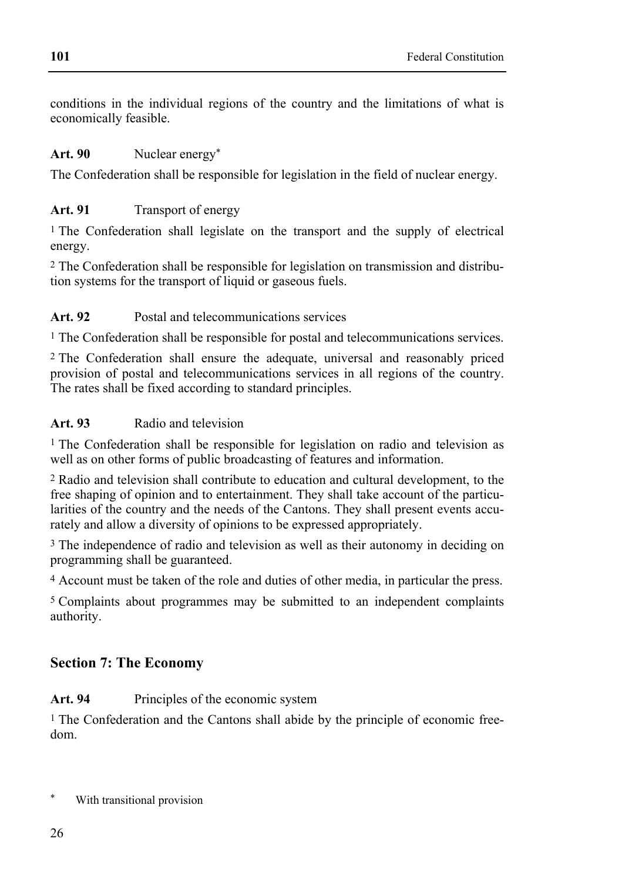conditions in the individual regions of the country and the limitations of what is economically feasible.

**Art. 90** Nuclear energy*

The Confederation shall be responsible for legislation in the field of nuclear energy.

**Art. 91** Transport of energy

[1] The Confederation shall legislate on the transport and the supply of electrical energy.

[2] The Confederation shall be responsible for legislation on transmission and distribution systems for the transport of liquid or gaseous fuels.

**Art. 92** Postal and telecommunications services

[1] The Confederation shall be responsible for postal and telecommunications services.

[2] The Confederation shall ensure the adequate, universal and reasonably priced provision of postal and telecommunications services in all regions of the country. The rates shall be fixed according to standard principles.

**Art. 93** Radio and television

[1] The Confederation shall be responsible for legislation on radio and television as well as on other forms of public broadcasting of features and information.

[2] Radio and television shall contribute to education and cultural development, to the free shaping of opinion and to entertainment. They shall take account of the particularities of the country and the needs of the Cantons. They shall present events accurately and allow a diversity of opinions to be expressed appropriately.

[3] The independence of radio and television as well as their autonomy in deciding on programming shall be guaranteed.

[4] Account must be taken of the role and duties of other media, in particular the press.

[5] Complaints about programmes may be submitted to an independent complaints authority.

## Section 7: The Economy

**Art. 94** Principles of the economic system

[1] The Confederation and the Cantons shall abide by the principle of economic freedom.

\* With transitional provision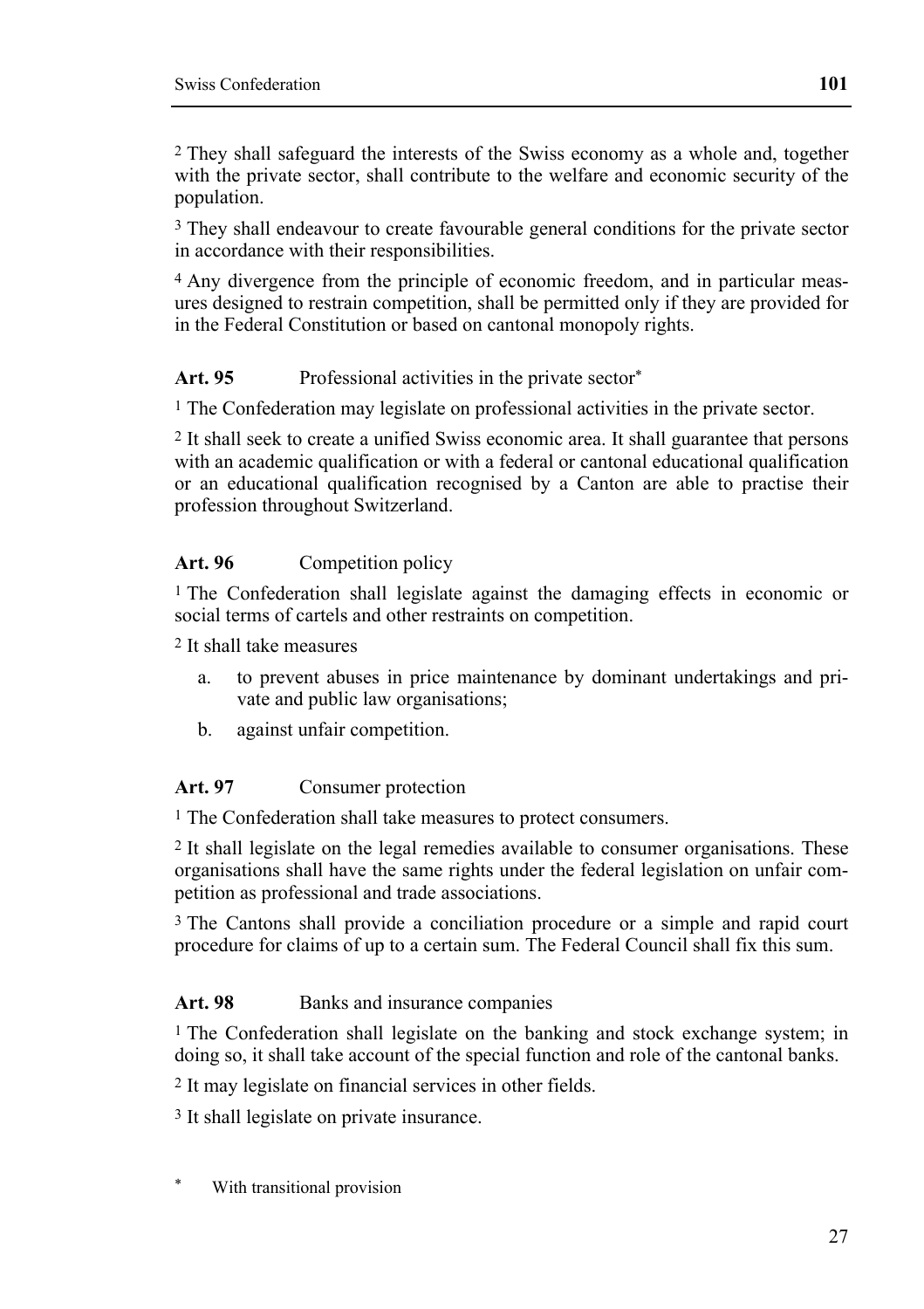[2] They shall safeguard the interests of the Swiss economy as a whole and, together with the private sector, shall contribute to the welfare and economic security of the population.

[3] They shall endeavour to create favourable general conditions for the private sector in accordance with their responsibilities.

[4] Any divergence from the principle of economic freedom, and in particular measures designed to restrain competition, shall be permitted only if they are provided for in the Federal Constitution or based on cantonal monopoly rights.

### Art. 95 Professional activities in the private sector*

[1] The Confederation may legislate on professional activities in the private sector.

[2] It shall seek to create a unified Swiss economic area. It shall guarantee that persons with an academic qualification or with a federal or cantonal educational qualification or an educational qualification recognised by a Canton are able to practise their profession throughout Switzerland.

### Art. 96 Competition policy

[1] The Confederation shall legislate against the damaging effects in economic or social terms of cartels and other restraints on competition.

[2] It shall take measures

a. to prevent abuses in price maintenance by dominant undertakings and private and public law organisations;

b. against unfair competition.

### Art. 97 Consumer protection

[1] The Confederation shall take measures to protect consumers.

[2] It shall legislate on the legal remedies available to consumer organisations. These organisations shall have the same rights under the federal legislation on unfair competition as professional and trade associations.

[3] The Cantons shall provide a conciliation procedure or a simple and rapid court procedure for claims of up to a certain sum. The Federal Council shall fix this sum.

### Art. 98 Banks and insurance companies

[1] The Confederation shall legislate on the banking and stock exchange system; in doing so, it shall take account of the special function and role of the cantonal banks.

[2] It may legislate on financial services in other fields.

[3] It shall legislate on private insurance.

* With transitional provision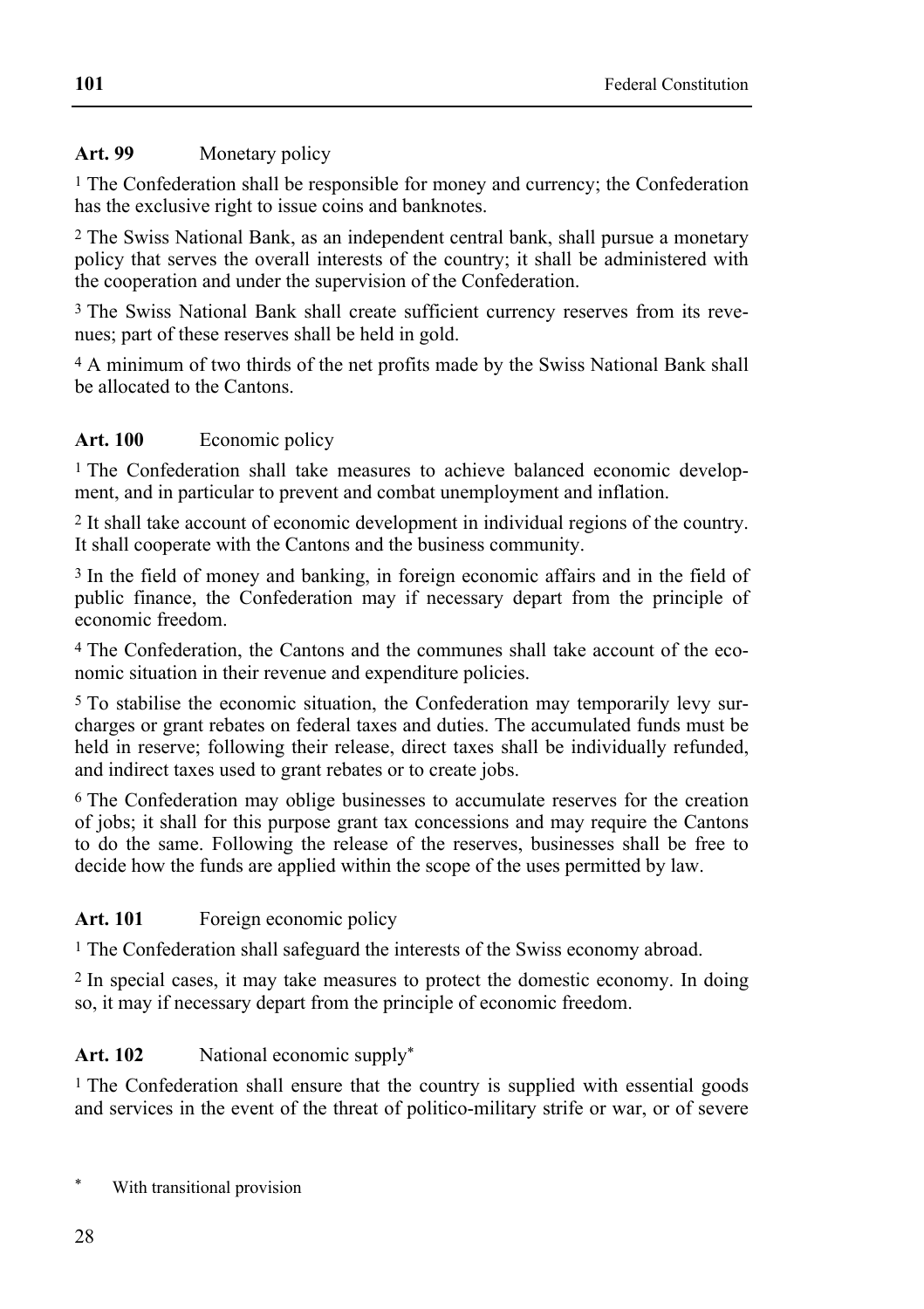**Art. 99** Monetary policy

[1] The Confederation shall be responsible for money and currency; the Confederation has the exclusive right to issue coins and banknotes.

[2] The Swiss National Bank, as an independent central bank, shall pursue a monetary policy that serves the overall interests of the country; it shall be administered with the cooperation and under the supervision of the Confederation.

[3] The Swiss National Bank shall create sufficient currency reserves from its revenues; part of these reserves shall be held in gold.

[4] A minimum of two thirds of the net profits made by the Swiss National Bank shall be allocated to the Cantons.

**Art. 100** Economic policy

[1] The Confederation shall take measures to achieve balanced economic development, and in particular to prevent and combat unemployment and inflation.

[2] It shall take account of economic development in individual regions of the country. It shall cooperate with the Cantons and the business community.

[3] In the field of money and banking, in foreign economic affairs and in the field of public finance, the Confederation may if necessary depart from the principle of economic freedom.

[4] The Confederation, the Cantons and the communes shall take account of the economic situation in their revenue and expenditure policies.

[5] To stabilise the economic situation, the Confederation may temporarily levy surcharges or grant rebates on federal taxes and duties. The accumulated funds must be held in reserve; following their release, direct taxes shall be individually refunded, and indirect taxes used to grant rebates or to create jobs.

[6] The Confederation may oblige businesses to accumulate reserves for the creation of jobs; it shall for this purpose grant tax concessions and may require the Cantons to do the same. Following the release of the reserves, businesses shall be free to decide how the funds are applied within the scope of the uses permitted by law.

**Art. 101** Foreign economic policy

[1] The Confederation shall safeguard the interests of the Swiss economy abroad.

[2] In special cases, it may take measures to protect the domestic economy. In doing so, it may if necessary depart from the principle of economic freedom.

**Art. 102** National economic supply*

[1] The Confederation shall ensure that the country is supplied with essential goods and services in the event of the threat of politico-military strife or war, or of severe

\* With transitional provision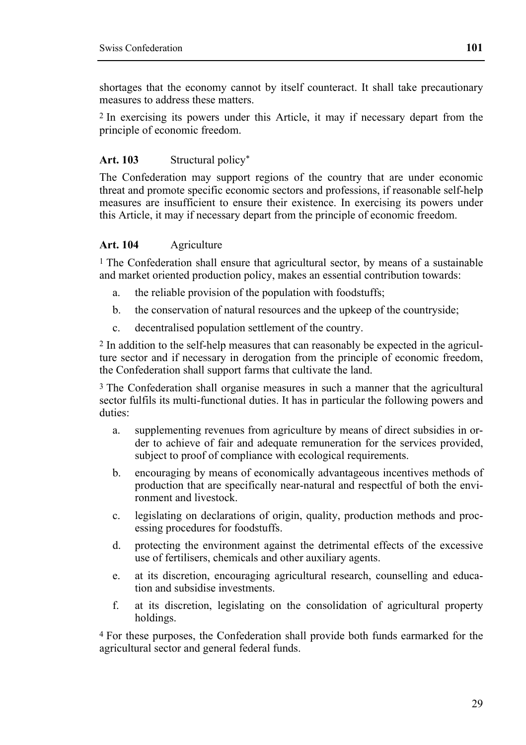shortages that the economy cannot by itself counteract. It shall take precautionary measures to address these matters.

[2] In exercising its powers under this Article, it may if necessary depart from the principle of economic freedom.

**Art. 103** Structural policy*

The Confederation may support regions of the country that are under economic threat and promote specific economic sectors and professions, if reasonable self-help measures are insufficient to ensure their existence. In exercising its powers under this Article, it may if necessary depart from the principle of economic freedom.

**Art. 104** Agriculture

[1] The Confederation shall ensure that agricultural sector, by means of a sustainable and market oriented production policy, makes an essential contribution towards:

a. the reliable provision of the population with foodstuffs;

b. the conservation of natural resources and the upkeep of the countryside;

c. decentralised population settlement of the country.

[2] In addition to the self-help measures that can reasonably be expected in the agriculture sector and if necessary in derogation from the principle of economic freedom, the Confederation shall support farms that cultivate the land.

[3] The Confederation shall organise measures in such a manner that the agricultural sector fulfils its multi-functional duties. It has in particular the following powers and duties:

a. supplementing revenues from agriculture by means of direct subsidies in order to achieve of fair and adequate remuneration for the services provided, subject to proof of compliance with ecological requirements.

b. encouraging by means of economically advantageous incentives methods of production that are specifically near-natural and respectful of both the environment and livestock.

c. legislating on declarations of origin, quality, production methods and processing procedures for foodstuffs.

d. protecting the environment against the detrimental effects of the excessive use of fertilisers, chemicals and other auxiliary agents.

e. at its discretion, encouraging agricultural research, counselling and education and subsidise investments.

f. at its discretion, legislating on the consolidation of agricultural property holdings.

[4] For these purposes, the Confederation shall provide both funds earmarked for the agricultural sector and general federal funds.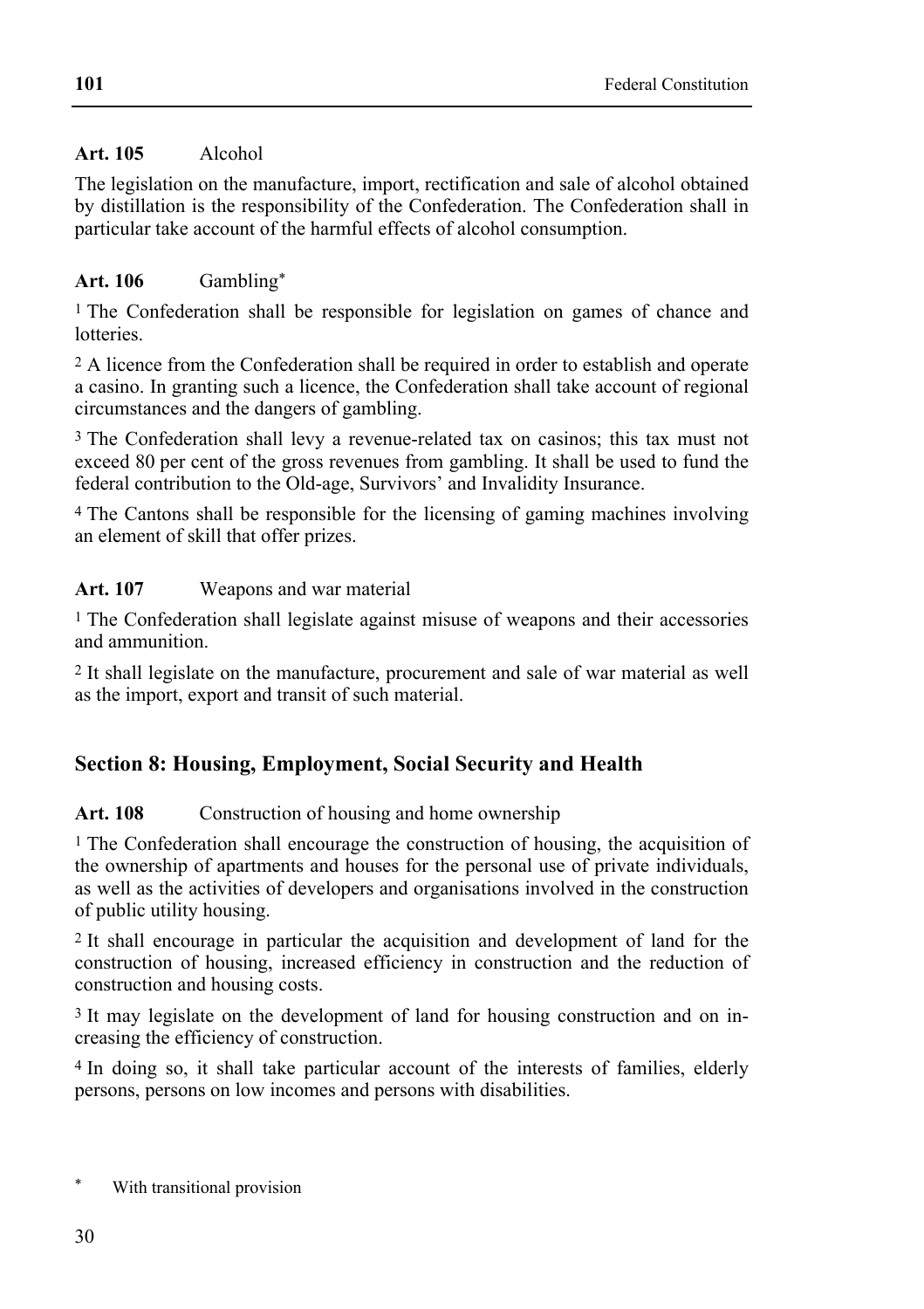**Art. 105** Alcohol

The legislation on the manufacture, import, rectification and sale of alcohol obtained by distillation is the responsibility of the Confederation. The Confederation shall in particular take account of the harmful effects of alcohol consumption.

**Art. 106** Gambling*

[1] The Confederation shall be responsible for legislation on games of chance and lotteries.

[2] A licence from the Confederation shall be required in order to establish and operate a casino. In granting such a licence, the Confederation shall take account of regional circumstances and the dangers of gambling.

[3] The Confederation shall levy a revenue-related tax on casinos; this tax must not exceed 80 per cent of the gross revenues from gambling. It shall be used to fund the federal contribution to the Old-age, Survivors' and Invalidity Insurance.

[4] The Cantons shall be responsible for the licensing of gaming machines involving an element of skill that offer prizes.

**Art. 107** Weapons and war material

[1] The Confederation shall legislate against misuse of weapons and their accessories and ammunition.

[2] It shall legislate on the manufacture, procurement and sale of war material as well as the import, export and transit of such material.

## Section 8: Housing, Employment, Social Security and Health

**Art. 108** Construction of housing and home ownership

[1] The Confederation shall encourage the construction of housing, the acquisition of the ownership of apartments and houses for the personal use of private individuals, as well as the activities of developers and organisations involved in the construction of public utility housing.

[2] It shall encourage in particular the acquisition and development of land for the construction of housing, increased efficiency in construction and the reduction of construction and housing costs.

[3] It may legislate on the development of land for housing construction and on increasing the efficiency of construction.

[4] In doing so, it shall take particular account of the interests of families, elderly persons, persons on low incomes and persons with disabilities.

---

\* With transitional provision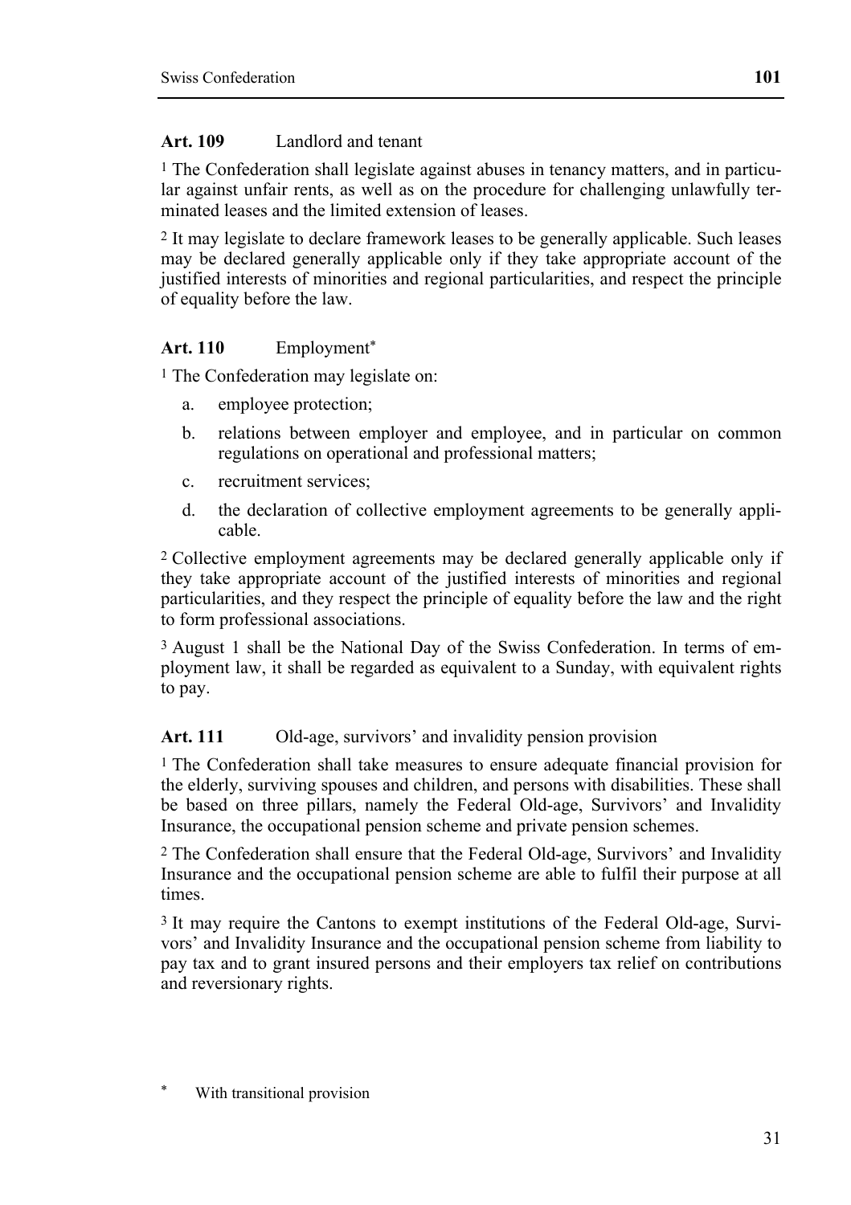### Art. 109 Landlord and tenant

[1] The Confederation shall legislate against abuses in tenancy matters, and in particular against unfair rents, as well as on the procedure for challenging unlawfully terminated leases and the limited extension of leases.

[2] It may legislate to declare framework leases to be generally applicable. Such leases may be declared generally applicable only if they take appropriate account of the justified interests of minorities and regional particularities, and respect the principle of equality before the law.

### Art. 110 Employment*

[1] The Confederation may legislate on:

a. employee protection;

b. relations between employer and employee, and in particular on common regulations on operational and professional matters;

c. recruitment services;

d. the declaration of collective employment agreements to be generally applicable.

[2] Collective employment agreements may be declared generally applicable only if they take appropriate account of the justified interests of minorities and regional particularities, and they respect the principle of equality before the law and the right to form professional associations.

[3] August 1 shall be the National Day of the Swiss Confederation. In terms of employment law, it shall be regarded as equivalent to a Sunday, with equivalent rights to pay.

### Art. 111 Old-age, survivors' and invalidity pension provision

[1] The Confederation shall take measures to ensure adequate financial provision for the elderly, surviving spouses and children, and persons with disabilities. These shall be based on three pillars, namely the Federal Old-age, Survivors' and Invalidity Insurance, the occupational pension scheme and private pension schemes.

[2] The Confederation shall ensure that the Federal Old-age, Survivors' and Invalidity Insurance and the occupational pension scheme are able to fulfil their purpose at all times.

[3] It may require the Cantons to exempt institutions of the Federal Old-age, Survivors' and Invalidity Insurance and the occupational pension scheme from liability to pay tax and to grant insured persons and their employers tax relief on contributions and reversionary rights.

\* With transitional provision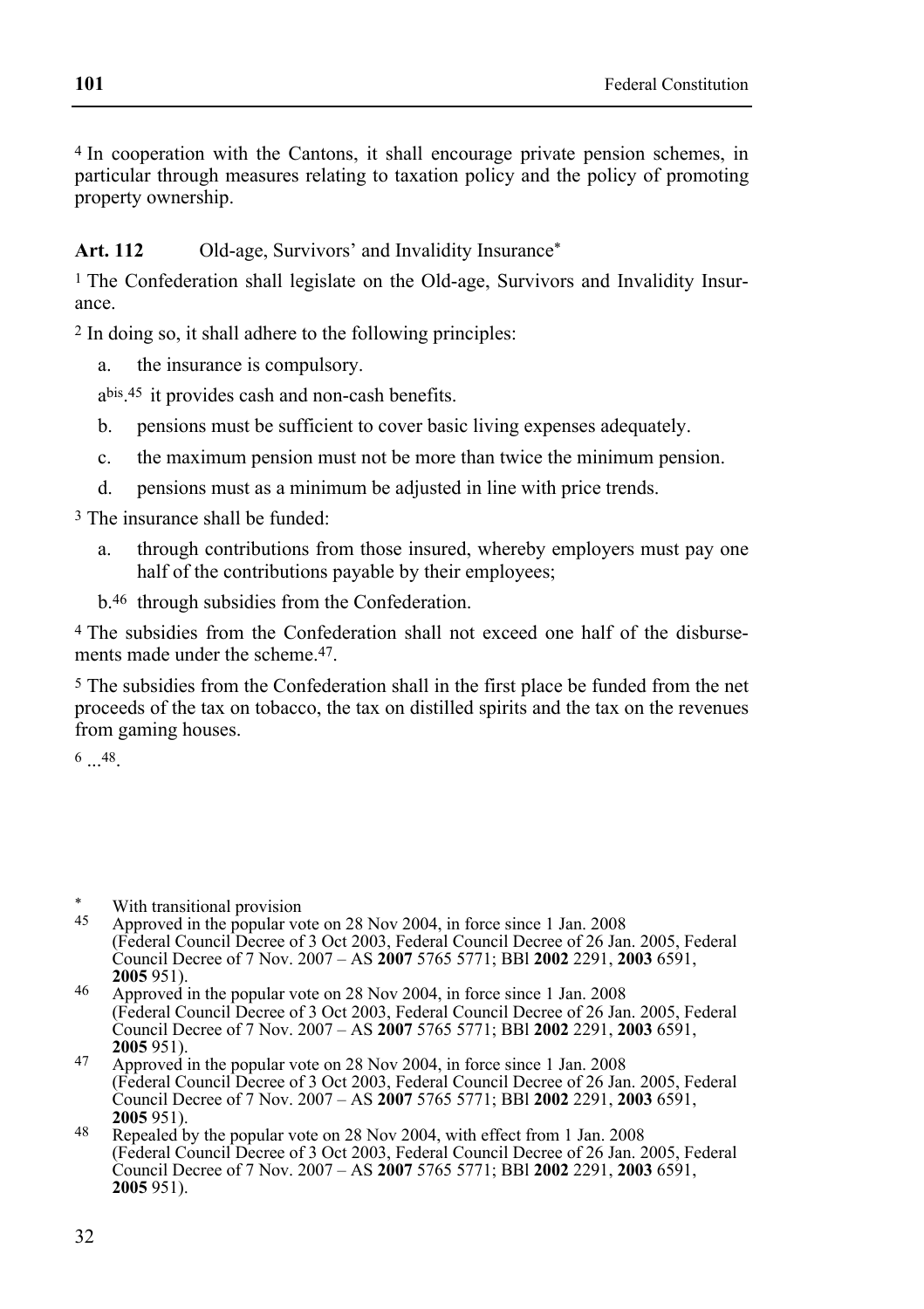4 In cooperation with the Cantons, it shall encourage private pension schemes, in particular through measures relating to taxation policy and the policy of promoting property ownership.

**Art. 112** Old-age, Survivors' and Invalidity Insurance*

1 The Confederation shall legislate on the Old-age, Survivors and Invalidity Insurance.

2 In doing so, it shall adhere to the following principles:

a. the insurance is compulsory.

a^bis.[45] it provides cash and non-cash benefits.

b. pensions must be sufficient to cover basic living expenses adequately.

c. the maximum pension must not be more than twice the minimum pension.

d. pensions must as a minimum be adjusted in line with price trends.

3 The insurance shall be funded:

a. through contributions from those insured, whereby employers must pay one half of the contributions payable by their employees;

b.[46] through subsidies from the Confederation.

4 The subsidies from the Confederation shall not exceed one half of the disbursements made under the scheme.[47].

5 The subsidies from the Confederation shall in the first place be funded from the net proceeds of the tax on tobacco, the tax on distilled spirits and the tax on the revenues from gaming houses.

6 ...[48].

---

* With transitional provision

45 Approved in the popular vote on 28 Nov 2004, in force since 1 Jan. 2008 (Federal Council Decree of 3 Oct 2003, Federal Council Decree of 26 Jan. 2005, Federal Council Decree of 7 Nov. 2007 – AS **2007** 5765 5771; BBl **2002** 2291, **2003** 6591, **2005** 951).

46 Approved in the popular vote on 28 Nov 2004, in force since 1 Jan. 2008 (Federal Council Decree of 3 Oct 2003, Federal Council Decree of 26 Jan. 2005, Federal Council Decree of 7 Nov. 2007 – AS **2007** 5765 5771; BBl **2002** 2291, **2003** 6591, **2005** 951).

47 Approved in the popular vote on 28 Nov 2004, in force since 1 Jan. 2008 (Federal Council Decree of 3 Oct 2003, Federal Council Decree of 26 Jan. 2005, Federal Council Decree of 7 Nov. 2007 – AS **2007** 5765 5771; BBl **2002** 2291, **2003** 6591, **2005** 951).

48 Repealed by the popular vote on 28 Nov 2004, with effect from 1 Jan. 2008 (Federal Council Decree of 3 Oct 2003, Federal Council Decree of 26 Jan. 2005, Federal Council Decree of 7 Nov. 2007 – AS **2007** 5765 5771; BBl **2002** 2291, **2003** 6591, **2005** 951).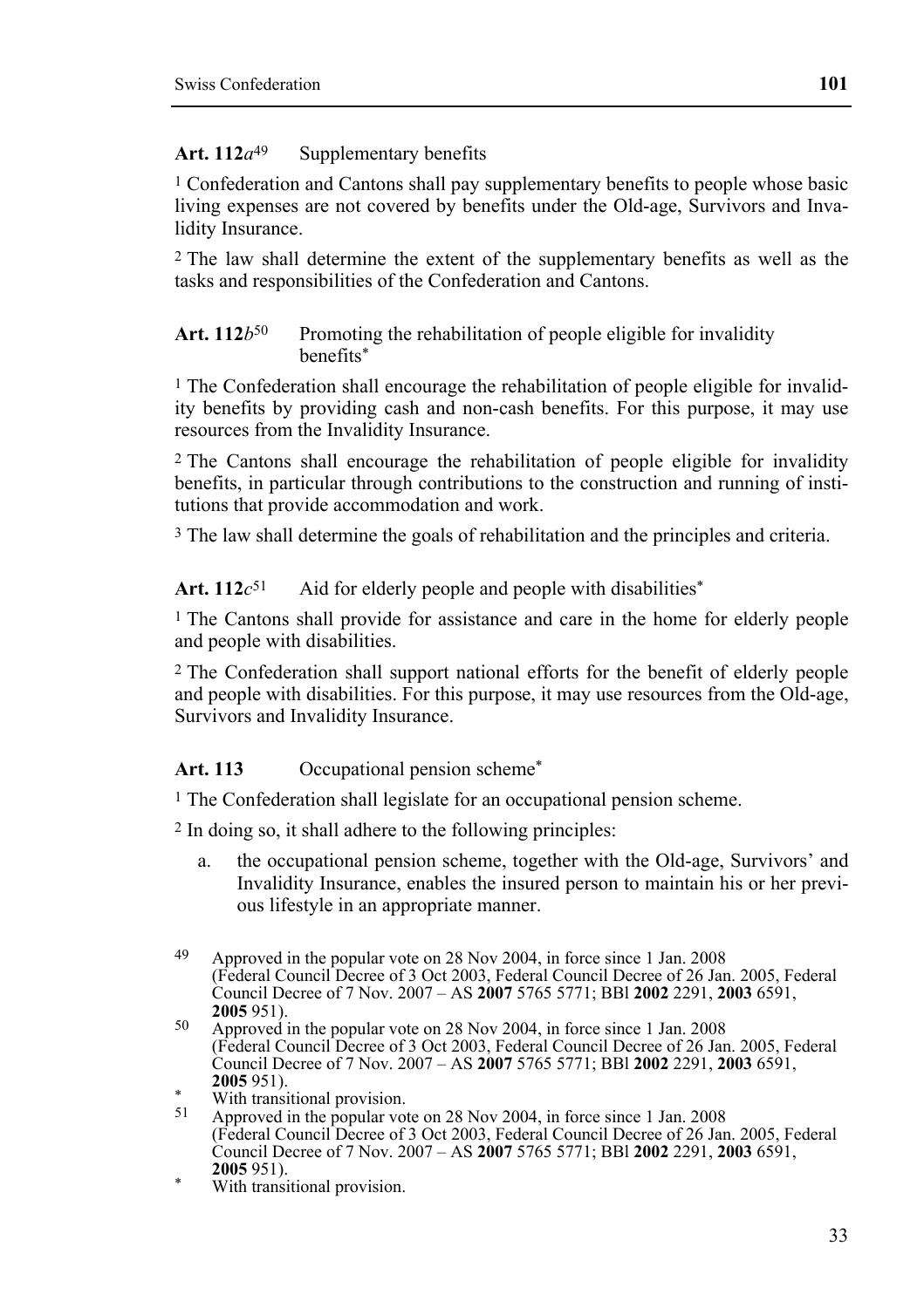### Art. 112*a*[49] Supplementary benefits

[1] Confederation and Cantons shall pay supplementary benefits to people whose basic living expenses are not covered by benefits under the Old-age, Survivors and Invalidity Insurance.

[2] The law shall determine the extent of the supplementary benefits as well as the tasks and responsibilities of the Confederation and Cantons.

### Art. 112*b*[50] Promoting the rehabilitation of people eligible for invalidity benefits*

[1] The Confederation shall encourage the rehabilitation of people eligible for invalidity benefits by providing cash and non-cash benefits. For this purpose, it may use resources from the Invalidity Insurance.

[2] The Cantons shall encourage the rehabilitation of people eligible for invalidity benefits, in particular through contributions to the construction and running of institutions that provide accommodation and work.

[3] The law shall determine the goals of rehabilitation and the principles and criteria.

### Art. 112*c*[51] Aid for elderly people and people with disabilities*

[1] The Cantons shall provide for assistance and care in the home for elderly people and people with disabilities.

[2] The Confederation shall support national efforts for the benefit of elderly people and people with disabilities. For this purpose, it may use resources from the Old-age, Survivors and Invalidity Insurance.

### Art. 113 Occupational pension scheme*

[1] The Confederation shall legislate for an occupational pension scheme.

[2] In doing so, it shall adhere to the following principles:

a. the occupational pension scheme, together with the Old-age, Survivors' and Invalidity Insurance, enables the insured person to maintain his or her previous lifestyle in an appropriate manner.

---

[49] Approved in the popular vote on 28 Nov 2004, in force since 1 Jan. 2008 (Federal Council Decree of 3 Oct 2003, Federal Council Decree of 26 Jan. 2005, Federal Council Decree of 7 Nov. 2007 – AS **2007** 5765 5771; BBl **2002** 2291, **2003** 6591, **2005** 951).

[50] Approved in the popular vote on 28 Nov 2004, in force since 1 Jan. 2008 (Federal Council Decree of 3 Oct 2003, Federal Council Decree of 26 Jan. 2005, Federal Council Decree of 7 Nov. 2007 – AS **2007** 5765 5771; BBl **2002** 2291, **2003** 6591, **2005** 951).

\* With transitional provision.

[51] Approved in the popular vote on 28 Nov 2004, in force since 1 Jan. 2008 (Federal Council Decree of 3 Oct 2003, Federal Council Decree of 26 Jan. 2005, Federal Council Decree of 7 Nov. 2007 – AS **2007** 5765 5771; BBl **2002** 2291, **2003** 6591, **2005** 951).

\* With transitional provision.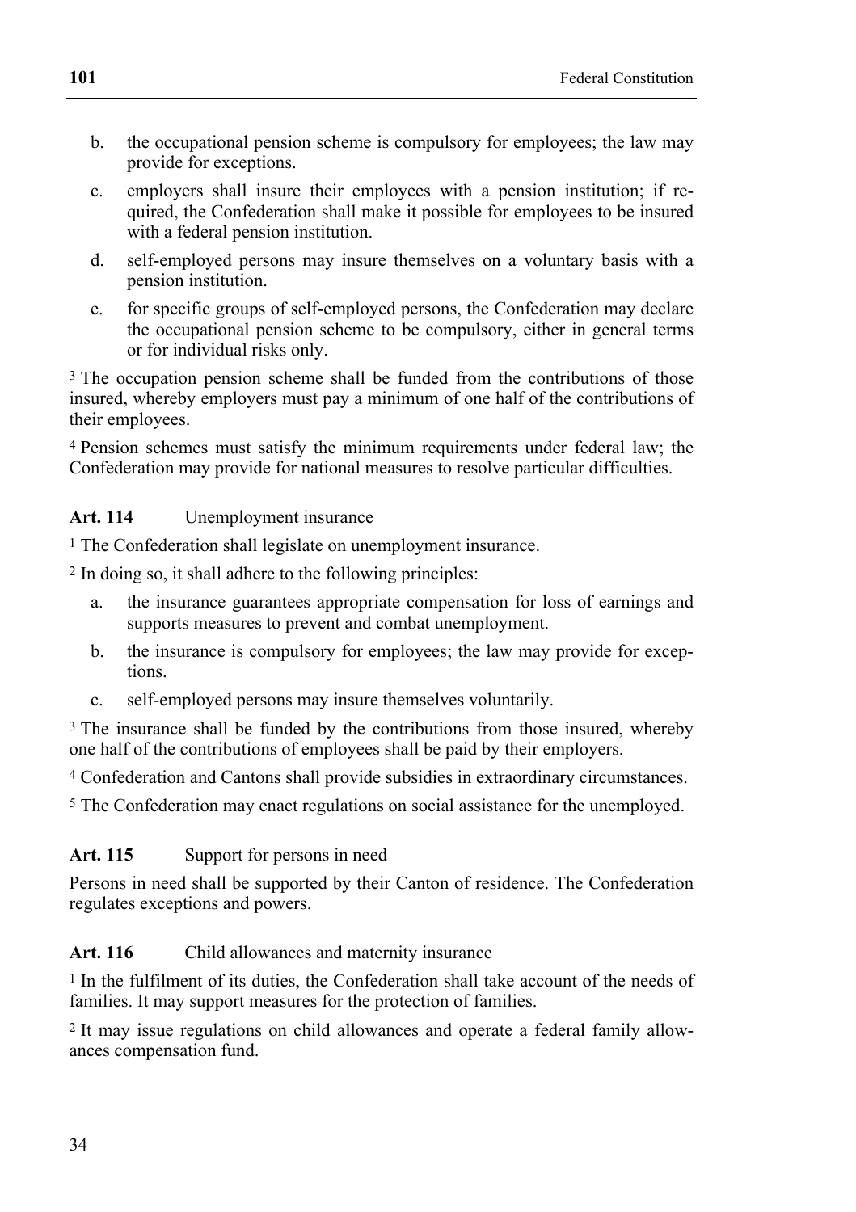b. the occupational pension scheme is compulsory for employees; the law may provide for exceptions.

c. employers shall insure their employees with a pension institution; if required, the Confederation shall make it possible for employees to be insured with a federal pension institution.

d. self-employed persons may insure themselves on a voluntary basis with a pension institution.

e. for specific groups of self-employed persons, the Confederation may declare the occupational pension scheme to be compulsory, either in general terms or for individual risks only.

[3] The occupation pension scheme shall be funded from the contributions of those insured, whereby employers must pay a minimum of one half of the contributions of their employees.

[4] Pension schemes must satisfy the minimum requirements under federal law; the Confederation may provide for national measures to resolve particular difficulties.

### Art. 114 Unemployment insurance

[1] The Confederation shall legislate on unemployment insurance.

[2] In doing so, it shall adhere to the following principles:

a. the insurance guarantees appropriate compensation for loss of earnings and supports measures to prevent and combat unemployment.

b. the insurance is compulsory for employees; the law may provide for exceptions.

c. self-employed persons may insure themselves voluntarily.

[3] The insurance shall be funded by the contributions from those insured, whereby one half of the contributions of employees shall be paid by their employers.

[4] Confederation and Cantons shall provide subsidies in extraordinary circumstances.

[5] The Confederation may enact regulations on social assistance for the unemployed.

### Art. 115 Support for persons in need

Persons in need shall be supported by their Canton of residence. The Confederation regulates exceptions and powers.

### Art. 116 Child allowances and maternity insurance

[1] In the fulfilment of its duties, the Confederation shall take account of the needs of families. It may support measures for the protection of families.

[2] It may issue regulations on child allowances and operate a federal family allowances compensation fund.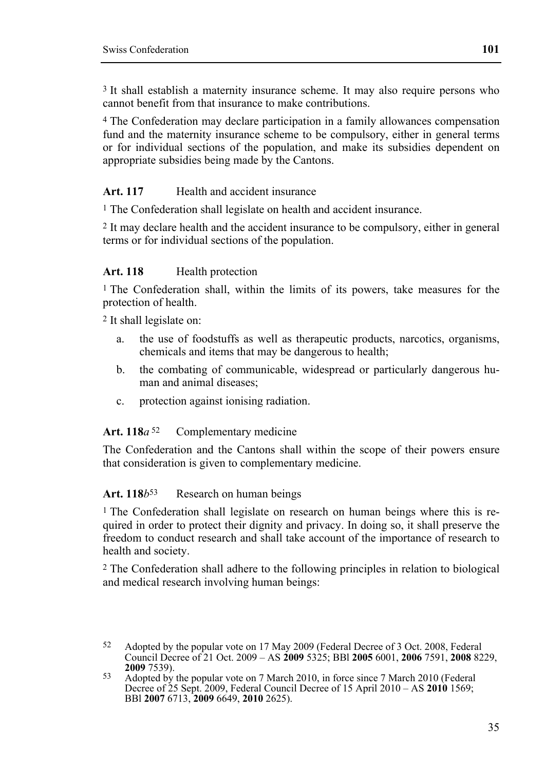[3] It shall establish a maternity insurance scheme. It may also require persons who cannot benefit from that insurance to make contributions.

[4] The Confederation may declare participation in a family allowances compensation fund and the maternity insurance scheme to be compulsory, either in general terms or for individual sections of the population, and make its subsidies dependent on appropriate subsidies being made by the Cantons.

### Art. 117 Health and accident insurance

[1] The Confederation shall legislate on health and accident insurance.

[2] It may declare health and the accident insurance to be compulsory, either in general terms or for individual sections of the population.

### Art. 118 Health protection

[1] The Confederation shall, within the limits of its powers, take measures for the protection of health.

[2] It shall legislate on:

a. the use of foodstuffs as well as therapeutic products, narcotics, organisms, chemicals and items that may be dangerous to health;

b. the combating of communicable, widespread or particularly dangerous human and animal diseases;

c. protection against ionising radiation.

### Art. 118*a* [52] Complementary medicine

The Confederation and the Cantons shall within the scope of their powers ensure that consideration is given to complementary medicine.

### Art. 118*b* [53] Research on human beings

[1] The Confederation shall legislate on research on human beings where this is required in order to protect their dignity and privacy. In doing so, it shall preserve the freedom to conduct research and shall take account of the importance of research to health and society.

[2] The Confederation shall adhere to the following principles in relation to biological and medical research involving human beings:

---

[52] Adopted by the popular vote on 17 May 2009 (Federal Decree of 3 Oct. 2008, Federal Council Decree of 21 Oct. 2009 – AS **2009** 5325; BBl **2005** 6001, **2006** 7591, **2008** 8229, **2009** 7539).

[53] Adopted by the popular vote on 7 March 2010, in force since 7 March 2010 (Federal Decree of 25 Sept. 2009, Federal Council Decree of 15 April 2010 – AS **2010** 1569; BBl **2007** 6713, **2009** 6649, **2010** 2625).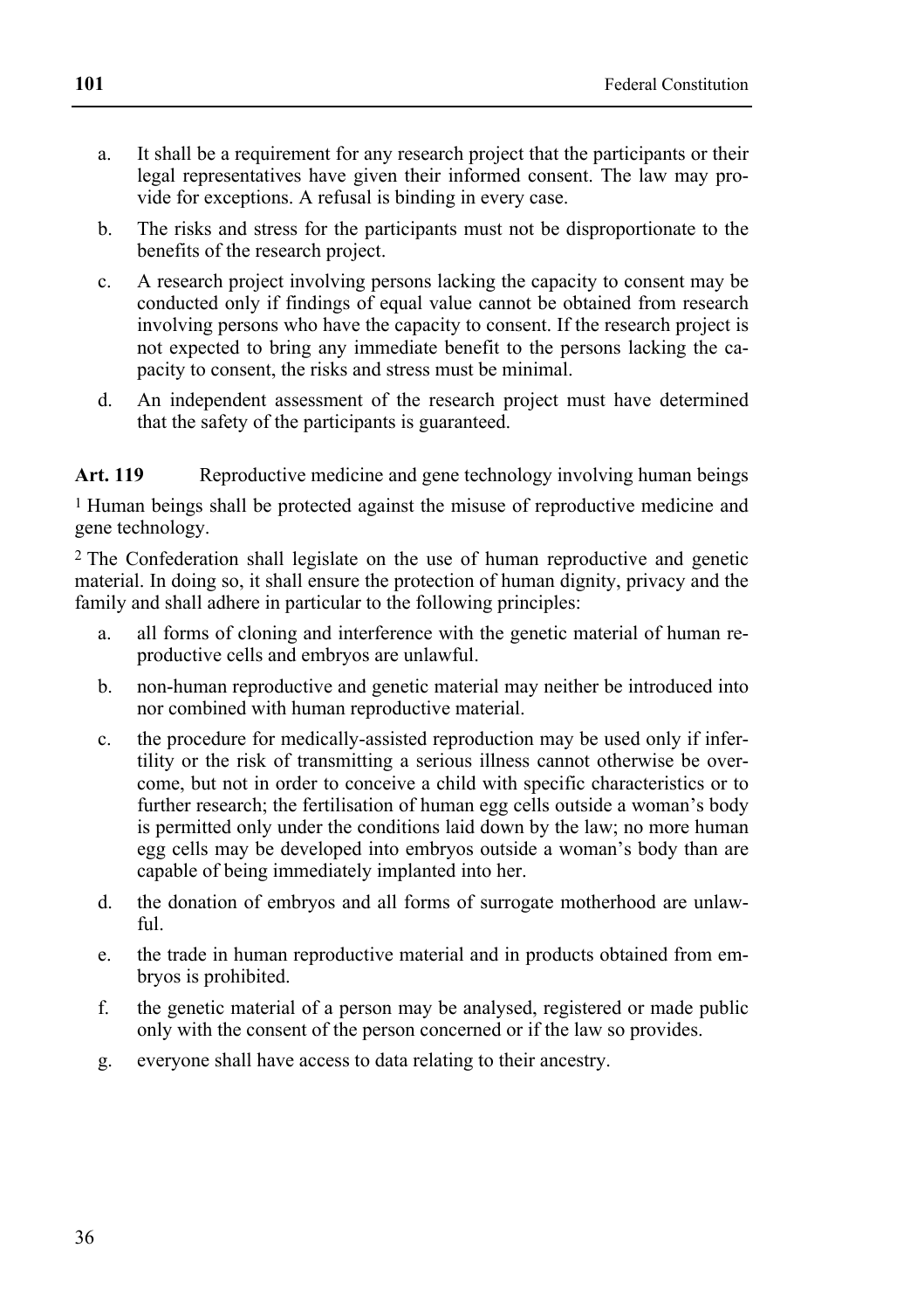a. It shall be a requirement for any research project that the participants or their legal representatives have given their informed consent. The law may provide for exceptions. A refusal is binding in every case.

b. The risks and stress for the participants must not be disproportionate to the benefits of the research project.

c. A research project involving persons lacking the capacity to consent may be conducted only if findings of equal value cannot be obtained from research involving persons who have the capacity to consent. If the research project is not expected to bring any immediate benefit to the persons lacking the capacity to consent, the risks and stress must be minimal.

d. An independent assessment of the research project must have determined that the safety of the participants is guaranteed.

**Art. 119** Reproductive medicine and gene technology involving human beings

[1] Human beings shall be protected against the misuse of reproductive medicine and gene technology.

[2] The Confederation shall legislate on the use of human reproductive and genetic material. In doing so, it shall ensure the protection of human dignity, privacy and the family and shall adhere in particular to the following principles:

a. all forms of cloning and interference with the genetic material of human reproductive cells and embryos are unlawful.

b. non-human reproductive and genetic material may neither be introduced into nor combined with human reproductive material.

c. the procedure for medically-assisted reproduction may be used only if infertility or the risk of transmitting a serious illness cannot otherwise be overcome, but not in order to conceive a child with specific characteristics or to further research; the fertilisation of human egg cells outside a woman's body is permitted only under the conditions laid down by the law; no more human egg cells may be developed into embryos outside a woman's body than are capable of being immediately implanted into her.

d. the donation of embryos and all forms of surrogate motherhood are unlawful.

e. the trade in human reproductive material and in products obtained from embryos is prohibited.

f. the genetic material of a person may be analysed, registered or made public only with the consent of the person concerned or if the law so provides.

g. everyone shall have access to data relating to their ancestry.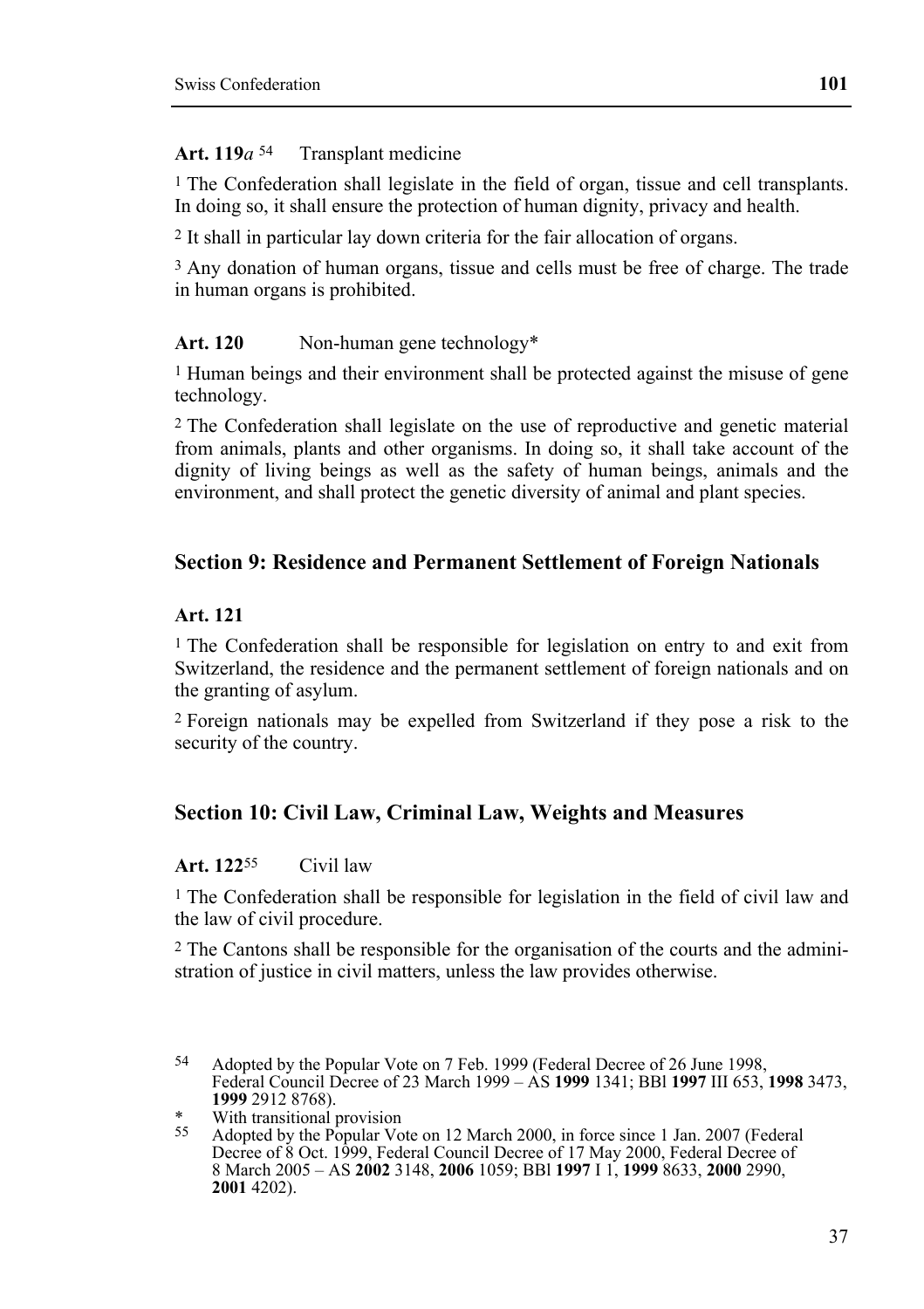**Art. 119*a* [54]** Transplant medicine

[1] The Confederation shall legislate in the field of organ, tissue and cell transplants. In doing so, it shall ensure the protection of human dignity, privacy and health.

[2] It shall in particular lay down criteria for the fair allocation of organs.

[3] Any donation of human organs, tissue and cells must be free of charge. The trade in human organs is prohibited.

**Art. 120** Non-human gene technology*

[1] Human beings and their environment shall be protected against the misuse of gene technology.

[2] The Confederation shall legislate on the use of reproductive and genetic material from animals, plants and other organisms. In doing so, it shall take account of the dignity of living beings as well as the safety of human beings, animals and the environment, and shall protect the genetic diversity of animal and plant species.

## Section 9: Residence and Permanent Settlement of Foreign Nationals

**Art. 121**

[1] The Confederation shall be responsible for legislation on entry to and exit from Switzerland, the residence and the permanent settlement of foreign nationals and on the granting of asylum.

[2] Foreign nationals may be expelled from Switzerland if they pose a risk to the security of the country.

## Section 10: Civil Law, Criminal Law, Weights and Measures

**Art. 122[55]** Civil law

[1] The Confederation shall be responsible for legislation in the field of civil law and the law of civil procedure.

[2] The Cantons shall be responsible for the organisation of the courts and the administration of justice in civil matters, unless the law provides otherwise.

---

[54] Adopted by the Popular Vote on 7 Feb. 1999 (Federal Decree of 26 June 1998, Federal Council Decree of 23 March 1999 – AS **1999** 1341; BBl **1997** III 653, **1998** 3473, **1999** 2912 8768).

\* With transitional provision

[55] Adopted by the Popular Vote on 12 March 2000, in force since 1 Jan. 2007 (Federal Decree of 8 Oct. 1999, Federal Council Decree of 17 May 2000, Federal Decree of 8 March 2005 – AS **2002** 3148, **2006** 1059; BBl **1997** I 1, **1999** 8633, **2000** 2990, **2001** 4202).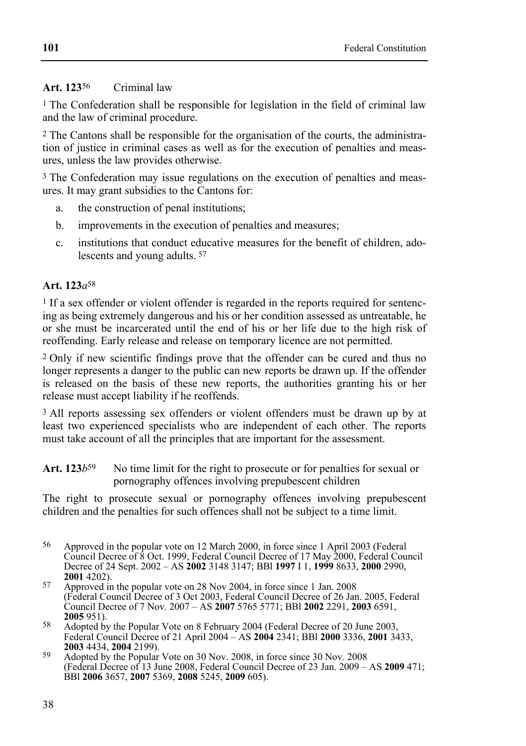**Art. 123**[56] Criminal law

[1] The Confederation shall be responsible for legislation in the field of criminal law and the law of criminal procedure.

[2] The Cantons shall be responsible for the organisation of the courts, the administration of justice in criminal cases as well as for the execution of penalties and measures, unless the law provides otherwise.

[3] The Confederation may issue regulations on the execution of penalties and measures. It may grant subsidies to the Cantons for:

a. the construction of penal institutions;

b. improvements in the execution of penalties and measures;

c. institutions that conduct educative measures for the benefit of children, adolescents and young adults. [57]

**Art. 123*a***[58]

[1] If a sex offender or violent offender is regarded in the reports required for sentencing as being extremely dangerous and his or her condition assessed as untreatable, he or she must be incarcerated until the end of his or her life due to the high risk of reoffending. Early release and release on temporary licence are not permitted.

[2] Only if new scientific findings prove that the offender can be cured and thus no longer represents a danger to the public can new reports be drawn up. If the offender is released on the basis of these new reports, the authorities granting his or her release must accept liability if he reoffends.

[3] All reports assessing sex offenders or violent offenders must be drawn up by at least two experienced specialists who are independent of each other. The reports must take account of all the principles that are important for the assessment.

**Art. 123*b***[59] No time limit for the right to prosecute or for penalties for sexual or pornography offences involving prepubescent children

The right to prosecute sexual or pornography offences involving prepubescent children and the penalties for such offences shall not be subject to a time limit.

[56] Approved in the popular vote on 12 March 2000, in force since 1 April 2003 (Federal Council Decree of 8 Oct. 1999, Federal Council Decree of 17 May 2000, Federal Council Decree of 24 Sept. 2002 – AS **2002** 3148 3147; BBl **1997** I 1, **1999** 8633, **2000** 2990, **2001** 4202).

[57] Approved in the popular vote on 28 Nov 2004, in force since 1 Jan. 2008 (Federal Council Decree of 3 Oct 2003, Federal Council Decree of 26 Jan. 2005, Federal Council Decree of 7 Nov. 2007 – AS **2007** 5765 5771; BBl **2002** 2291, **2003** 6591, **2005** 951).

[58] Adopted by the Popular Vote on 8 February 2004 (Federal Decree of 20 June 2003, Federal Council Decree of 21 April 2004 – AS **2004** 2341; BBl **2000** 3336, **2001** 3433, **2003** 4434, **2004** 2199).

[59] Adopted by the Popular Vote on 30 Nov. 2008, in force since 30 Nov. 2008 (Federal Decree of 13 June 2008, Federal Council Decree of 23 Jan. 2009 – AS **2009** 471; BBl **2006** 3657, **2007** 5369, **2008** 5245, **2009** 605).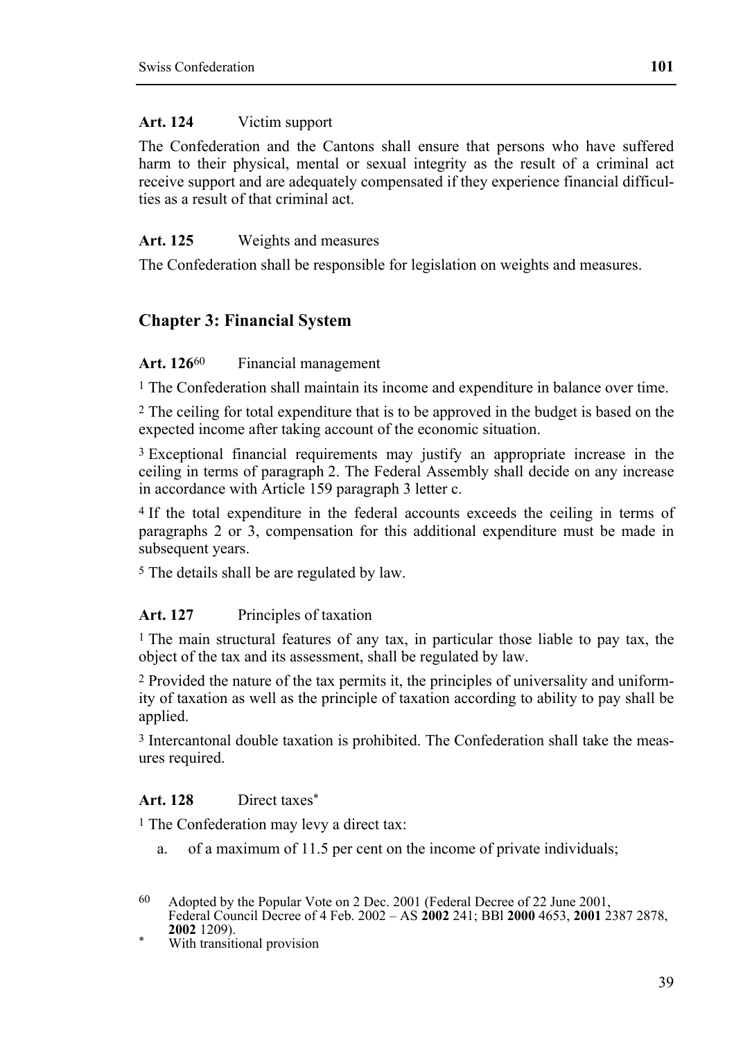**Art. 124** Victim support

The Confederation and the Cantons shall ensure that persons who have suffered harm to their physical, mental or sexual integrity as the result of a criminal act receive support and are adequately compensated if they experience financial difficulties as a result of that criminal act.

**Art. 125** Weights and measures

The Confederation shall be responsible for legislation on weights and measures.

## Chapter 3: Financial System

**Art. 126**[60] Financial management

[1] The Confederation shall maintain its income and expenditure in balance over time.

[2] The ceiling for total expenditure that is to be approved in the budget is based on the expected income after taking account of the economic situation.

[3] Exceptional financial requirements may justify an appropriate increase in the ceiling in terms of paragraph 2. The Federal Assembly shall decide on any increase in accordance with Article 159 paragraph 3 letter c.

[4] If the total expenditure in the federal accounts exceeds the ceiling in terms of paragraphs 2 or 3, compensation for this additional expenditure must be made in subsequent years.

[5] The details shall be are regulated by law.

**Art. 127** Principles of taxation

[1] The main structural features of any tax, in particular those liable to pay tax, the object of the tax and its assessment, shall be regulated by law.

[2] Provided the nature of the tax permits it, the principles of universality and uniformity of taxation as well as the principle of taxation according to ability to pay shall be applied.

[3] Intercantonal double taxation is prohibited. The Confederation shall take the measures required.

**Art. 128** Direct taxes*

[1] The Confederation may levy a direct tax:

a. of a maximum of 11.5 per cent on the income of private individuals;

---

60 Adopted by the Popular Vote on 2 Dec. 2001 (Federal Decree of 22 June 2001, Federal Council Decree of 4 Feb. 2002 – AS **2002** 241; BBl **2000** 4653, **2001** 2387 2878, **2002** 1209).

\* With transitional provision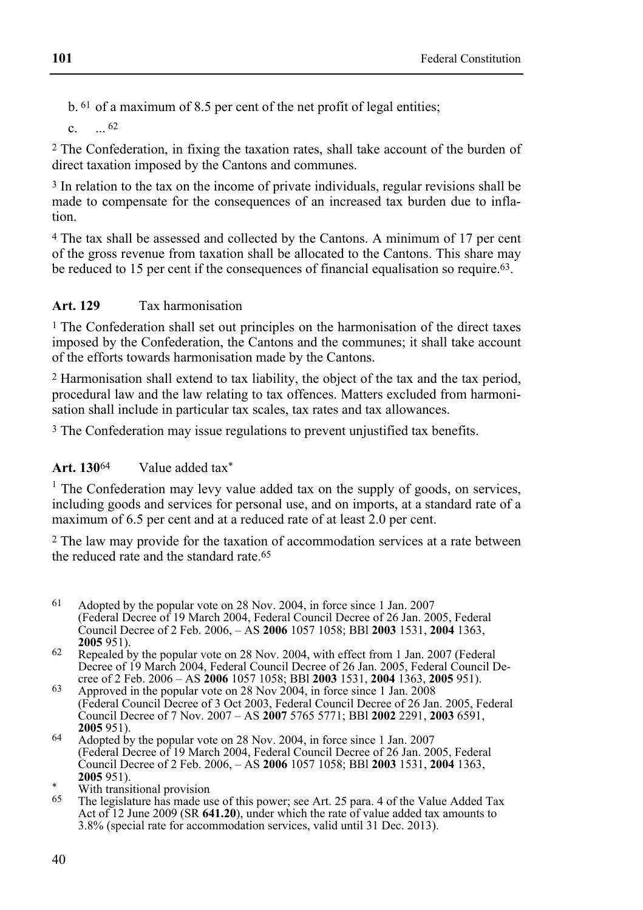b. [61] of a maximum of 8.5 per cent of the net profit of legal entities;

c. ... [62]

[2] The Confederation, in fixing the taxation rates, shall take account of the burden of direct taxation imposed by the Cantons and communes.

[3] In relation to the tax on the income of private individuals, regular revisions shall be made to compensate for the consequences of an increased tax burden due to inflation.

[4] The tax shall be assessed and collected by the Cantons. A minimum of 17 per cent of the gross revenue from taxation shall be allocated to the Cantons. This share may be reduced to 15 per cent if the consequences of financial equalisation so require.[63].

### Art. 129 Tax harmonisation

[1] The Confederation shall set out principles on the harmonisation of the direct taxes imposed by the Confederation, the Cantons and the communes; it shall take account of the efforts towards harmonisation made by the Cantons.

[2] Harmonisation shall extend to tax liability, the object of the tax and the tax period, procedural law and the law relating to tax offences. Matters excluded from harmonisation shall include in particular tax scales, tax rates and tax allowances.

[3] The Confederation may issue regulations to prevent unjustified tax benefits.

### Art. 130[64] Value added tax*

[1] The Confederation may levy value added tax on the supply of goods, on services, including goods and services for personal use, and on imports, at a standard rate of a maximum of 6.5 per cent and at a reduced rate of at least 2.0 per cent.

[2] The law may provide for the taxation of accommodation services at a rate between the reduced rate and the standard rate.[65]

---

[61] Adopted by the popular vote on 28 Nov. 2004, in force since 1 Jan. 2007 (Federal Decree of 19 March 2004, Federal Council Decree of 26 Jan. 2005, Federal Council Decree of 2 Feb. 2006, – AS **2006** 1057 1058; BBl **2003** 1531, **2004** 1363, **2005** 951).

[62] Repealed by the popular vote on 28 Nov. 2004, with effect from 1 Jan. 2007 (Federal Decree of 19 March 2004, Federal Council Decree of 26 Jan. 2005, Federal Council Decree of 2 Feb. 2006 – AS **2006** 1057 1058; BBl **2003** 1531, **2004** 1363, **2005** 951).

[63] Approved in the popular vote on 28 Nov 2004, in force since 1 Jan. 2008 (Federal Council Decree of 3 Oct 2003, Federal Council Decree of 26 Jan. 2005, Federal Council Decree of 7 Nov. 2007 – AS **2007** 5765 5771; BBl **2002** 2291, **2003** 6591, **2005** 951).

[64] Adopted by the popular vote on 28 Nov. 2004, in force since 1 Jan. 2007 (Federal Decree of 19 March 2004, Federal Council Decree of 26 Jan. 2005, Federal Council Decree of 2 Feb. 2006, – AS **2006** 1057 1058; BBl **2003** 1531, **2004** 1363, **2005** 951).

* With transitional provision

[65] The legislature has made use of this power; see Art. 25 para. 4 of the Value Added Tax Act of 12 June 2009 (SR **641.20**), under which the rate of value added tax amounts to 3.8% (special rate for accommodation services, valid until 31 Dec. 2013).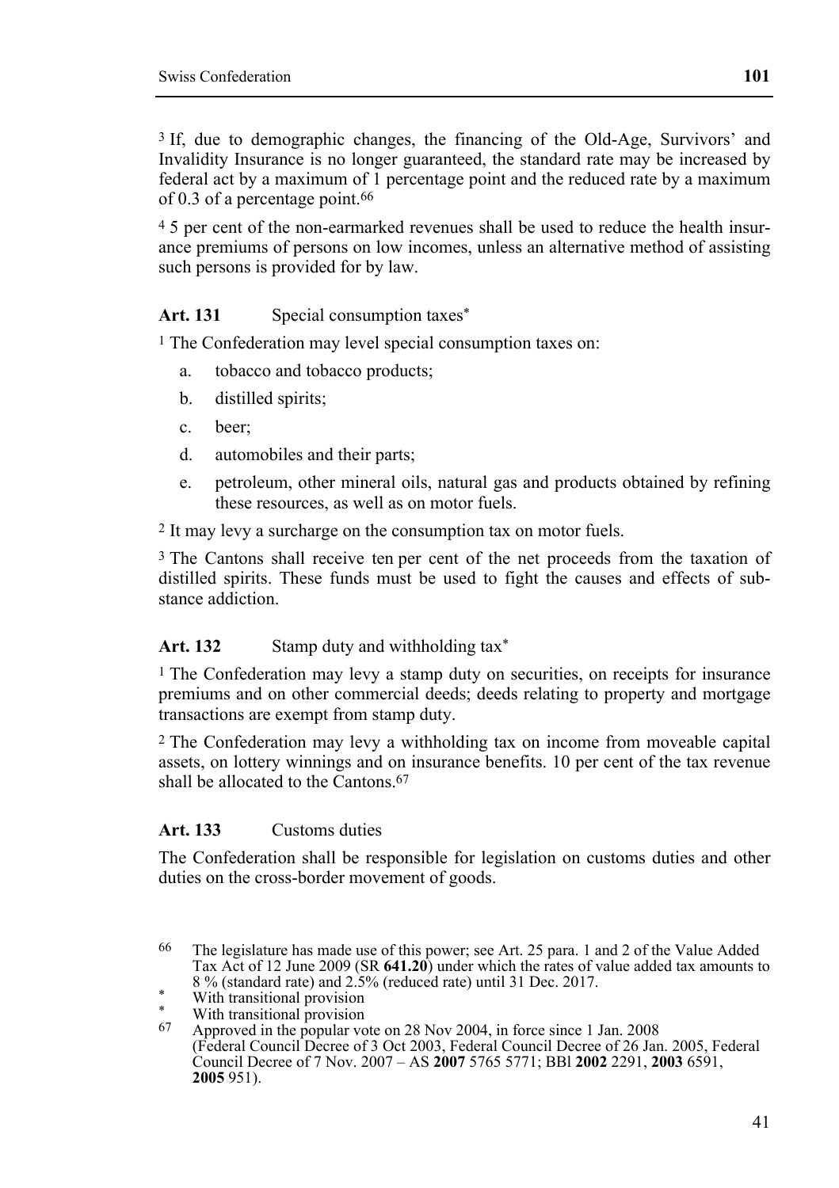[3] If, due to demographic changes, the financing of the Old-Age, Survivors' and Invalidity Insurance is no longer guaranteed, the standard rate may be increased by federal act by a maximum of 1 percentage point and the reduced rate by a maximum of 0.3 of a percentage point.[66]

[4] 5 per cent of the non-earmarked revenues shall be used to reduce the health insurance premiums of persons on low incomes, unless an alternative method of assisting such persons is provided for by law.

**Art. 131** Special consumption taxes*

[1] The Confederation may level special consumption taxes on:

a. tobacco and tobacco products;
b. distilled spirits;
c. beer;
d. automobiles and their parts;
e. petroleum, other mineral oils, natural gas and products obtained by refining these resources, as well as on motor fuels.

[2] It may levy a surcharge on the consumption tax on motor fuels.

[3] The Cantons shall receive ten per cent of the net proceeds from the taxation of distilled spirits. These funds must be used to fight the causes and effects of substance addiction.

**Art. 132** Stamp duty and withholding tax*

[1] The Confederation may levy a stamp duty on securities, on receipts for insurance premiums and on other commercial deeds; deeds relating to property and mortgage transactions are exempt from stamp duty.

[2] The Confederation may levy a withholding tax on income from moveable capital assets, on lottery winnings and on insurance benefits. 10 per cent of the tax revenue shall be allocated to the Cantons.[67]

**Art. 133** Customs duties

The Confederation shall be responsible for legislation on customs duties and other duties on the cross-border movement of goods.

---

[66] The legislature has made use of this power; see Art. 25 para. 1 and 2 of the Value Added Tax Act of 12 June 2009 (SR **641.20**) under which the rates of value added tax amounts to 8 % (standard rate) and 2.5% (reduced rate) until 31 Dec. 2017.

* With transitional provision

* With transitional provision

[67] Approved in the popular vote on 28 Nov 2004, in force since 1 Jan. 2008 (Federal Council Decree of 3 Oct 2003, Federal Council Decree of 26 Jan. 2005, Federal Council Decree of 7 Nov. 2007 – AS **2007** 5765 5771; BBl **2002** 2291, **2003** 6591, **2005** 951).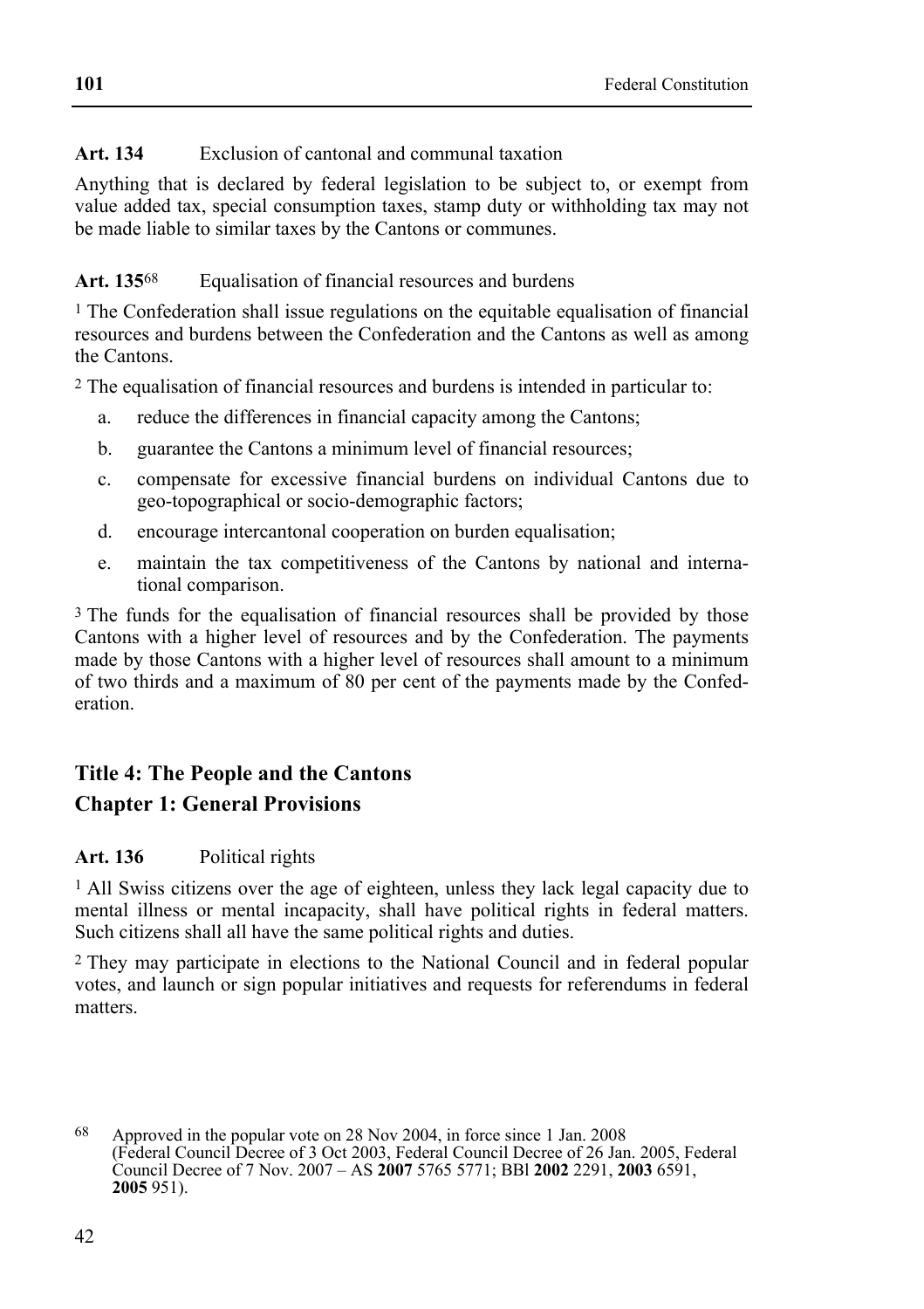**Art. 134** Exclusion of cantonal and communal taxation

Anything that is declared by federal legislation to be subject to, or exempt from value added tax, special consumption taxes, stamp duty or withholding tax may not be made liable to similar taxes by the Cantons or communes.

**Art. 135**[68] Equalisation of financial resources and burdens

[1] The Confederation shall issue regulations on the equitable equalisation of financial resources and burdens between the Confederation and the Cantons as well as among the Cantons.

[2] The equalisation of financial resources and burdens is intended in particular to:

a. reduce the differences in financial capacity among the Cantons;

b. guarantee the Cantons a minimum level of financial resources;

c. compensate for excessive financial burdens on individual Cantons due to geo-topographical or socio-demographic factors;

d. encourage intercantonal cooperation on burden equalisation;

e. maintain the tax competitiveness of the Cantons by national and international comparison.

[3] The funds for the equalisation of financial resources shall be provided by those Cantons with a higher level of resources and by the Confederation. The payments made by those Cantons with a higher level of resources shall amount to a minimum of two thirds and a maximum of 80 per cent of the payments made by the Confederation.

## Title 4: The People and the Cantons

## Chapter 1: General Provisions

**Art. 136** Political rights

[1] All Swiss citizens over the age of eighteen, unless they lack legal capacity due to mental illness or mental incapacity, shall have political rights in federal matters. Such citizens shall all have the same political rights and duties.

[2] They may participate in elections to the National Council and in federal popular votes, and launch or sign popular initiatives and requests for referendums in federal matters.

[68] Approved in the popular vote on 28 Nov 2004, in force since 1 Jan. 2008 (Federal Council Decree of 3 Oct 2003, Federal Council Decree of 26 Jan. 2005, Federal Council Decree of 7 Nov. 2007 – AS **2007** 5765 5771; BBl **2002** 2291, **2003** 6591, **2005** 951).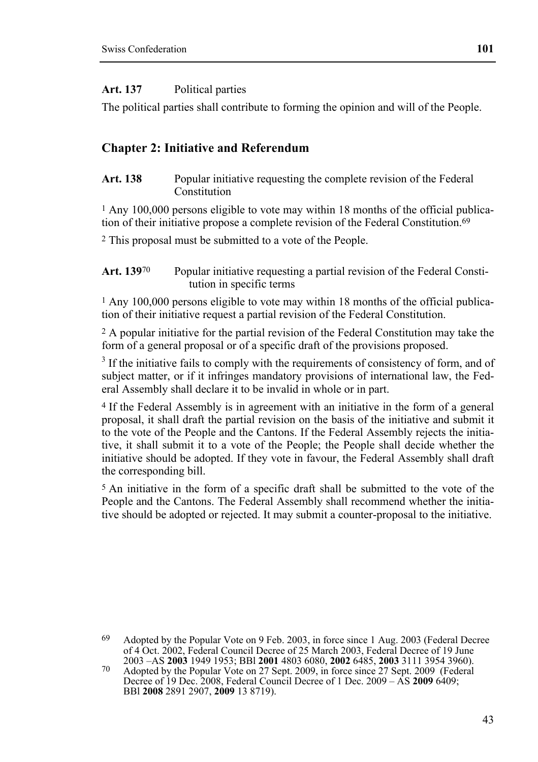**Art. 137** Political parties

The political parties shall contribute to forming the opinion and will of the People.

## Chapter 2: Initiative and Referendum

**Art. 138** Popular initiative requesting the complete revision of the Federal Constitution

[1] Any 100,000 persons eligible to vote may within 18 months of the official publication of their initiative propose a complete revision of the Federal Constitution.[69]

[2] This proposal must be submitted to a vote of the People.

**Art. 139**[70] Popular initiative requesting a partial revision of the Federal Constitution in specific terms

[1] Any 100,000 persons eligible to vote may within 18 months of the official publication of their initiative request a partial revision of the Federal Constitution.

[2] A popular initiative for the partial revision of the Federal Constitution may take the form of a general proposal or of a specific draft of the provisions proposed.

[3] If the initiative fails to comply with the requirements of consistency of form, and of subject matter, or if it infringes mandatory provisions of international law, the Federal Assembly shall declare it to be invalid in whole or in part.

[4] If the Federal Assembly is in agreement with an initiative in the form of a general proposal, it shall draft the partial revision on the basis of the initiative and submit it to the vote of the People and the Cantons. If the Federal Assembly rejects the initiative, it shall submit it to a vote of the People; the People shall decide whether the initiative should be adopted. If they vote in favour, the Federal Assembly shall draft the corresponding bill.

[5] An initiative in the form of a specific draft shall be submitted to the vote of the People and the Cantons. The Federal Assembly shall recommend whether the initiative should be adopted or rejected. It may submit a counter-proposal to the initiative.

---

[69] Adopted by the Popular Vote on 9 Feb. 2003, in force since 1 Aug. 2003 (Federal Decree of 4 Oct. 2002, Federal Council Decree of 25 March 2003, Federal Decree of 19 June 2003 –AS **2003** 1949 1953; BBl **2001** 4803 6080, **2002** 6485, **2003** 3111 3954 3960).

[70] Adopted by the Popular Vote on 27 Sept. 2009, in force since 27 Sept. 2009 (Federal Decree of 19 Dec. 2008, Federal Council Decree of 1 Dec. 2009 – AS **2009** 6409; BBl **2008** 2891 2907, **2009** 13 8719).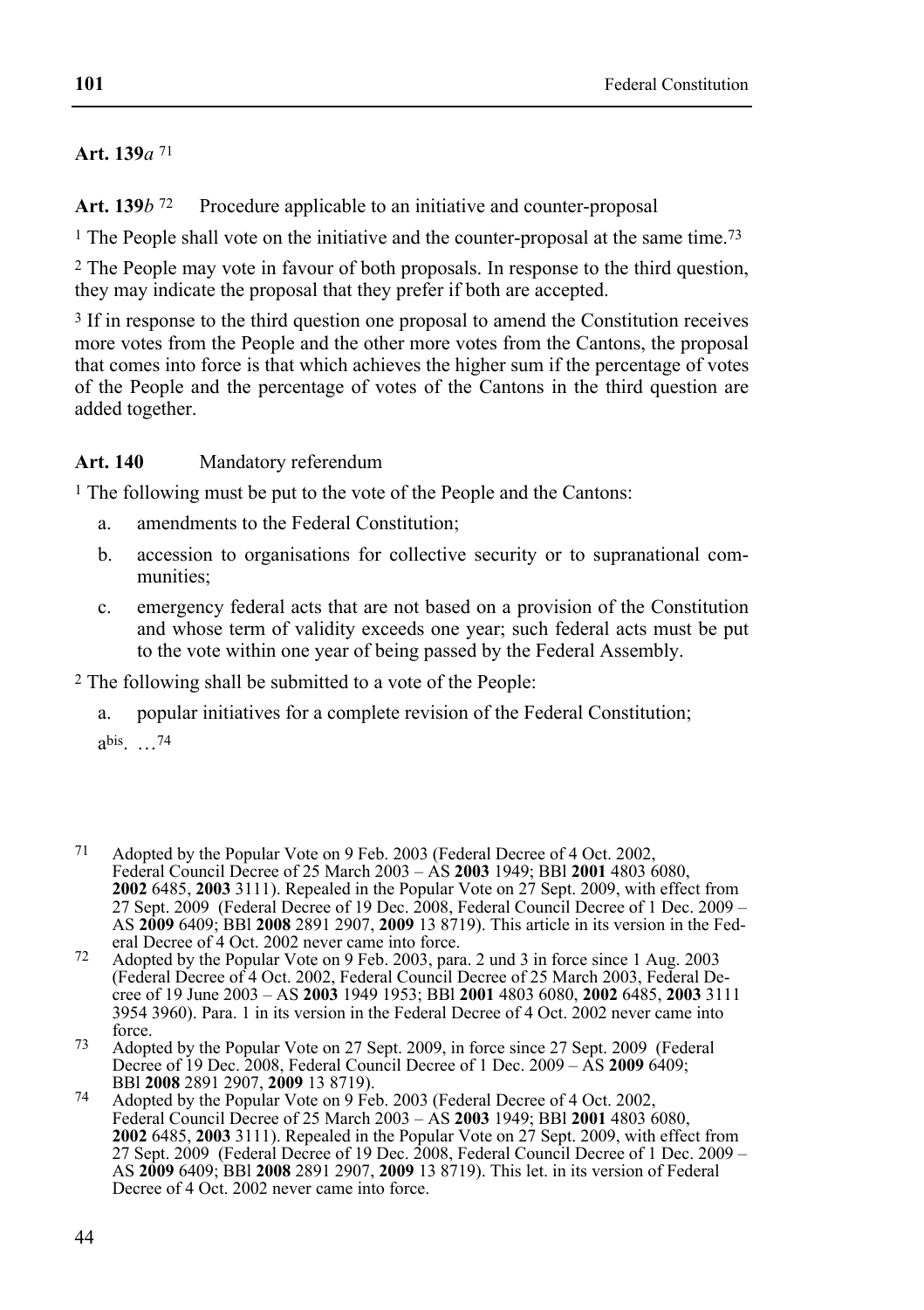**Art. 139*a*** [71]

**Art. 139*b*** [72] Procedure applicable to an initiative and counter-proposal

[1] The People shall vote on the initiative and the counter-proposal at the same time.[73]

[2] The People may vote in favour of both proposals. In response to the third question, they may indicate the proposal that they prefer if both are accepted.

[3] If in response to the third question one proposal to amend the Constitution receives more votes from the People and the other more votes from the Cantons, the proposal that comes into force is that which achieves the higher sum if the percentage of votes of the People and the percentage of votes of the Cantons in the third question are added together.

**Art. 140** Mandatory referendum

[1] The following must be put to the vote of the People and the Cantons:

a. amendments to the Federal Constitution;

b. accession to organisations for collective security or to supranational communities;

c. emergency federal acts that are not based on a provision of the Constitution and whose term of validity exceeds one year; such federal acts must be put to the vote within one year of being passed by the Federal Assembly.

[2] The following shall be submitted to a vote of the People:

a. popular initiatives for a complete revision of the Federal Constitution;

a[bis]. …[74]

---

[71] Adopted by the Popular Vote on 9 Feb. 2003 (Federal Decree of 4 Oct. 2002, Federal Council Decree of 25 March 2003 – AS **2003** 1949; BBl **2001** 4803 6080, **2002** 6485, **2003** 3111). Repealed in the Popular Vote on 27 Sept. 2009, with effect from 27 Sept. 2009 (Federal Decree of 19 Dec. 2008, Federal Council Decree of 1 Dec. 2009 – AS **2009** 6409; BBl **2008** 2891 2907, **2009** 13 8719). This article in its version in the Federal Decree of 4 Oct. 2002 never came into force.

[72] Adopted by the Popular Vote on 9 Feb. 2003, para. 2 und 3 in force since 1 Aug. 2003 (Federal Decree of 4 Oct. 2002, Federal Council Decree of 25 March 2003, Federal Decree of 19 June 2003 – AS **2003** 1949 1953; BBl **2001** 4803 6080, **2002** 6485, **2003** 3111 3954 3960). Para. 1 in its version in the Federal Decree of 4 Oct. 2002 never came into force.

[73] Adopted by the Popular Vote on 27 Sept. 2009, in force since 27 Sept. 2009 (Federal Decree of 19 Dec. 2008, Federal Council Decree of 1 Dec. 2009 – AS **2009** 6409; BBl **2008** 2891 2907, **2009** 13 8719).

[74] Adopted by the Popular Vote on 9 Feb. 2003 (Federal Decree of 4 Oct. 2002, Federal Council Decree of 25 March 2003 – AS **2003** 1949; BBl **2001** 4803 6080, **2002** 6485, **2003** 3111). Repealed in the Popular Vote on 27 Sept. 2009, with effect from 27 Sept. 2009 (Federal Decree of 19 Dec. 2008, Federal Council Decree of 1 Dec. 2009 – AS **2009** 6409; BBl **2008** 2891 2907, **2009** 13 8719). This let. in its version of Federal Decree of 4 Oct. 2002 never came into force.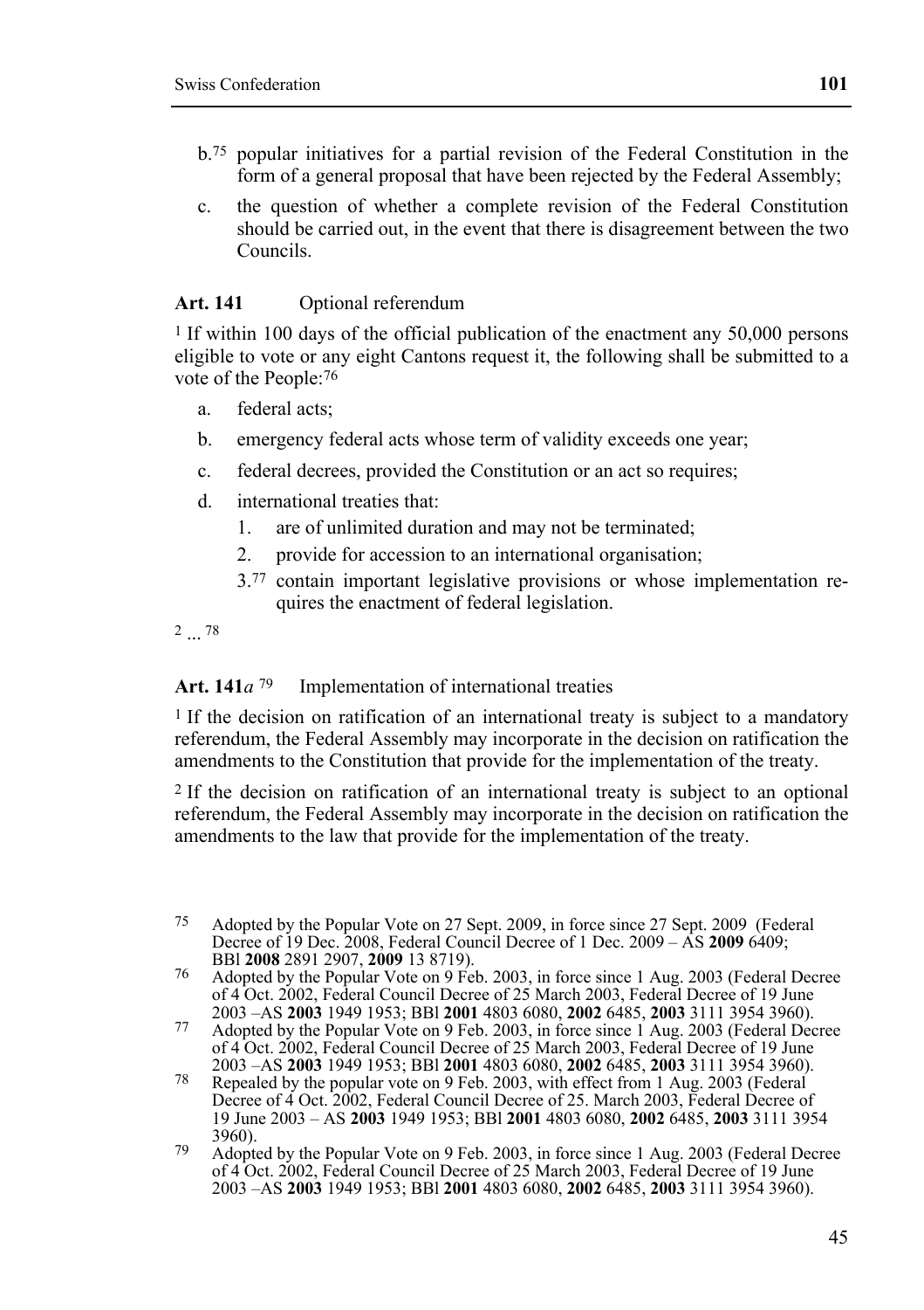b.[75] popular initiatives for a partial revision of the Federal Constitution in the form of a general proposal that have been rejected by the Federal Assembly;

c. the question of whether a complete revision of the Federal Constitution should be carried out, in the event that there is disagreement between the two Councils.

### Art. 141 Optional referendum

[1] If within 100 days of the official publication of the enactment any 50,000 persons eligible to vote or any eight Cantons request it, the following shall be submitted to a vote of the People:[76]

a. federal acts;

b. emergency federal acts whose term of validity exceeds one year;

c. federal decrees, provided the Constitution or an act so requires;

d. international treaties that:
   1. are of unlimited duration and may not be terminated;
   2. provide for accession to an international organisation;
   3.[77] contain important legislative provisions or whose implementation requires the enactment of federal legislation.

[2] ... [78]

### Art. 141*a* [79] Implementation of international treaties

[1] If the decision on ratification of an international treaty is subject to a mandatory referendum, the Federal Assembly may incorporate in the decision on ratification the amendments to the Constitution that provide for the implementation of the treaty.

[2] If the decision on ratification of an international treaty is subject to an optional referendum, the Federal Assembly may incorporate in the decision on ratification the amendments to the law that provide for the implementation of the treaty.

---

75 Adopted by the Popular Vote on 27 Sept. 2009, in force since 27 Sept. 2009 (Federal Decree of 19 Dec. 2008, Federal Council Decree of 1 Dec. 2009 – AS **2009** 6409; BBl **2008** 2891 2907, **2009** 13 8719).

76 Adopted by the Popular Vote on 9 Feb. 2003, in force since 1 Aug. 2003 (Federal Decree of 4 Oct. 2002, Federal Council Decree of 25 March 2003, Federal Decree of 19 June 2003 –AS **2003** 1949 1953; BBl **2001** 4803 6080, **2002** 6485, **2003** 3111 3954 3960).

77 Adopted by the Popular Vote on 9 Feb. 2003, in force since 1 Aug. 2003 (Federal Decree of 4 Oct. 2002, Federal Council Decree of 25 March 2003, Federal Decree of 19 June 2003 –AS **2003** 1949 1953; BBl **2001** 4803 6080, **2002** 6485, **2003** 3111 3954 3960).

78 Repealed by the popular vote on 9 Feb. 2003, with effect from 1 Aug. 2003 (Federal Decree of 4 Oct. 2002, Federal Council Decree of 25. March 2003, Federal Decree of 19 June 2003 – AS **2003** 1949 1953; BBl **2001** 4803 6080, **2002** 6485, **2003** 3111 3954 3960).

79 Adopted by the Popular Vote on 9 Feb. 2003, in force since 1 Aug. 2003 (Federal Decree of 4 Oct. 2002, Federal Council Decree of 25 March 2003, Federal Decree of 19 June 2003 –AS **2003** 1949 1953; BBl **2001** 4803 6080, **2002** 6485, **2003** 3111 3954 3960).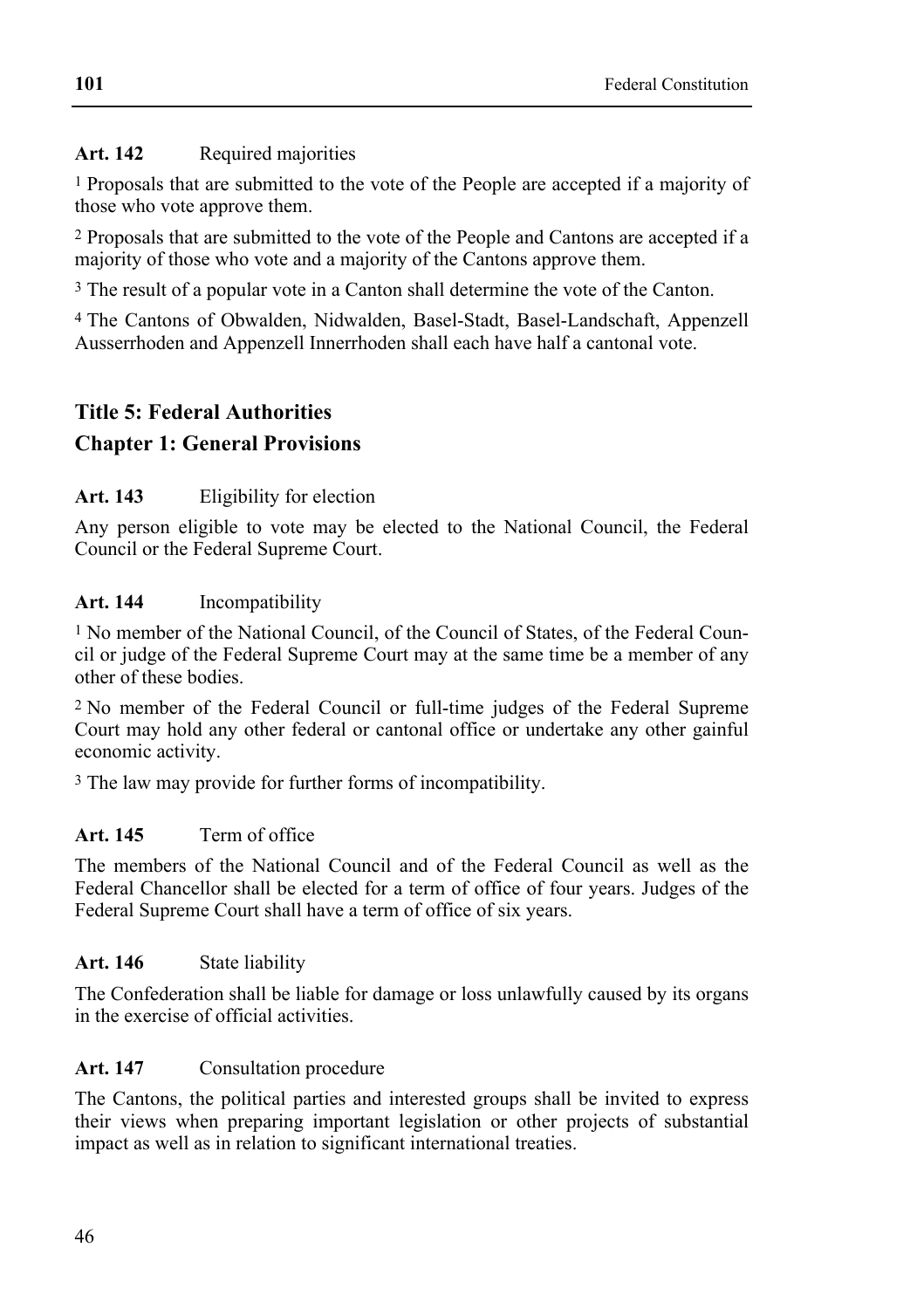**Art. 142** Required majorities

[1] Proposals that are submitted to the vote of the People are accepted if a majority of those who vote approve them.

[2] Proposals that are submitted to the vote of the People and Cantons are accepted if a majority of those who vote and a majority of the Cantons approve them.

[3] The result of a popular vote in a Canton shall determine the vote of the Canton.

[4] The Cantons of Obwalden, Nidwalden, Basel-Stadt, Basel-Landschaft, Appenzell Ausserrhoden and Appenzell Innerrhoden shall each have half a cantonal vote.

## Title 5: Federal Authorities

## Chapter 1: General Provisions

**Art. 143** Eligibility for election

Any person eligible to vote may be elected to the National Council, the Federal Council or the Federal Supreme Court.

**Art. 144** Incompatibility

[1] No member of the National Council, of the Council of States, of the Federal Council or judge of the Federal Supreme Court may at the same time be a member of any other of these bodies.

[2] No member of the Federal Council or full-time judges of the Federal Supreme Court may hold any other federal or cantonal office or undertake any other gainful economic activity.

[3] The law may provide for further forms of incompatibility.

**Art. 145** Term of office

The members of the National Council and of the Federal Council as well as the Federal Chancellor shall be elected for a term of office of four years. Judges of the Federal Supreme Court shall have a term of office of six years.

**Art. 146** State liability

The Confederation shall be liable for damage or loss unlawfully caused by its organs in the exercise of official activities.

**Art. 147** Consultation procedure

The Cantons, the political parties and interested groups shall be invited to express their views when preparing important legislation or other projects of substantial impact as well as in relation to significant international treaties.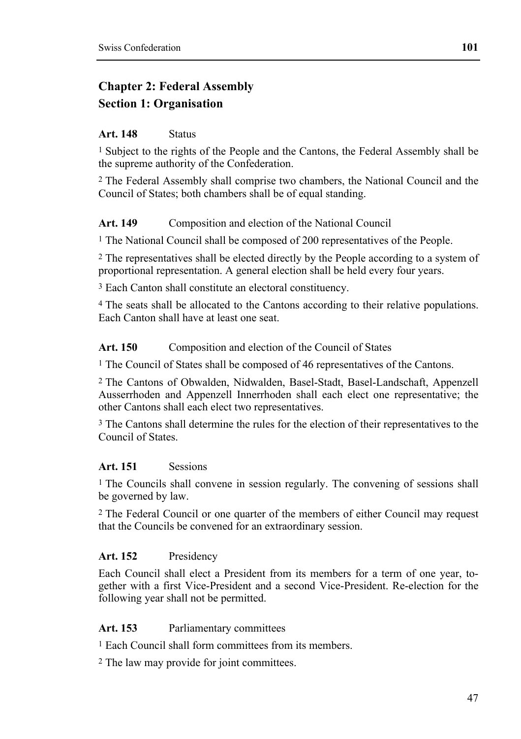## Chapter 2: Federal Assembly

### Section 1: Organisation

**Art. 148** Status

[1] Subject to the rights of the People and the Cantons, the Federal Assembly shall be the supreme authority of the Confederation.

[2] The Federal Assembly shall comprise two chambers, the National Council and the Council of States; both chambers shall be of equal standing.

**Art. 149** Composition and election of the National Council

[1] The National Council shall be composed of 200 representatives of the People.

[2] The representatives shall be elected directly by the People according to a system of proportional representation. A general election shall be held every four years.

[3] Each Canton shall constitute an electoral constituency.

[4] The seats shall be allocated to the Cantons according to their relative populations. Each Canton shall have at least one seat.

**Art. 150** Composition and election of the Council of States

[1] The Council of States shall be composed of 46 representatives of the Cantons.

[2] The Cantons of Obwalden, Nidwalden, Basel-Stadt, Basel-Landschaft, Appenzell Ausserrhoden and Appenzell Innerrhoden shall each elect one representative; the other Cantons shall each elect two representatives.

[3] The Cantons shall determine the rules for the election of their representatives to the Council of States.

**Art. 151** Sessions

[1] The Councils shall convene in session regularly. The convening of sessions shall be governed by law.

[2] The Federal Council or one quarter of the members of either Council may request that the Councils be convened for an extraordinary session.

**Art. 152** Presidency

Each Council shall elect a President from its members for a term of one year, together with a first Vice-President and a second Vice-President. Re-election for the following year shall not be permitted.

**Art. 153** Parliamentary committees

[1] Each Council shall form committees from its members.

[2] The law may provide for joint committees.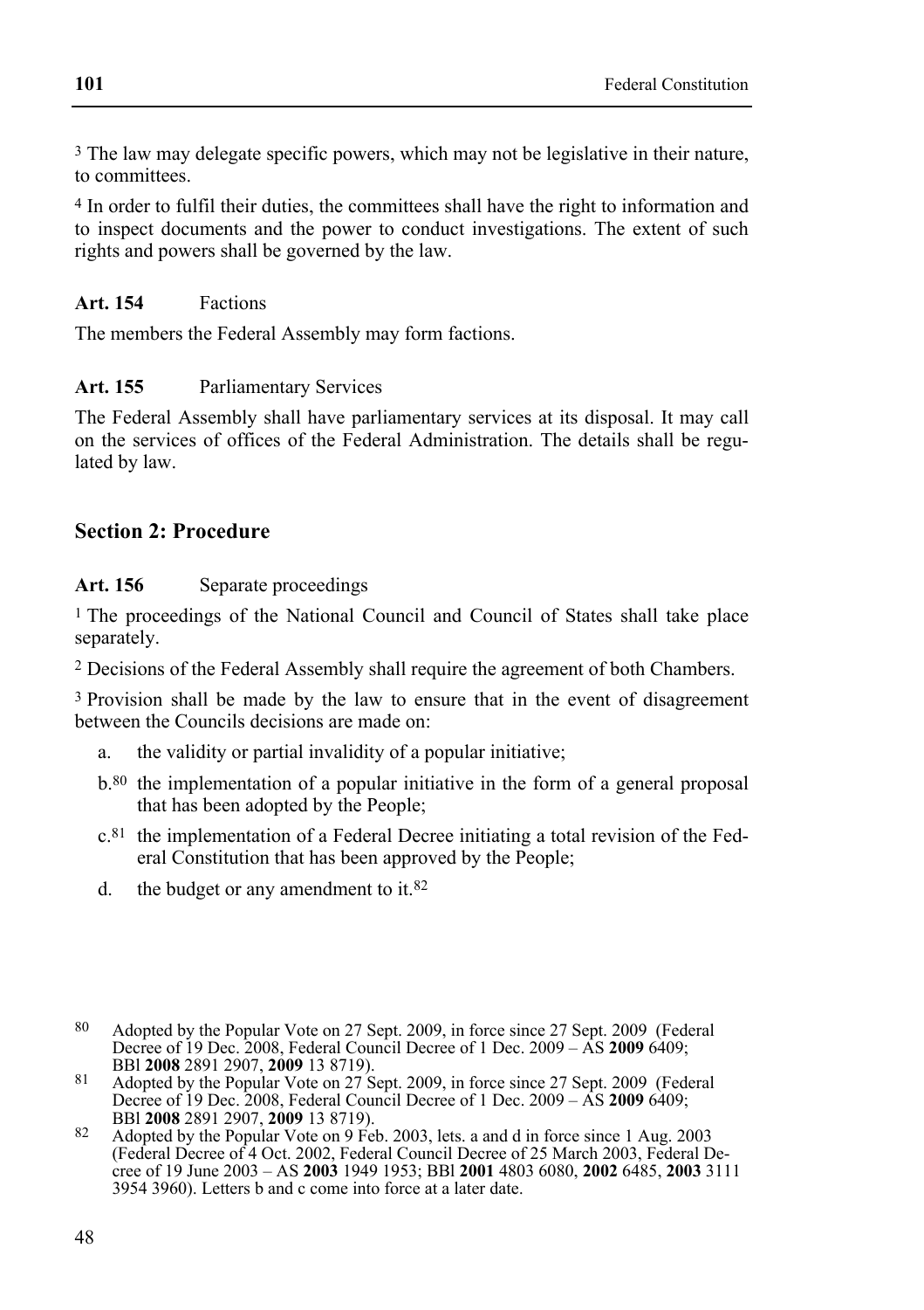[3] The law may delegate specific powers, which may not be legislative in their nature, to committees.

[4] In order to fulfil their duties, the committees shall have the right to information and to inspect documents and the power to conduct investigations. The extent of such rights and powers shall be governed by the law.

**Art. 154** Factions

The members the Federal Assembly may form factions.

**Art. 155** Parliamentary Services

The Federal Assembly shall have parliamentary services at its disposal. It may call on the services of offices of the Federal Administration. The details shall be regulated by law.

## Section 2: Procedure

**Art. 156** Separate proceedings

[1] The proceedings of the National Council and Council of States shall take place separately.

[2] Decisions of the Federal Assembly shall require the agreement of both Chambers.

[3] Provision shall be made by the law to ensure that in the event of disagreement between the Councils decisions are made on:

a. the validity or partial invalidity of a popular initiative;

b.[80] the implementation of a popular initiative in the form of a general proposal that has been adopted by the People;

c.[81] the implementation of a Federal Decree initiating a total revision of the Federal Constitution that has been approved by the People;

d. the budget or any amendment to it.[82]

---

[80] Adopted by the Popular Vote on 27 Sept. 2009, in force since 27 Sept. 2009 (Federal Decree of 19 Dec. 2008, Federal Council Decree of 1 Dec. 2009 – AS **2009** 6409; BBl **2008** 2891 2907, **2009** 13 8719).

[81] Adopted by the Popular Vote on 27 Sept. 2009, in force since 27 Sept. 2009 (Federal Decree of 19 Dec. 2008, Federal Council Decree of 1 Dec. 2009 – AS **2009** 6409; BBl **2008** 2891 2907, **2009** 13 8719).

[82] Adopted by the Popular Vote on 9 Feb. 2003, lets. a and d in force since 1 Aug. 2003 (Federal Decree of 4 Oct. 2002, Federal Council Decree of 25 March 2003, Federal Decree of 19 June 2003 – AS **2003** 1949 1953; BBl **2001** 4803 6080, **2002** 6485, **2003** 3111 3954 3960). Letters b and c come into force at a later date.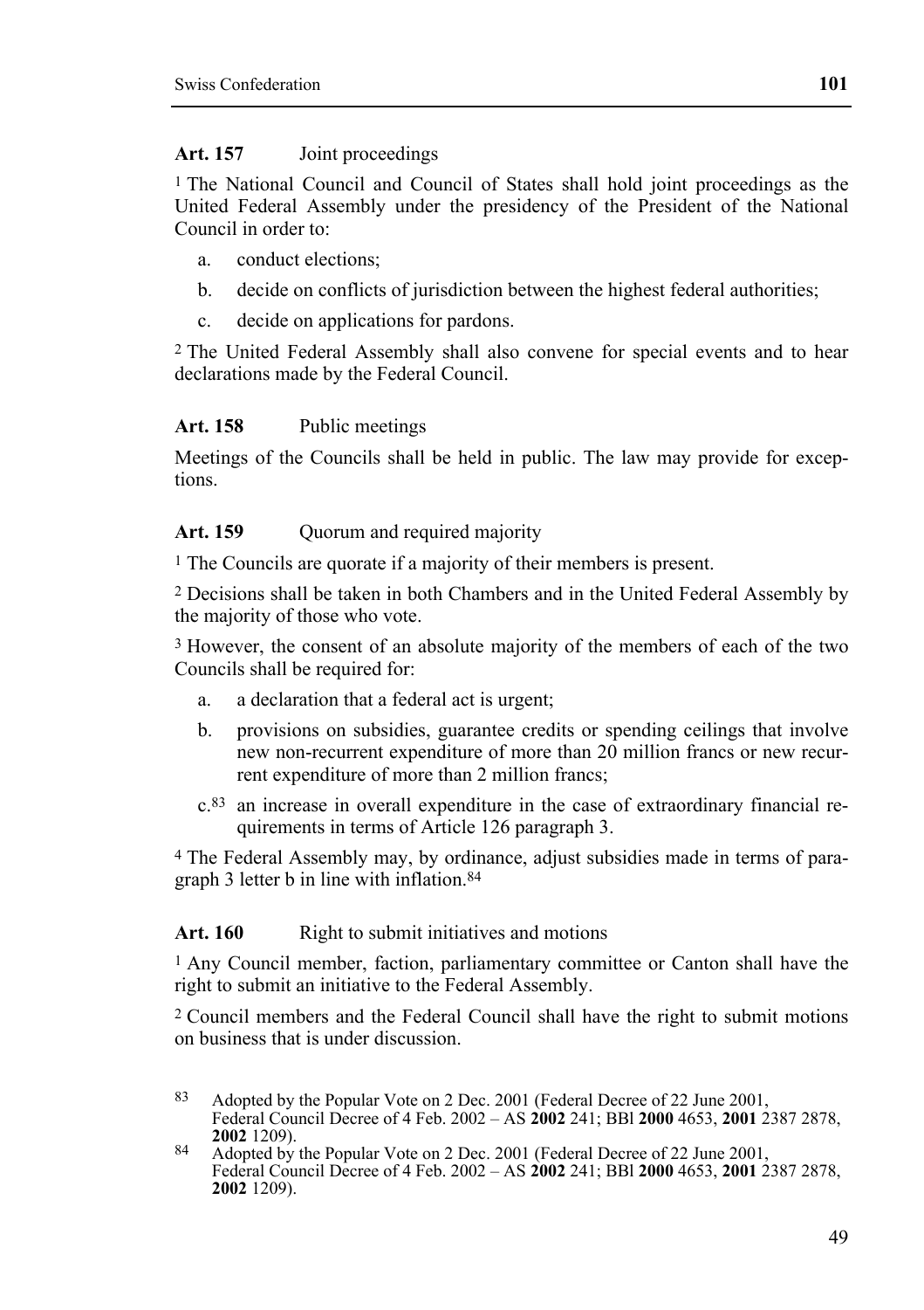**Art. 157** Joint proceedings

[1] The National Council and Council of States shall hold joint proceedings as the United Federal Assembly under the presidency of the President of the National Council in order to:

a. conduct elections;

b. decide on conflicts of jurisdiction between the highest federal authorities;

c. decide on applications for pardons.

[2] The United Federal Assembly shall also convene for special events and to hear declarations made by the Federal Council.

**Art. 158** Public meetings

Meetings of the Councils shall be held in public. The law may provide for exceptions.

**Art. 159** Quorum and required majority

[1] The Councils are quorate if a majority of their members is present.

[2] Decisions shall be taken in both Chambers and in the United Federal Assembly by the majority of those who vote.

[3] However, the consent of an absolute majority of the members of each of the two Councils shall be required for:

a. a declaration that a federal act is urgent;

b. provisions on subsidies, guarantee credits or spending ceilings that involve new non-recurrent expenditure of more than 20 million francs or new recurrent expenditure of more than 2 million francs;

c.[83] an increase in overall expenditure in the case of extraordinary financial requirements in terms of Article 126 paragraph 3.

[4] The Federal Assembly may, by ordinance, adjust subsidies made in terms of paragraph 3 letter b in line with inflation.[84]

**Art. 160** Right to submit initiatives and motions

[1] Any Council member, faction, parliamentary committee or Canton shall have the right to submit an initiative to the Federal Assembly.

[2] Council members and the Federal Council shall have the right to submit motions on business that is under discussion.

---

[83] Adopted by the Popular Vote on 2 Dec. 2001 (Federal Decree of 22 June 2001, Federal Council Decree of 4 Feb. 2002 – AS **2002** 241; BBl **2000** 4653, **2001** 2387 2878, **2002** 1209).

[84] Adopted by the Popular Vote on 2 Dec. 2001 (Federal Decree of 22 June 2001, Federal Council Decree of 4 Feb. 2002 – AS **2002** 241; BBl **2000** 4653, **2001** 2387 2878, **2002** 1209).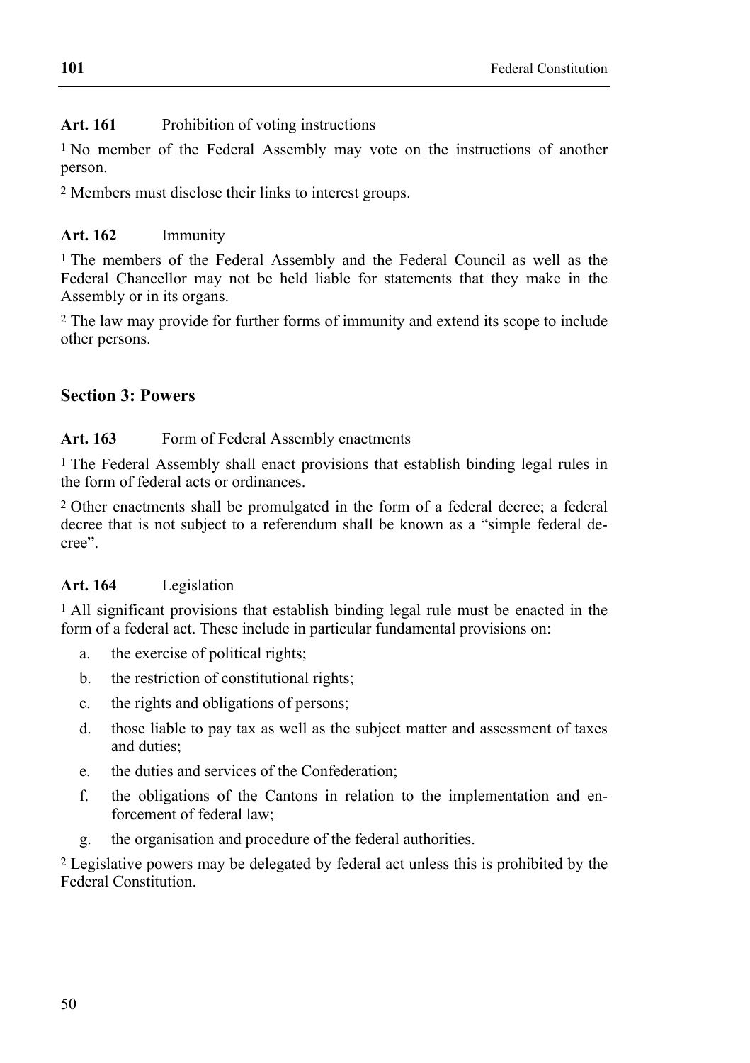**Art. 161** Prohibition of voting instructions

[1] No member of the Federal Assembly may vote on the instructions of another person.

[2] Members must disclose their links to interest groups.

**Art. 162** Immunity

[1] The members of the Federal Assembly and the Federal Council as well as the Federal Chancellor may not be held liable for statements that they make in the Assembly or in its organs.

[2] The law may provide for further forms of immunity and extend its scope to include other persons.

## Section 3: Powers

**Art. 163** Form of Federal Assembly enactments

[1] The Federal Assembly shall enact provisions that establish binding legal rules in the form of federal acts or ordinances.

[2] Other enactments shall be promulgated in the form of a federal decree; a federal decree that is not subject to a referendum shall be known as a "simple federal decree".

**Art. 164** Legislation

[1] All significant provisions that establish binding legal rule must be enacted in the form of a federal act. These include in particular fundamental provisions on:

a. the exercise of political rights;

b. the restriction of constitutional rights;

c. the rights and obligations of persons;

d. those liable to pay tax as well as the subject matter and assessment of taxes and duties;

e. the duties and services of the Confederation;

f. the obligations of the Cantons in relation to the implementation and enforcement of federal law;

g. the organisation and procedure of the federal authorities.

[2] Legislative powers may be delegated by federal act unless this is prohibited by the Federal Constitution.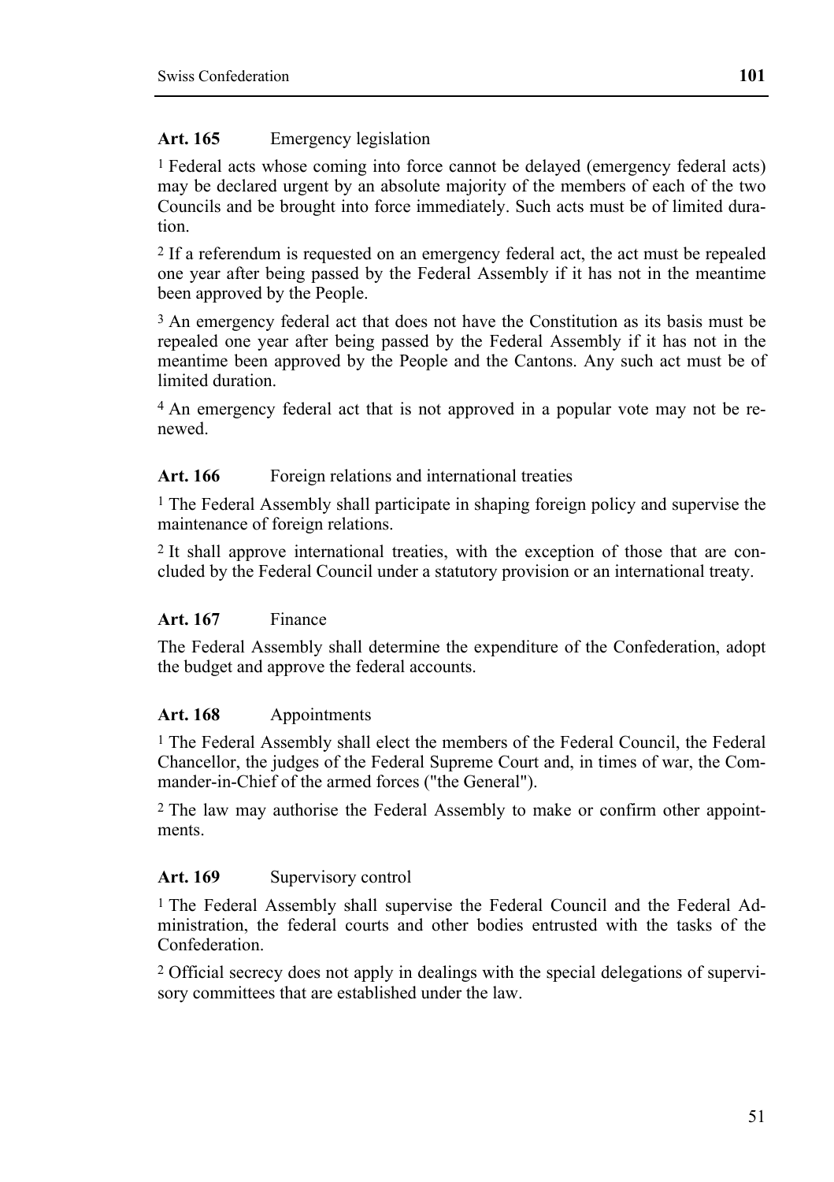**Art. 165** Emergency legislation

[1] Federal acts whose coming into force cannot be delayed (emergency federal acts) may be declared urgent by an absolute majority of the members of each of the two Councils and be brought into force immediately. Such acts must be of limited duration.

[2] If a referendum is requested on an emergency federal act, the act must be repealed one year after being passed by the Federal Assembly if it has not in the meantime been approved by the People.

[3] An emergency federal act that does not have the Constitution as its basis must be repealed one year after being passed by the Federal Assembly if it has not in the meantime been approved by the People and the Cantons. Any such act must be of limited duration.

[4] An emergency federal act that is not approved in a popular vote may not be renewed.

**Art. 166** Foreign relations and international treaties

[1] The Federal Assembly shall participate in shaping foreign policy and supervise the maintenance of foreign relations.

[2] It shall approve international treaties, with the exception of those that are concluded by the Federal Council under a statutory provision or an international treaty.

**Art. 167** Finance

The Federal Assembly shall determine the expenditure of the Confederation, adopt the budget and approve the federal accounts.

**Art. 168** Appointments

[1] The Federal Assembly shall elect the members of the Federal Council, the Federal Chancellor, the judges of the Federal Supreme Court and, in times of war, the Commander-in-Chief of the armed forces ("the General").

[2] The law may authorise the Federal Assembly to make or confirm other appointments.

**Art. 169** Supervisory control

[1] The Federal Assembly shall supervise the Federal Council and the Federal Administration, the federal courts and other bodies entrusted with the tasks of the Confederation.

[2] Official secrecy does not apply in dealings with the special delegations of supervisory committees that are established under the law.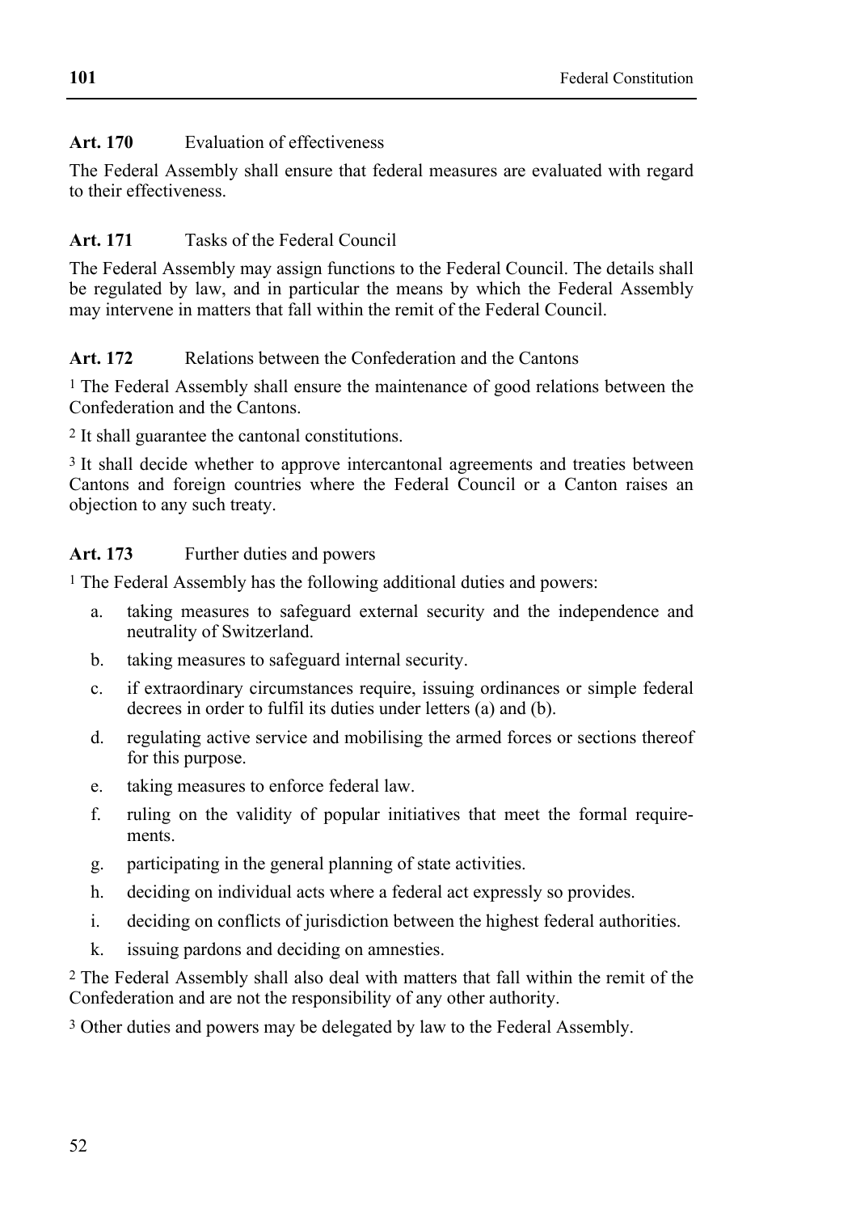**Art. 170** Evaluation of effectiveness

The Federal Assembly shall ensure that federal measures are evaluated with regard to their effectiveness.

**Art. 171** Tasks of the Federal Council

The Federal Assembly may assign functions to the Federal Council. The details shall be regulated by law, and in particular the means by which the Federal Assembly may intervene in matters that fall within the remit of the Federal Council.

**Art. 172** Relations between the Confederation and the Cantons

1 The Federal Assembly shall ensure the maintenance of good relations between the Confederation and the Cantons.

2 It shall guarantee the cantonal constitutions.

3 It shall decide whether to approve intercantonal agreements and treaties between Cantons and foreign countries where the Federal Council or a Canton raises an objection to any such treaty.

**Art. 173** Further duties and powers

1 The Federal Assembly has the following additional duties and powers:

a. taking measures to safeguard external security and the independence and neutrality of Switzerland.

b. taking measures to safeguard internal security.

c. if extraordinary circumstances require, issuing ordinances or simple federal decrees in order to fulfil its duties under letters (a) and (b).

d. regulating active service and mobilising the armed forces or sections thereof for this purpose.

e. taking measures to enforce federal law.

f. ruling on the validity of popular initiatives that meet the formal requirements.

g. participating in the general planning of state activities.

h. deciding on individual acts where a federal act expressly so provides.

i. deciding on conflicts of jurisdiction between the highest federal authorities.

k. issuing pardons and deciding on amnesties.

2 The Federal Assembly shall also deal with matters that fall within the remit of the Confederation and are not the responsibility of any other authority.

3 Other duties and powers may be delegated by law to the Federal Assembly.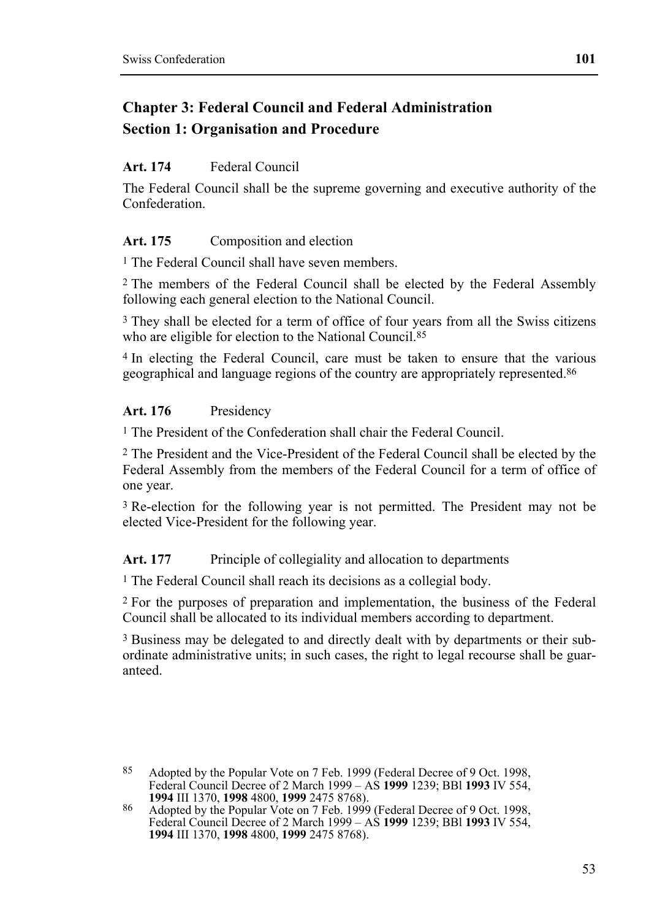## Chapter 3: Federal Council and Federal Administration

### Section 1: Organisation and Procedure

**Art. 174** Federal Council

The Federal Council shall be the supreme governing and executive authority of the Confederation.

**Art. 175** Composition and election

[1] The Federal Council shall have seven members.

[2] The members of the Federal Council shall be elected by the Federal Assembly following each general election to the National Council.

[3] They shall be elected for a term of office of four years from all the Swiss citizens who are eligible for election to the National Council.[85]

[4] In electing the Federal Council, care must be taken to ensure that the various geographical and language regions of the country are appropriately represented.[86]

**Art. 176** Presidency

[1] The President of the Confederation shall chair the Federal Council.

[2] The President and the Vice-President of the Federal Council shall be elected by the Federal Assembly from the members of the Federal Council for a term of office of one year.

[3] Re-election for the following year is not permitted. The President may not be elected Vice-President for the following year.

**Art. 177** Principle of collegiality and allocation to departments

[1] The Federal Council shall reach its decisions as a collegial body.

[2] For the purposes of preparation and implementation, the business of the Federal Council shall be allocated to its individual members according to department.

[3] Business may be delegated to and directly dealt with by departments or their subordinate administrative units; in such cases, the right to legal recourse shall be guaranteed.

---

[85] Adopted by the Popular Vote on 7 Feb. 1999 (Federal Decree of 9 Oct. 1998, Federal Council Decree of 2 March 1999 – AS **1999** 1239; BBl **1993** IV 554, **1994** III 1370, **1998** 4800, **1999** 2475 8768).

[86] Adopted by the Popular Vote on 7 Feb. 1999 (Federal Decree of 9 Oct. 1998, Federal Council Decree of 2 March 1999 – AS **1999** 1239; BBl **1993** IV 554, **1994** III 1370, **1998** 4800, **1999** 2475 8768).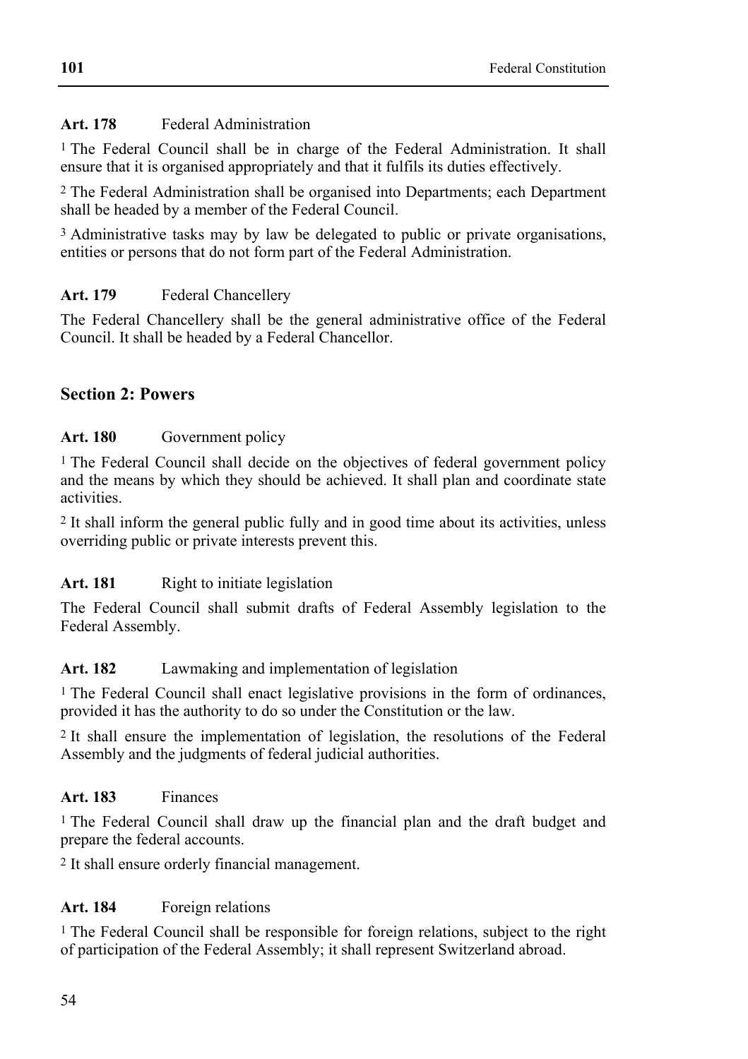**Art. 178** Federal Administration

1 The Federal Council shall be in charge of the Federal Administration. It shall ensure that it is organised appropriately and that it fulfils its duties effectively.

2 The Federal Administration shall be organised into Departments; each Department shall be headed by a member of the Federal Council.

3 Administrative tasks may by law be delegated to public or private organisations, entities or persons that do not form part of the Federal Administration.

**Art. 179** Federal Chancellery

The Federal Chancellery shall be the general administrative office of the Federal Council. It shall be headed by a Federal Chancellor.

## Section 2: Powers

**Art. 180** Government policy

1 The Federal Council shall decide on the objectives of federal government policy and the means by which they should be achieved. It shall plan and coordinate state activities.

2 It shall inform the general public fully and in good time about its activities, unless overriding public or private interests prevent this.

**Art. 181** Right to initiate legislation

The Federal Council shall submit drafts of Federal Assembly legislation to the Federal Assembly.

**Art. 182** Lawmaking and implementation of legislation

1 The Federal Council shall enact legislative provisions in the form of ordinances, provided it has the authority to do so under the Constitution or the law.

2 It shall ensure the implementation of legislation, the resolutions of the Federal Assembly and the judgments of federal judicial authorities.

**Art. 183** Finances

1 The Federal Council shall draw up the financial plan and the draft budget and prepare the federal accounts.

2 It shall ensure orderly financial management.

**Art. 184** Foreign relations

1 The Federal Council shall be responsible for foreign relations, subject to the right of participation of the Federal Assembly; it shall represent Switzerland abroad.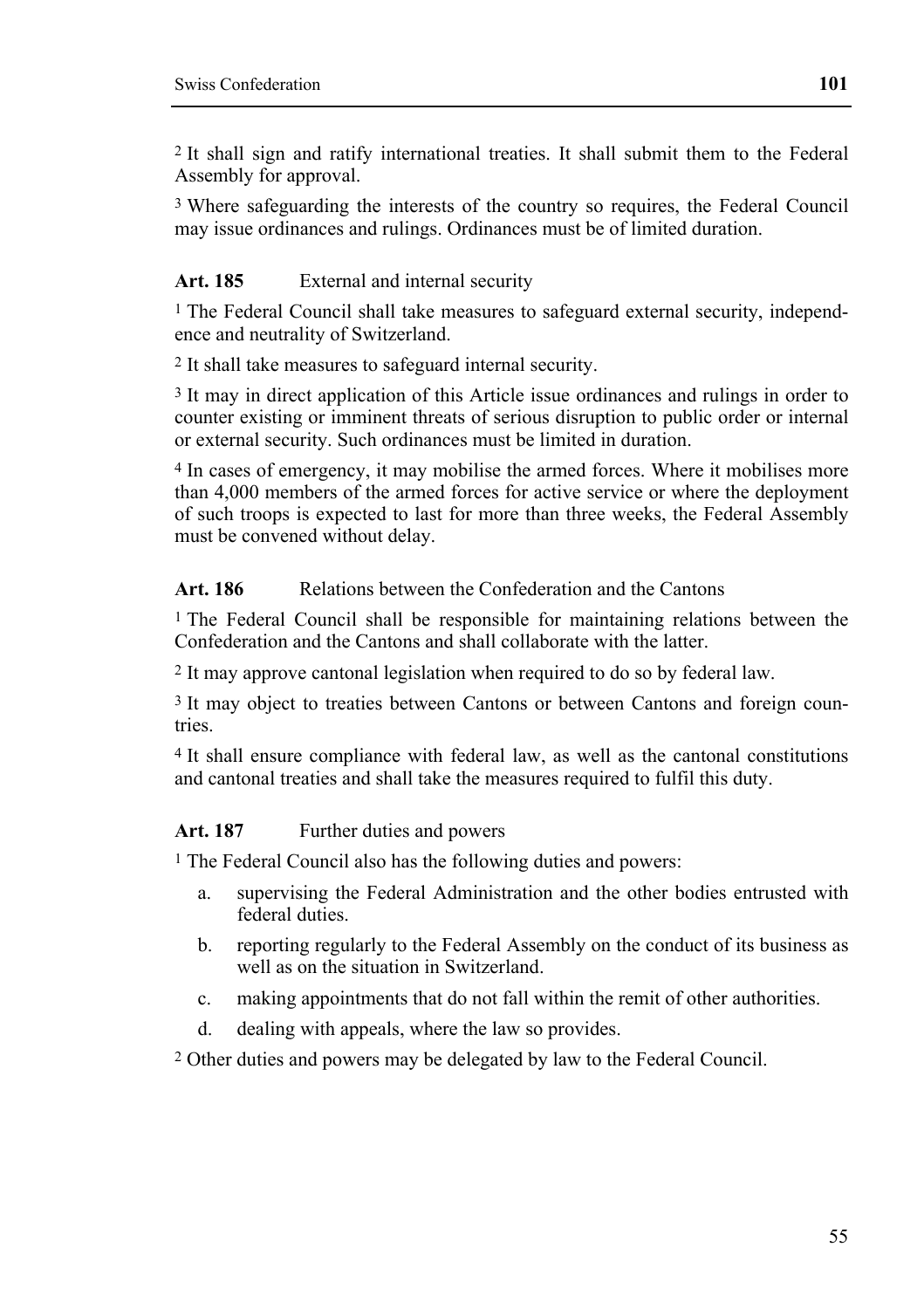[2] It shall sign and ratify international treaties. It shall submit them to the Federal Assembly for approval.

[3] Where safeguarding the interests of the country so requires, the Federal Council may issue ordinances and rulings. Ordinances must be of limited duration.

### Art. 185 External and internal security

[1] The Federal Council shall take measures to safeguard external security, independence and neutrality of Switzerland.

[2] It shall take measures to safeguard internal security.

[3] It may in direct application of this Article issue ordinances and rulings in order to counter existing or imminent threats of serious disruption to public order or internal or external security. Such ordinances must be limited in duration.

[4] In cases of emergency, it may mobilise the armed forces. Where it mobilises more than 4,000 members of the armed forces for active service or where the deployment of such troops is expected to last for more than three weeks, the Federal Assembly must be convened without delay.

### Art. 186 Relations between the Confederation and the Cantons

[1] The Federal Council shall be responsible for maintaining relations between the Confederation and the Cantons and shall collaborate with the latter.

[2] It may approve cantonal legislation when required to do so by federal law.

[3] It may object to treaties between Cantons or between Cantons and foreign countries.

[4] It shall ensure compliance with federal law, as well as the cantonal constitutions and cantonal treaties and shall take the measures required to fulfil this duty.

### Art. 187 Further duties and powers

[1] The Federal Council also has the following duties and powers:

a. supervising the Federal Administration and the other bodies entrusted with federal duties.

b. reporting regularly to the Federal Assembly on the conduct of its business as well as on the situation in Switzerland.

c. making appointments that do not fall within the remit of other authorities.

d. dealing with appeals, where the law so provides.

[2] Other duties and powers may be delegated by law to the Federal Council.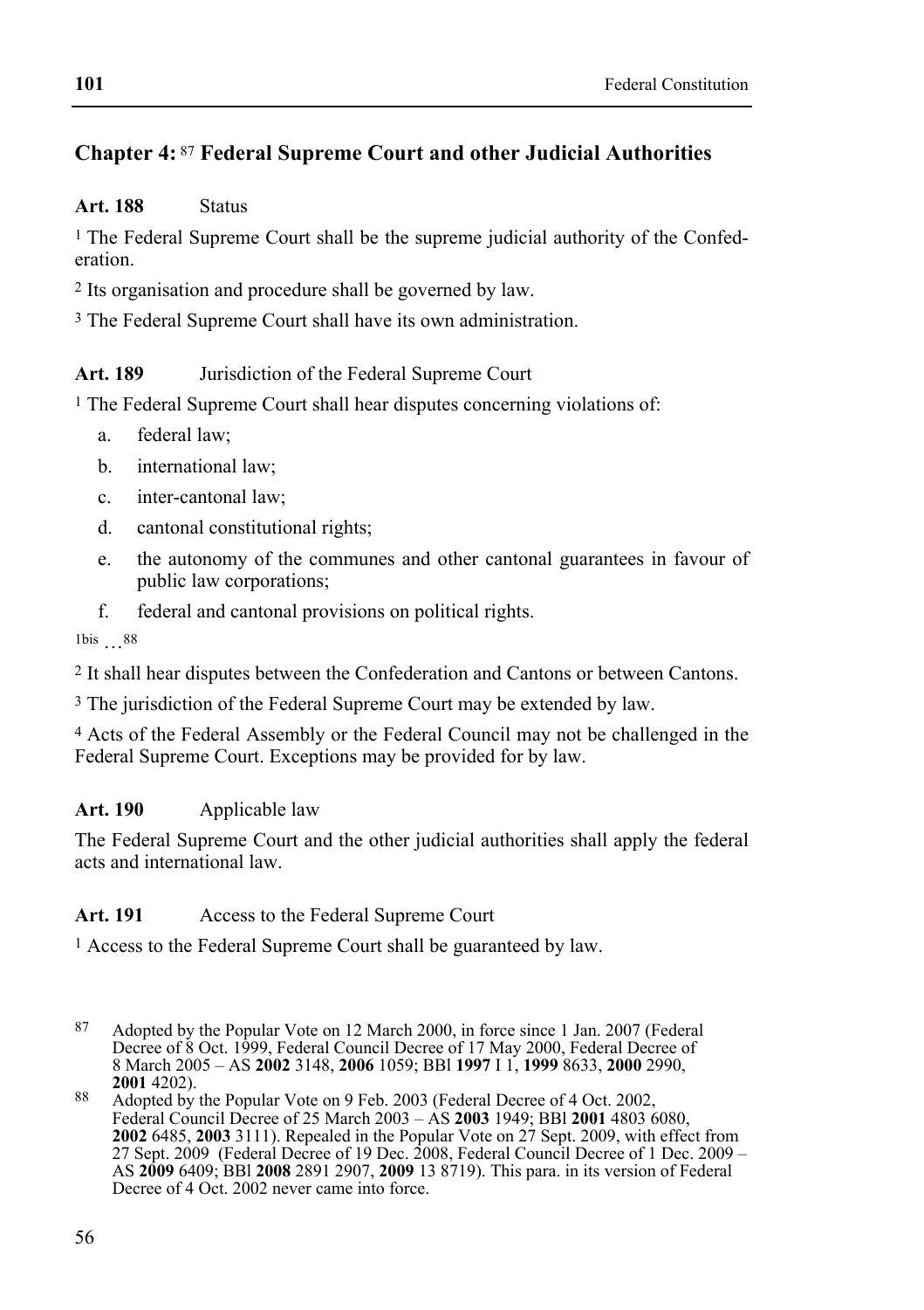## Chapter 4: [87] Federal Supreme Court and other Judicial Authorities

**Art. 188** Status

[1] The Federal Supreme Court shall be the supreme judicial authority of the Confederation.

[2] Its organisation and procedure shall be governed by law.

[3] The Federal Supreme Court shall have its own administration.

**Art. 189** Jurisdiction of the Federal Supreme Court

[1] The Federal Supreme Court shall hear disputes concerning violations of:

a. federal law;
b. international law;
c. inter-cantonal law;
d. cantonal constitutional rights;
e. the autonomy of the communes and other cantonal guarantees in favour of public law corporations;
f. federal and cantonal provisions on political rights.

[1bis] …[88]

[2] It shall hear disputes between the Confederation and Cantons or between Cantons.

[3] The jurisdiction of the Federal Supreme Court may be extended by law.

[4] Acts of the Federal Assembly or the Federal Council may not be challenged in the Federal Supreme Court. Exceptions may be provided for by law.

**Art. 190** Applicable law

The Federal Supreme Court and the other judicial authorities shall apply the federal acts and international law.

**Art. 191** Access to the Federal Supreme Court

[1] Access to the Federal Supreme Court shall be guaranteed by law.

---

87 Adopted by the Popular Vote on 12 March 2000, in force since 1 Jan. 2007 (Federal Decree of 8 Oct. 1999, Federal Council Decree of 17 May 2000, Federal Decree of 8 March 2005 – AS **2002** 3148, **2006** 1059; BBl **1997** I 1, **1999** 8633, **2000** 2990, **2001** 4202).

88 Adopted by the Popular Vote on 9 Feb. 2003 (Federal Decree of 4 Oct. 2002, Federal Council Decree of 25 March 2003 – AS **2003** 1949; BBl **2001** 4803 6080, **2002** 6485, **2003** 3111). Repealed in the Popular Vote on 27 Sept. 2009, with effect from 27 Sept. 2009 (Federal Decree of 19 Dec. 2008, Federal Council Decree of 1 Dec. 2009 – AS **2009** 6409; BBl **2008** 2891 2907, **2009** 13 8719). This para. in its version of Federal Decree of 4 Oct. 2002 never came into force.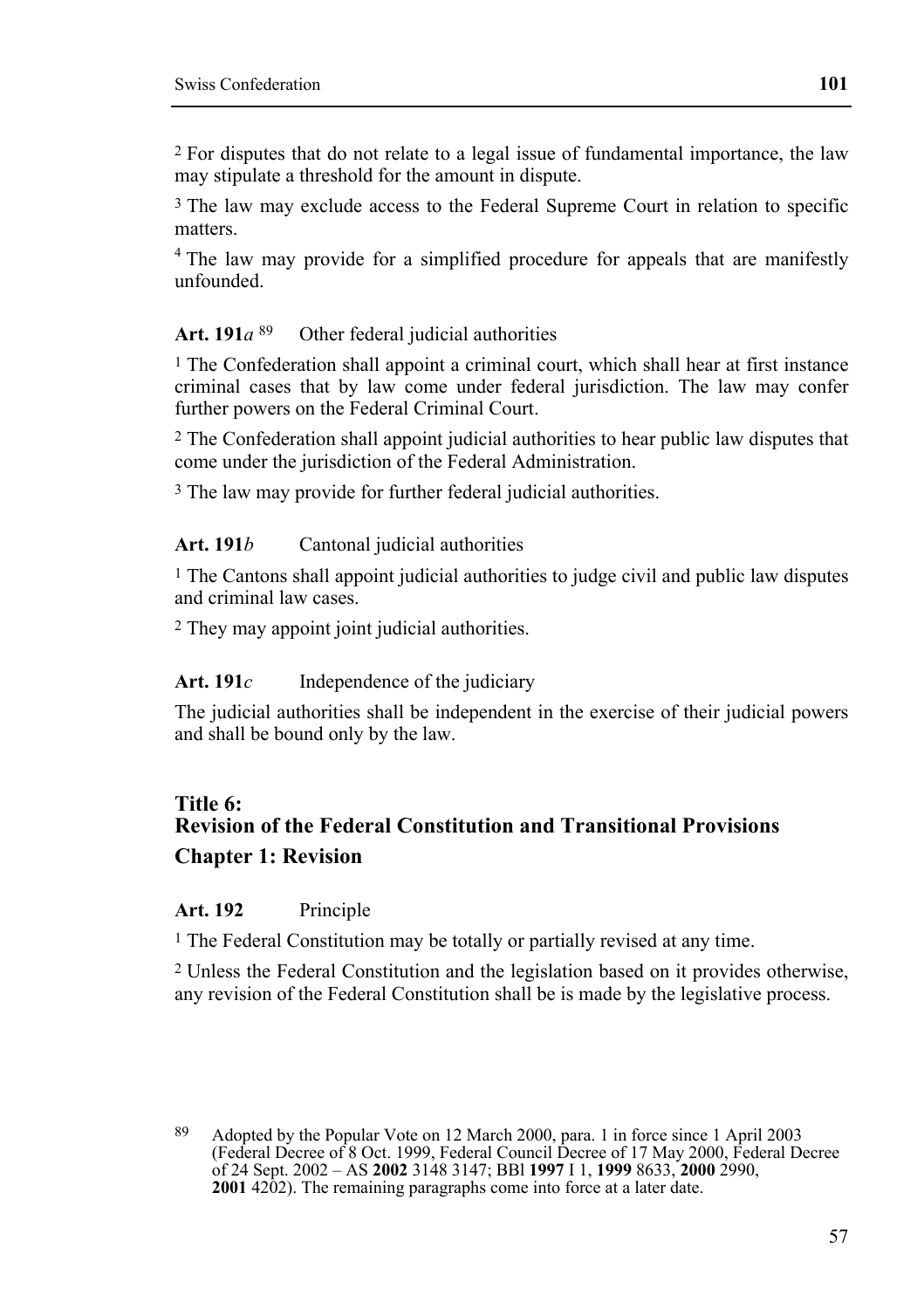[2] For disputes that do not relate to a legal issue of fundamental importance, the law may stipulate a threshold for the amount in dispute.

[3] The law may exclude access to the Federal Supreme Court in relation to specific matters.

[4] The law may provide for a simplified procedure for appeals that are manifestly unfounded.

**Art. 191*a*** [89] Other federal judicial authorities

[1] The Confederation shall appoint a criminal court, which shall hear at first instance criminal cases that by law come under federal jurisdiction. The law may confer further powers on the Federal Criminal Court.

[2] The Confederation shall appoint judicial authorities to hear public law disputes that come under the jurisdiction of the Federal Administration.

[3] The law may provide for further federal judicial authorities.

**Art. 191*b*** Cantonal judicial authorities

[1] The Cantons shall appoint judicial authorities to judge civil and public law disputes and criminal law cases.

[2] They may appoint joint judicial authorities.

**Art. 191*c*** Independence of the judiciary

The judicial authorities shall be independent in the exercise of their judicial powers and shall be bound only by the law.

## Title 6: Revision of the Federal Constitution and Transitional Provisions

## Chapter 1: Revision

**Art. 192** Principle

[1] The Federal Constitution may be totally or partially revised at any time.

[2] Unless the Federal Constitution and the legislation based on it provides otherwise, any revision of the Federal Constitution shall be is made by the legislative process.

---

[89] Adopted by the Popular Vote on 12 March 2000, para. 1 in force since 1 April 2003 (Federal Decree of 8 Oct. 1999, Federal Council Decree of 17 May 2000, Federal Decree of 24 Sept. 2002 – AS **2002** 3148 3147; BBl **1997** I 1, **1999** 8633, **2000** 2990, **2001** 4202). The remaining paragraphs come into force at a later date.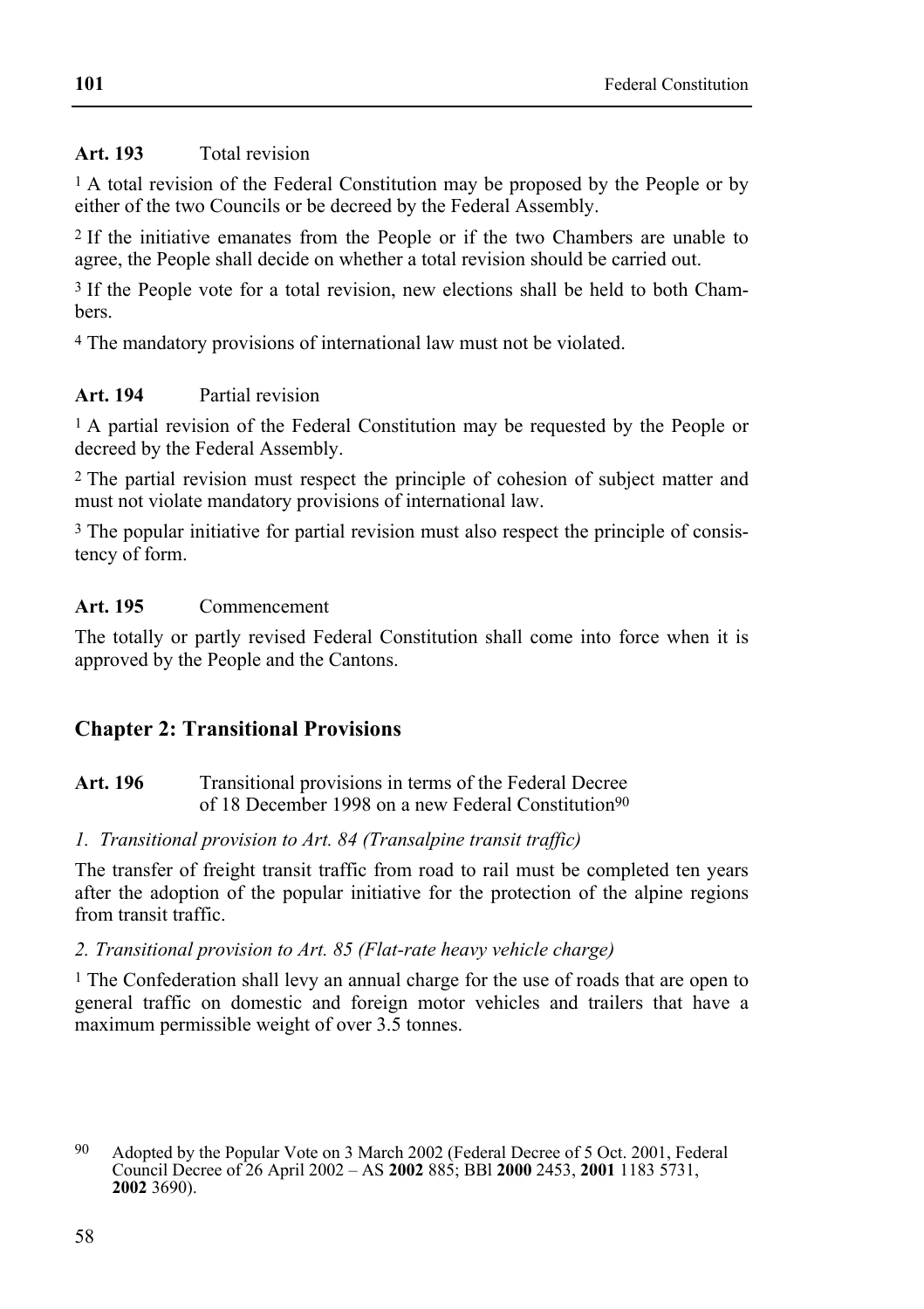**Art. 193** Total revision

[1] A total revision of the Federal Constitution may be proposed by the People or by either of the two Councils or be decreed by the Federal Assembly.

[2] If the initiative emanates from the People or if the two Chambers are unable to agree, the People shall decide on whether a total revision should be carried out.

[3] If the People vote for a total revision, new elections shall be held to both Chambers.

[4] The mandatory provisions of international law must not be violated.

**Art. 194** Partial revision

[1] A partial revision of the Federal Constitution may be requested by the People or decreed by the Federal Assembly.

[2] The partial revision must respect the principle of cohesion of subject matter and must not violate mandatory provisions of international law.

[3] The popular initiative for partial revision must also respect the principle of consistency of form.

**Art. 195** Commencement

The totally or partly revised Federal Constitution shall come into force when it is approved by the People and the Cantons.

## Chapter 2: Transitional Provisions

**Art. 196** Transitional provisions in terms of the Federal Decree of 18 December 1998 on a new Federal Constitution[90]

*1. Transitional provision to Art. 84 (Transalpine transit traffic)*

The transfer of freight transit traffic from road to rail must be completed ten years after the adoption of the popular initiative for the protection of the alpine regions from transit traffic.

*2. Transitional provision to Art. 85 (Flat-rate heavy vehicle charge)*

[1] The Confederation shall levy an annual charge for the use of roads that are open to general traffic on domestic and foreign motor vehicles and trailers that have a maximum permissible weight of over 3.5 tonnes.

[90] Adopted by the Popular Vote on 3 March 2002 (Federal Decree of 5 Oct. 2001, Federal Council Decree of 26 April 2002 – AS **2002** 885; BBl **2000** 2453, **2001** 1183 5731, **2002** 3690).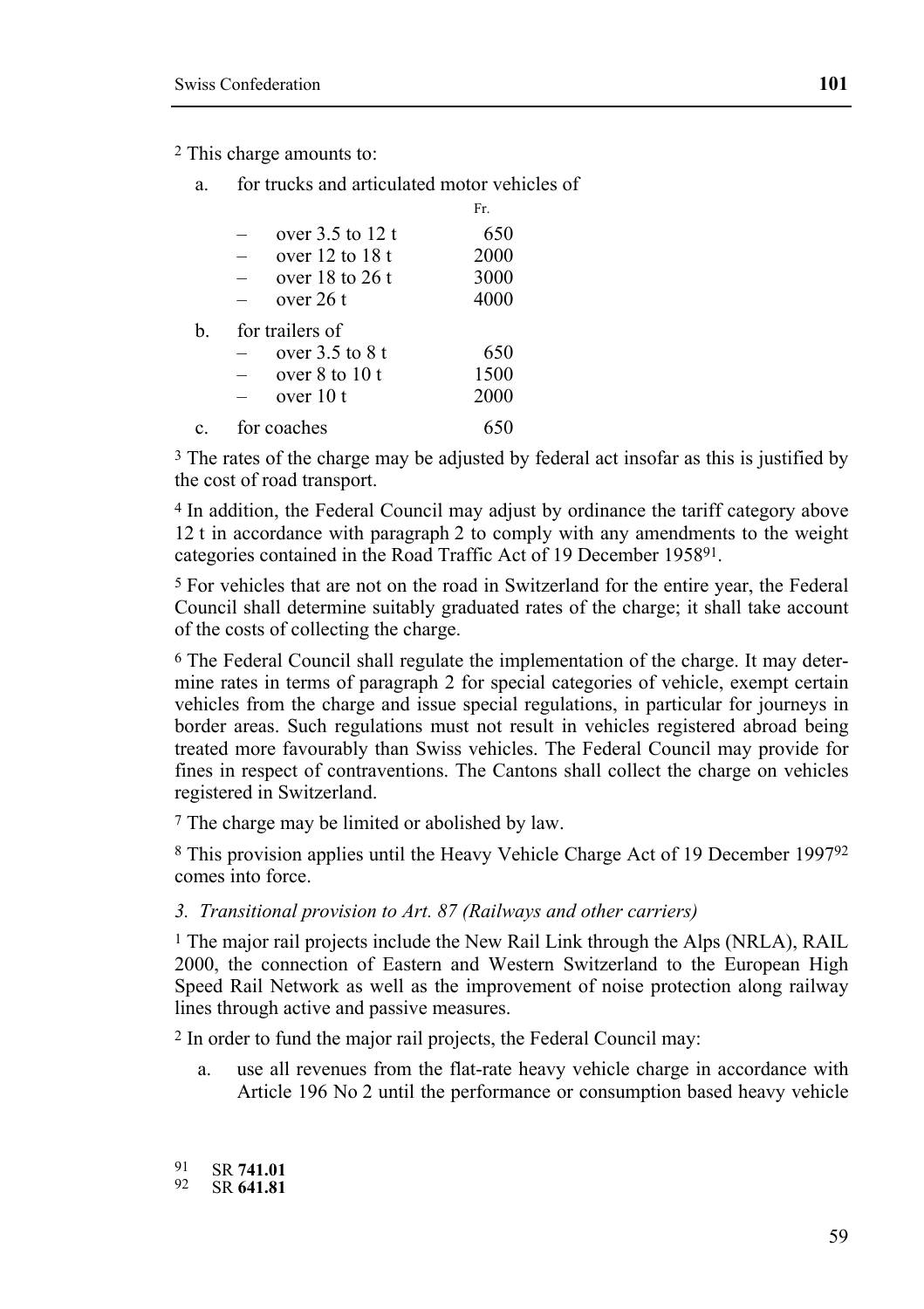[2] This charge amounts to:

a. for trucks and articulated motor vehicles of

| | Fr. |
|---|---|
| – over 3.5 to 12 t | 650 |
| – over 12 to 18 t | 2000 |
| – over 18 to 26 t | 3000 |
| – over 26 t | 4000 |

b. for trailers of

| | |
|---|---|
| – over 3.5 to 8 t | 650 |
| – over 8 to 10 t | 1500 |
| – over 10 t | 2000 |

c. for coaches 650

[3] The rates of the charge may be adjusted by federal act insofar as this is justified by the cost of road transport.

[4] In addition, the Federal Council may adjust by ordinance the tariff category above 12 t in accordance with paragraph 2 to comply with any amendments to the weight categories contained in the Road Traffic Act of 19 December 1958[91].

[5] For vehicles that are not on the road in Switzerland for the entire year, the Federal Council shall determine suitably graduated rates of the charge; it shall take account of the costs of collecting the charge.

[6] The Federal Council shall regulate the implementation of the charge. It may determine rates in terms of paragraph 2 for special categories of vehicle, exempt certain vehicles from the charge and issue special regulations, in particular for journeys in border areas. Such regulations must not result in vehicles registered abroad being treated more favourably than Swiss vehicles. The Federal Council may provide for fines in respect of contraventions. The Cantons shall collect the charge on vehicles registered in Switzerland.

[7] The charge may be limited or abolished by law.

[8] This provision applies until the Heavy Vehicle Charge Act of 19 December 1997[92] comes into force.

*3. Transitional provision to Art. 87 (Railways and other carriers)*

[1] The major rail projects include the New Rail Link through the Alps (NRLA), RAIL 2000, the connection of Eastern and Western Switzerland to the European High Speed Rail Network as well as the improvement of noise protection along railway lines through active and passive measures.

[2] In order to fund the major rail projects, the Federal Council may:

a. use all revenues from the flat-rate heavy vehicle charge in accordance with Article 196 No 2 until the performance or consumption based heavy vehicle

---

91 SR **741.01**
92 SR **641.81**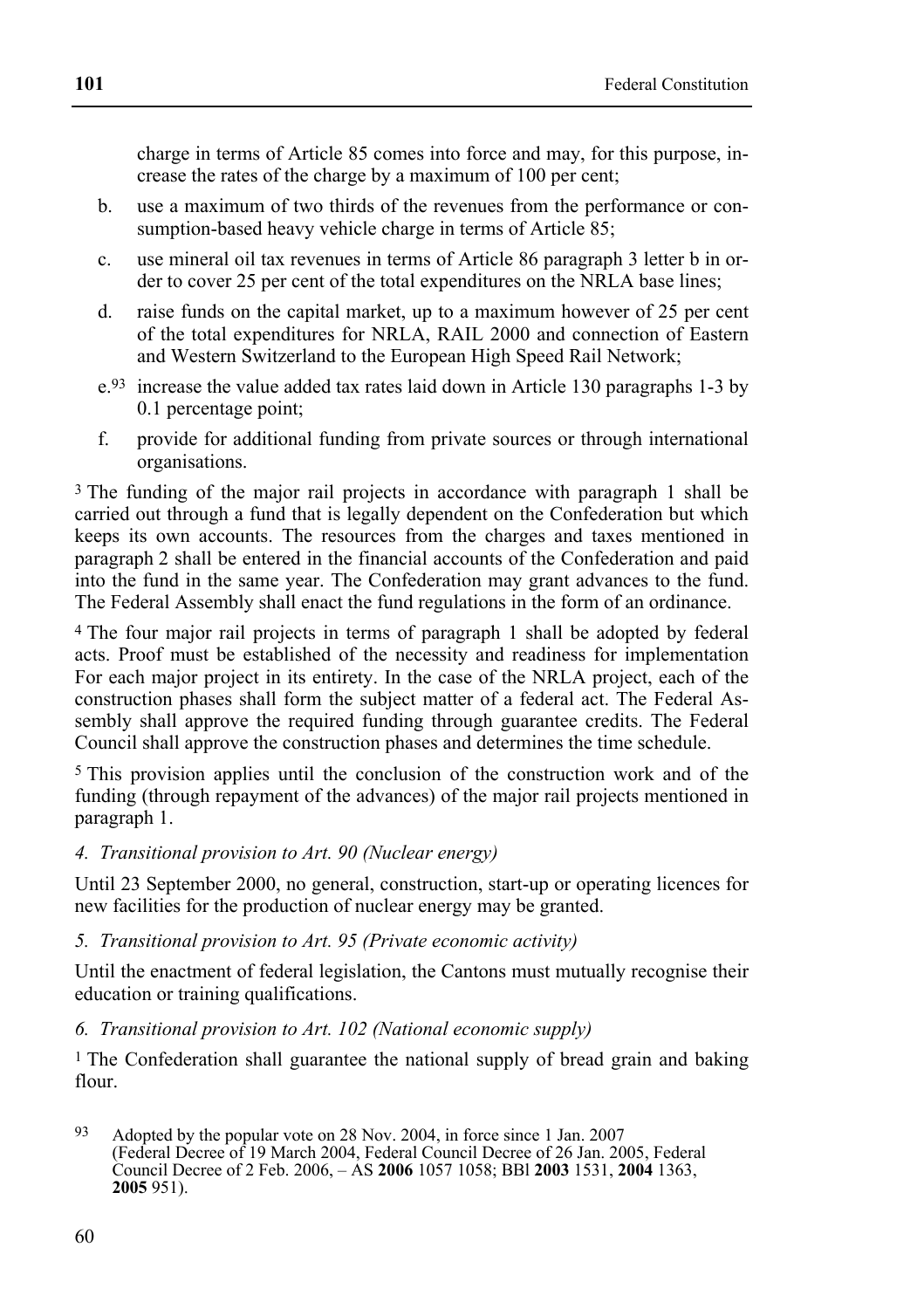charge in terms of Article 85 comes into force and may, for this purpose, increase the rates of the charge by a maximum of 100 per cent;

b. use a maximum of two thirds of the revenues from the performance or consumption-based heavy vehicle charge in terms of Article 85;

c. use mineral oil tax revenues in terms of Article 86 paragraph 3 letter b in order to cover 25 per cent of the total expenditures on the NRLA base lines;

d. raise funds on the capital market, up to a maximum however of 25 per cent of the total expenditures for NRLA, RAIL 2000 and connection of Eastern and Western Switzerland to the European High Speed Rail Network;

e.[93] increase the value added tax rates laid down in Article 130 paragraphs 1-3 by 0.1 percentage point;

f. provide for additional funding from private sources or through international organisations.

[3] The funding of the major rail projects in accordance with paragraph 1 shall be carried out through a fund that is legally dependent on the Confederation but which keeps its own accounts. The resources from the charges and taxes mentioned in paragraph 2 shall be entered in the financial accounts of the Confederation and paid into the fund in the same year. The Confederation may grant advances to the fund. The Federal Assembly shall enact the fund regulations in the form of an ordinance.

[4] The four major rail projects in terms of paragraph 1 shall be adopted by federal acts. Proof must be established of the necessity and readiness for implementation For each major project in its entirety. In the case of the NRLA project, each of the construction phases shall form the subject matter of a federal act. The Federal Assembly shall approve the required funding through guarantee credits. The Federal Council shall approve the construction phases and determines the time schedule.

[5] This provision applies until the conclusion of the construction work and of the funding (through repayment of the advances) of the major rail projects mentioned in paragraph 1.

*4. Transitional provision to Art. 90 (Nuclear energy)*

Until 23 September 2000, no general, construction, start-up or operating licences for new facilities for the production of nuclear energy may be granted.

*5. Transitional provision to Art. 95 (Private economic activity)*

Until the enactment of federal legislation, the Cantons must mutually recognise their education or training qualifications.

*6. Transitional provision to Art. 102 (National economic supply)*

[1] The Confederation shall guarantee the national supply of bread grain and baking flour.

---

[93] Adopted by the popular vote on 28 Nov. 2004, in force since 1 Jan. 2007 (Federal Decree of 19 March 2004, Federal Council Decree of 26 Jan. 2005, Federal Council Decree of 2 Feb. 2006, – AS **2006** 1057 1058; BBl **2003** 1531, **2004** 1363, **2005** 951).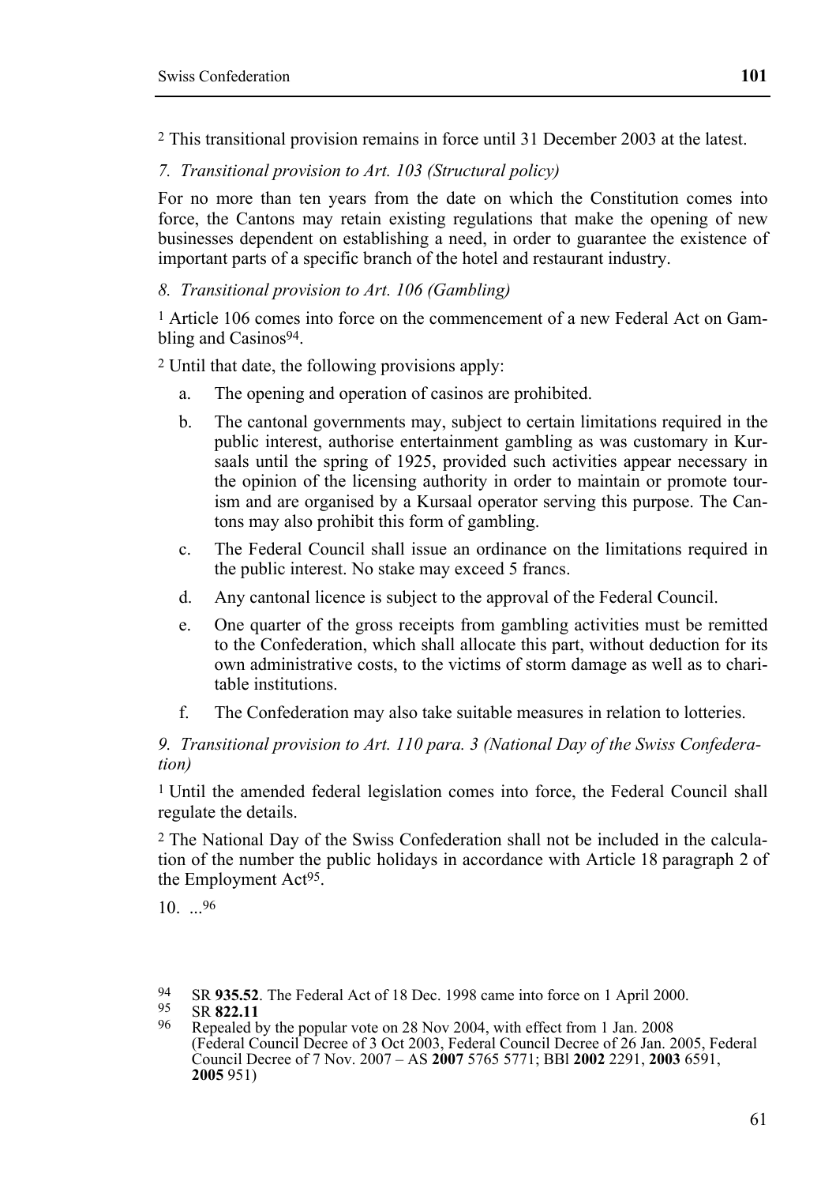[2] This transitional provision remains in force until 31 December 2003 at the latest.

*7. Transitional provision to Art. 103 (Structural policy)*

For no more than ten years from the date on which the Constitution comes into force, the Cantons may retain existing regulations that make the opening of new businesses dependent on establishing a need, in order to guarantee the existence of important parts of a specific branch of the hotel and restaurant industry.

*8. Transitional provision to Art. 106 (Gambling)*

[1] Article 106 comes into force on the commencement of a new Federal Act on Gambling and Casinos[94].

[2] Until that date, the following provisions apply:

a. The opening and operation of casinos are prohibited.

b. The cantonal governments may, subject to certain limitations required in the public interest, authorise entertainment gambling as was customary in Kursaals until the spring of 1925, provided such activities appear necessary in the opinion of the licensing authority in order to maintain or promote tourism and are organised by a Kursaal operator serving this purpose. The Cantons may also prohibit this form of gambling.

c. The Federal Council shall issue an ordinance on the limitations required in the public interest. No stake may exceed 5 francs.

d. Any cantonal licence is subject to the approval of the Federal Council.

e. One quarter of the gross receipts from gambling activities must be remitted to the Confederation, which shall allocate this part, without deduction for its own administrative costs, to the victims of storm damage as well as to charitable institutions.

f. The Confederation may also take suitable measures in relation to lotteries.

*9. Transitional provision to Art. 110 para. 3 (National Day of the Swiss Confederation)*

[1] Until the amended federal legislation comes into force, the Federal Council shall regulate the details.

[2] The National Day of the Swiss Confederation shall not be included in the calculation of the number the public holidays in accordance with Article 18 paragraph 2 of the Employment Act[95].

10. ...[96]

---

[94] SR **935.52**. The Federal Act of 18 Dec. 1998 came into force on 1 April 2000.

[95] SR **822.11**

[96] Repealed by the popular vote on 28 Nov 2004, with effect from 1 Jan. 2008 (Federal Council Decree of 3 Oct 2003, Federal Council Decree of 26 Jan. 2005, Federal Council Decree of 7 Nov. 2007 – AS **2007** 5765 5771; BBl **2002** 2291, **2003** 6591, **2005** 951)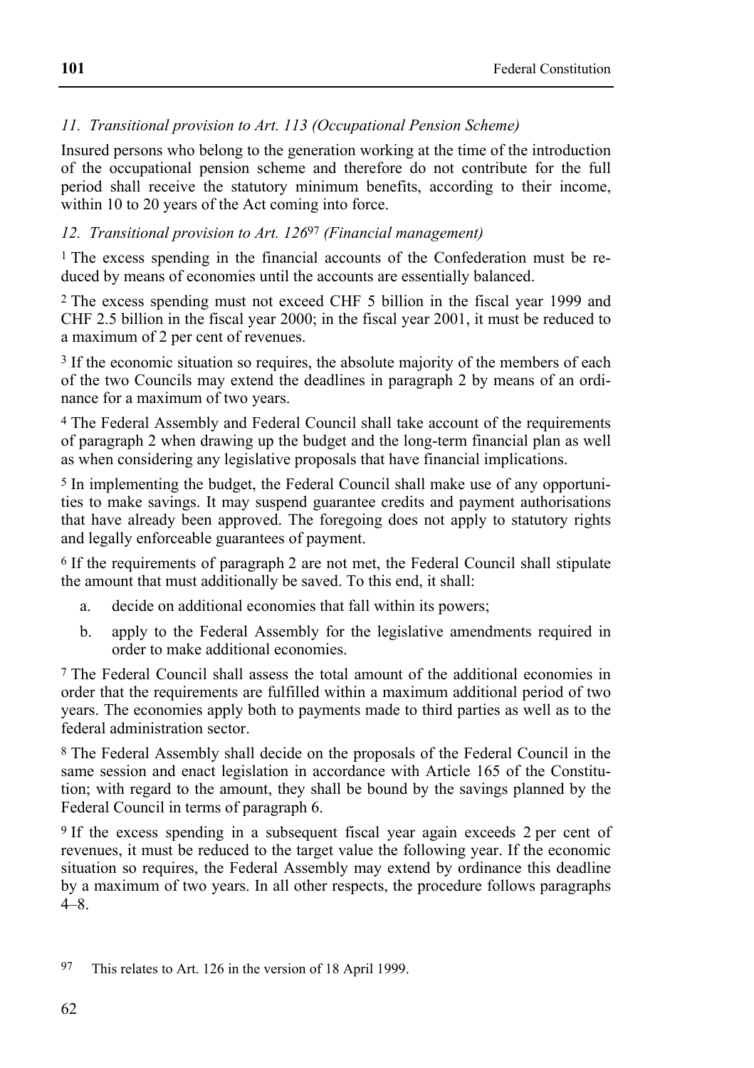### *11. Transitional provision to Art. 113 (Occupational Pension Scheme)*

Insured persons who belong to the generation working at the time of the introduction of the occupational pension scheme and therefore do not contribute for the full period shall receive the statutory minimum benefits, according to their income, within 10 to 20 years of the Act coming into force.

### *12. Transitional provision to Art. 126*[97] *(Financial management)*

[1] The excess spending in the financial accounts of the Confederation must be reduced by means of economies until the accounts are essentially balanced.

[2] The excess spending must not exceed CHF 5 billion in the fiscal year 1999 and CHF 2.5 billion in the fiscal year 2000; in the fiscal year 2001, it must be reduced to a maximum of 2 per cent of revenues.

[3] If the economic situation so requires, the absolute majority of the members of each of the two Councils may extend the deadlines in paragraph 2 by means of an ordinance for a maximum of two years.

[4] The Federal Assembly and Federal Council shall take account of the requirements of paragraph 2 when drawing up the budget and the long-term financial plan as well as when considering any legislative proposals that have financial implications.

[5] In implementing the budget, the Federal Council shall make use of any opportunities to make savings. It may suspend guarantee credits and payment authorisations that have already been approved. The foregoing does not apply to statutory rights and legally enforceable guarantees of payment.

[6] If the requirements of paragraph 2 are not met, the Federal Council shall stipulate the amount that must additionally be saved. To this end, it shall:

- a. decide on additional economies that fall within its powers;
- b. apply to the Federal Assembly for the legislative amendments required in order to make additional economies.

[7] The Federal Council shall assess the total amount of the additional economies in order that the requirements are fulfilled within a maximum additional period of two years. The economies apply both to payments made to third parties as well as to the federal administration sector.

[8] The Federal Assembly shall decide on the proposals of the Federal Council in the same session and enact legislation in accordance with Article 165 of the Constitution; with regard to the amount, they shall be bound by the savings planned by the Federal Council in terms of paragraph 6.

[9] If the excess spending in a subsequent fiscal year again exceeds 2 per cent of revenues, it must be reduced to the target value the following year. If the economic situation so requires, the Federal Assembly may extend by ordinance this deadline by a maximum of two years. In all other respects, the procedure follows paragraphs 4–8.

---

[97] This relates to Art. 126 in the version of 18 April 1999.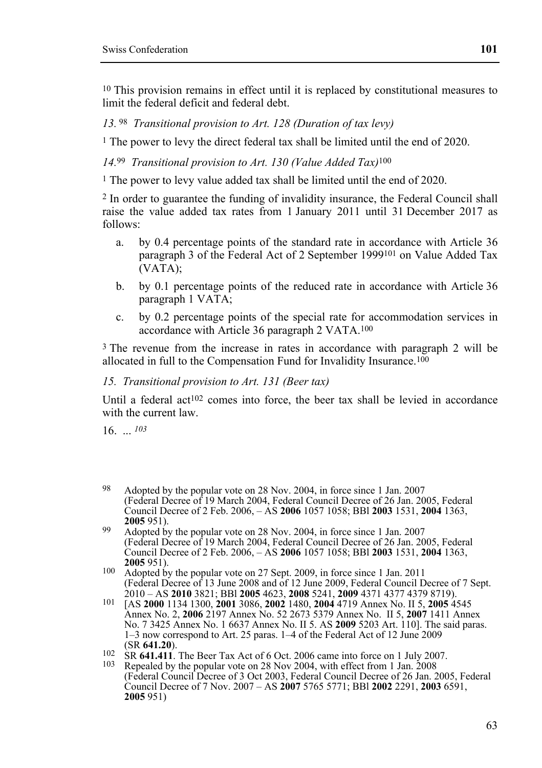[10] This provision remains in effect until it is replaced by constitutional measures to limit the federal deficit and federal debt.

*13.* [98] *Transitional provision to Art. 128 (Duration of tax levy)*

[1] The power to levy the direct federal tax shall be limited until the end of 2020.

*14.*[99] *Transitional provision to Art. 130 (Value Added Tax)*[100]

[1] The power to levy value added tax shall be limited until the end of 2020.

[2] In order to guarantee the funding of invalidity insurance, the Federal Council shall raise the value added tax rates from 1 January 2011 until 31 December 2017 as follows:

a. by 0.4 percentage points of the standard rate in accordance with Article 36 paragraph 3 of the Federal Act of 2 September 1999[101] on Value Added Tax (VATA);

b. by 0.1 percentage points of the reduced rate in accordance with Article 36 paragraph 1 VATA;

c. by 0.2 percentage points of the special rate for accommodation services in accordance with Article 36 paragraph 2 VATA.[100]

[3] The revenue from the increase in rates in accordance with paragraph 2 will be allocated in full to the Compensation Fund for Invalidity Insurance.[100]

*15. Transitional provision to Art. 131 (Beer tax)*

Until a federal act[102] comes into force, the beer tax shall be levied in accordance with the current law.

16. ... *[103]*

---

[98] Adopted by the popular vote on 28 Nov. 2004, in force since 1 Jan. 2007 (Federal Decree of 19 March 2004, Federal Council Decree of 26 Jan. 2005, Federal Council Decree of 2 Feb. 2006, – AS **2006** 1057 1058; BBl **2003** 1531, **2004** 1363, **2005** 951).

[99] Adopted by the popular vote on 28 Nov. 2004, in force since 1 Jan. 2007 (Federal Decree of 19 March 2004, Federal Council Decree of 26 Jan. 2005, Federal Council Decree of 2 Feb. 2006, – AS **2006** 1057 1058; BBl **2003** 1531, **2004** 1363, **2005** 951).

[100] Adopted by the popular vote on 27 Sept. 2009, in force since 1 Jan. 2011 (Federal Decree of 13 June 2008 and of 12 June 2009, Federal Council Decree of 7 Sept. 2010 – AS **2010** 3821; BBl **2005** 4623, **2008** 5241, **2009** 4371 4377 4379 8719).

[101] [AS **2000** 1134 1300, **2001** 3086, **2002** 1480, **2004** 4719 Annex No. II 5, **2005** 4545 Annex No. 2, **2006** 2197 Annex No. 52 2673 5379 Annex No. II 5, **2007** 1411 Annex No. 7 3425 Annex No. 1 6637 Annex No. II 5. AS **2009** 5203 Art. 110]. The said paras. 1–3 now correspond to Art. 25 paras. 1–4 of the Federal Act of 12 June 2009 (SR **641.20**).

[102] SR **641.411**. The Beer Tax Act of 6 Oct. 2006 came into force on 1 July 2007.

[103] Repealed by the popular vote on 28 Nov 2004, with effect from 1 Jan. 2008 (Federal Council Decree of 3 Oct 2003, Federal Council Decree of 26 Jan. 2005, Federal Council Decree of 7 Nov. 2007 – AS **2007** 5765 5771; BBl **2002** 2291, **2003** 6591, **2005** 951)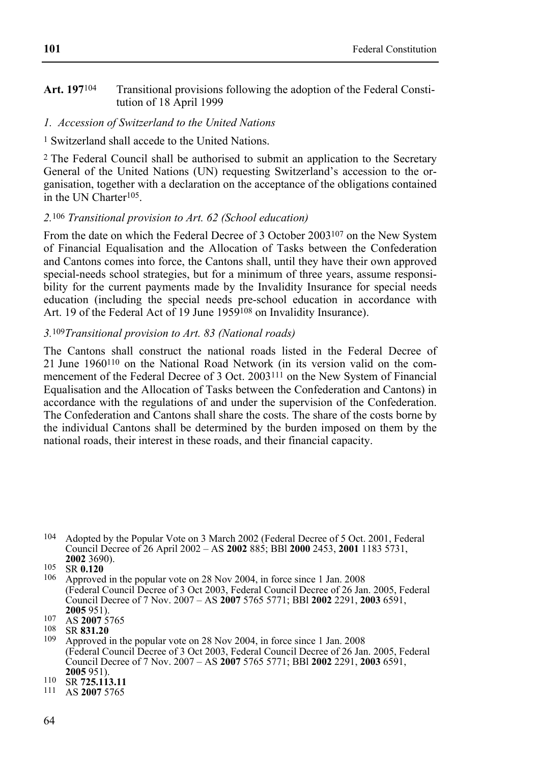**Art. 197**[104] Transitional provisions following the adoption of the Federal Constitution of 18 April 1999

*1. Accession of Switzerland to the United Nations*

[1] Switzerland shall accede to the United Nations.

[2] The Federal Council shall be authorised to submit an application to the Secretary General of the United Nations (UN) requesting Switzerland's accession to the organisation, together with a declaration on the acceptance of the obligations contained in the UN Charter[105].

*2.*[106] *Transitional provision to Art. 62 (School education)*

From the date on which the Federal Decree of 3 October 2003[107] on the New System of Financial Equalisation and the Allocation of Tasks between the Confederation and Cantons comes into force, the Cantons shall, until they have their own approved special-needs school strategies, but for a minimum of three years, assume responsibility for the current payments made by the Invalidity Insurance for special needs education (including the special needs pre-school education in accordance with Art. 19 of the Federal Act of 19 June 1959[108] on Invalidity Insurance).

*3.*[109]*Transitional provision to Art. 83 (National roads)*

The Cantons shall construct the national roads listed in the Federal Decree of 21 June 1960[110] on the National Road Network (in its version valid on the commencement of the Federal Decree of 3 Oct. 2003[111] on the New System of Financial Equalisation and the Allocation of Tasks between the Confederation and Cantons) in accordance with the regulations of and under the supervision of the Confederation. The Confederation and Cantons shall share the costs. The share of the costs borne by the individual Cantons shall be determined by the burden imposed on them by the national roads, their interest in these roads, and their financial capacity.

---

[104] Adopted by the Popular Vote on 3 March 2002 (Federal Decree of 5 Oct. 2001, Federal Council Decree of 26 April 2002 – AS **2002** 885; BBl **2000** 2453, **2001** 1183 5731, **2002** 3690).

[105] SR **0.120**

[106] Approved in the popular vote on 28 Nov 2004, in force since 1 Jan. 2008 (Federal Council Decree of 3 Oct 2003, Federal Council Decree of 26 Jan. 2005, Federal Council Decree of 7 Nov. 2007 – AS **2007** 5765 5771; BBl **2002** 2291, **2003** 6591, **2005** 951).

[107] AS **2007** 5765

[108] SR **831.20**

[109] Approved in the popular vote on 28 Nov 2004, in force since 1 Jan. 2008 (Federal Council Decree of 3 Oct 2003, Federal Council Decree of 26 Jan. 2005, Federal Council Decree of 7 Nov. 2007 – AS **2007** 5765 5771; BBl **2002** 2291, **2003** 6591, **2005** 951).

[110] SR **725.113.11**

[111] AS **2007** 5765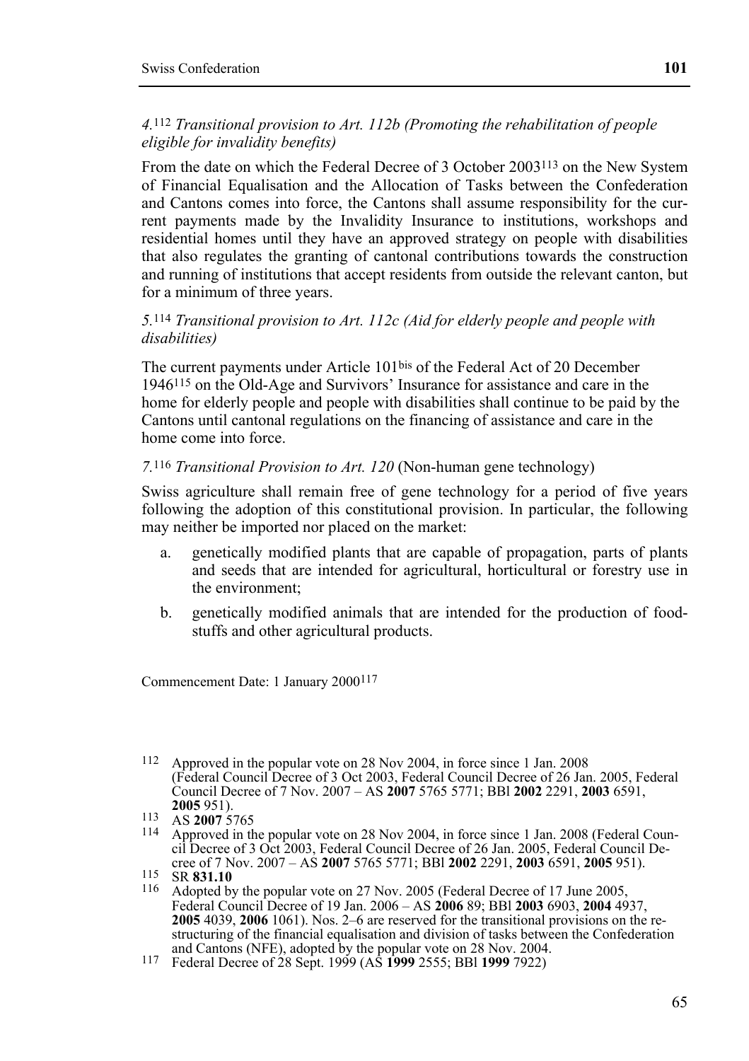*4.*[112] *Transitional provision to Art. 112b (Promoting the rehabilitation of people eligible for invalidity benefits)*

From the date on which the Federal Decree of 3 October 2003[113] on the New System of Financial Equalisation and the Allocation of Tasks between the Confederation and Cantons comes into force, the Cantons shall assume responsibility for the current payments made by the Invalidity Insurance to institutions, workshops and residential homes until they have an approved strategy on people with disabilities that also regulates the granting of cantonal contributions towards the construction and running of institutions that accept residents from outside the relevant canton, but for a minimum of three years.

*5.*[114] *Transitional provision to Art. 112c (Aid for elderly people and people with disabilities)*

The current payments under Article 101bis of the Federal Act of 20 December 1946[115] on the Old-Age and Survivors' Insurance for assistance and care in the home for elderly people and people with disabilities shall continue to be paid by the Cantons until cantonal regulations on the financing of assistance and care in the home come into force.

*7.*[116] *Transitional Provision to Art. 120* (Non-human gene technology)

Swiss agriculture shall remain free of gene technology for a period of five years following the adoption of this constitutional provision. In particular, the following may neither be imported nor placed on the market:

a. genetically modified plants that are capable of propagation, parts of plants and seeds that are intended for agricultural, horticultural or forestry use in the environment;

b. genetically modified animals that are intended for the production of foodstuffs and other agricultural products.

Commencement Date: 1 January 2000[117]

---

112 Approved in the popular vote on 28 Nov 2004, in force since 1 Jan. 2008 (Federal Council Decree of 3 Oct 2003, Federal Council Decree of 26 Jan. 2005, Federal Council Decree of 7 Nov. 2007 – AS **2007** 5765 5771; BBl **2002** 2291, **2003** 6591, **2005** 951).

113 AS **2007** 5765

114 Approved in the popular vote on 28 Nov 2004, in force since 1 Jan. 2008 (Federal Council Decree of 3 Oct 2003, Federal Council Decree of 26 Jan. 2005, Federal Council Decree of 7 Nov. 2007 – AS **2007** 5765 5771; BBl **2002** 2291, **2003** 6591, **2005** 951).

115 SR **831.10**

116 Adopted by the popular vote on 27 Nov. 2005 (Federal Decree of 17 June 2005, Federal Council Decree of 19 Jan. 2006 – AS **2006** 89; BBl **2003** 6903, **2004** 4937, **2005** 4039, **2006** 1061). Nos. 2–6 are reserved for the transitional provisions on the restructuring of the financial equalisation and division of tasks between the Confederation and Cantons (NFE), adopted by the popular vote on 28 Nov. 2004.

117 Federal Decree of 28 Sept. 1999 (AS **1999** 2555; BBl **1999** 7922)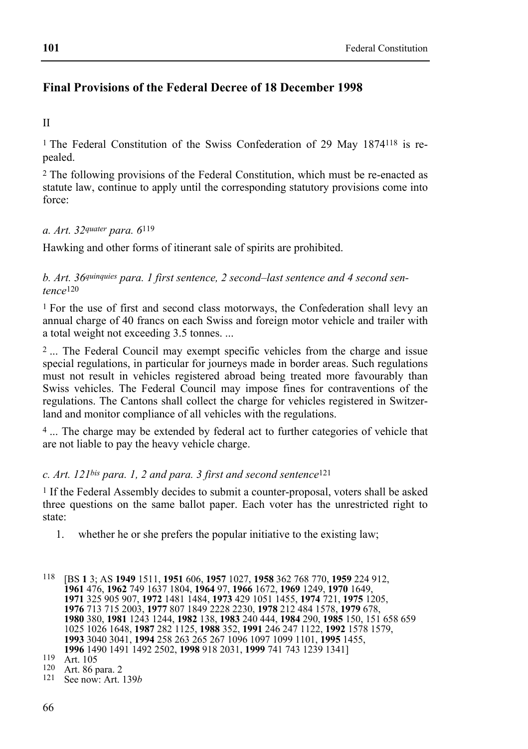## Final Provisions of the Federal Decree of 18 December 1998

II

[1] The Federal Constitution of the Swiss Confederation of 29 May 1874[118] is repealed.

[2] The following provisions of the Federal Constitution, which must be re-enacted as statute law, continue to apply until the corresponding statutory provisions come into force:

*a. Art. 32quater para. 6*[119]

Hawking and other forms of itinerant sale of spirits are prohibited.

*b. Art. 36quinquies para. 1 first sentence, 2 second–last sentence and 4 second sentence*[120]

[1] For the use of first and second class motorways, the Confederation shall levy an annual charge of 40 francs on each Swiss and foreign motor vehicle and trailer with a total weight not exceeding 3.5 tonnes. ...

[2] ... The Federal Council may exempt specific vehicles from the charge and issue special regulations, in particular for journeys made in border areas. Such regulations must not result in vehicles registered abroad being treated more favourably than Swiss vehicles. The Federal Council may impose fines for contraventions of the regulations. The Cantons shall collect the charge for vehicles registered in Switzerland and monitor compliance of all vehicles with the regulations.

[4] ... The charge may be extended by federal act to further categories of vehicle that are not liable to pay the heavy vehicle charge.

*c. Art. 121bis para. 1, 2 and para. 3 first and second sentence*[121]

[1] If the Federal Assembly decides to submit a counter-proposal, voters shall be asked three questions on the same ballot paper. Each voter has the unrestricted right to state:

1. whether he or she prefers the popular initiative to the existing law;

---

[118] [BS **1** 3; AS **1949** 1511, **1951** 606, **1957** 1027, **1958** 362 768 770, **1959** 224 912, **1961** 476, **1962** 749 1637 1804, **1964** 97, **1966** 1672, **1969** 1249, **1970** 1649, **1971** 325 905 907, **1972** 1481 1484, **1973** 429 1051 1455, **1974** 721, **1975** 1205, **1976** 713 715 2003, **1977** 807 1849 2228 2230, **1978** 212 484 1578, **1979** 678, **1980** 380, **1981** 1243 1244, **1982** 138, **1983** 240 444, **1984** 290, **1985** 150, 151 658 659 1025 1026 1648, **1987** 282 1125, **1988** 352, **1991** 246 247 1122, **1992** 1578 1579, **1993** 3040 3041, **1994** 258 263 265 267 1096 1097 1099 1101, **1995** 1455, **1996** 1490 1491 1492 2502, **1998** 918 2031, **1999** 741 743 1239 1341]

[119] Art. 105

[120] Art. 86 para. 2

[121] See now: Art. 139*b*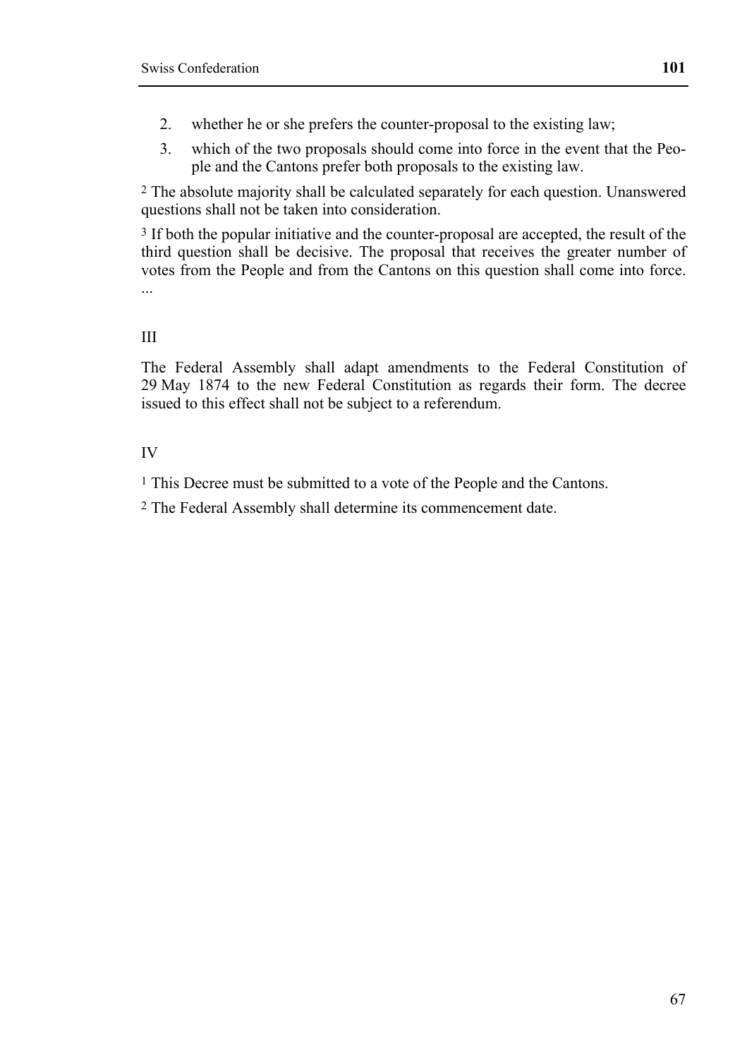2. whether he or she prefers the counter-proposal to the existing law;
3. which of the two proposals should come into force in the event that the People and the Cantons prefer both proposals to the existing law.

2 The absolute majority shall be calculated separately for each question. Unanswered questions shall not be taken into consideration.

3 If both the popular initiative and the counter-proposal are accepted, the result of the third question shall be decisive. The proposal that receives the greater number of votes from the People and from the Cantons on this question shall come into force. ...

III

The Federal Assembly shall adapt amendments to the Federal Constitution of 29 May 1874 to the new Federal Constitution as regards their form. The decree issued to this effect shall not be subject to a referendum.

IV

1 This Decree must be submitted to a vote of the People and the Cantons.

2 The Federal Assembly shall determine its commencement date.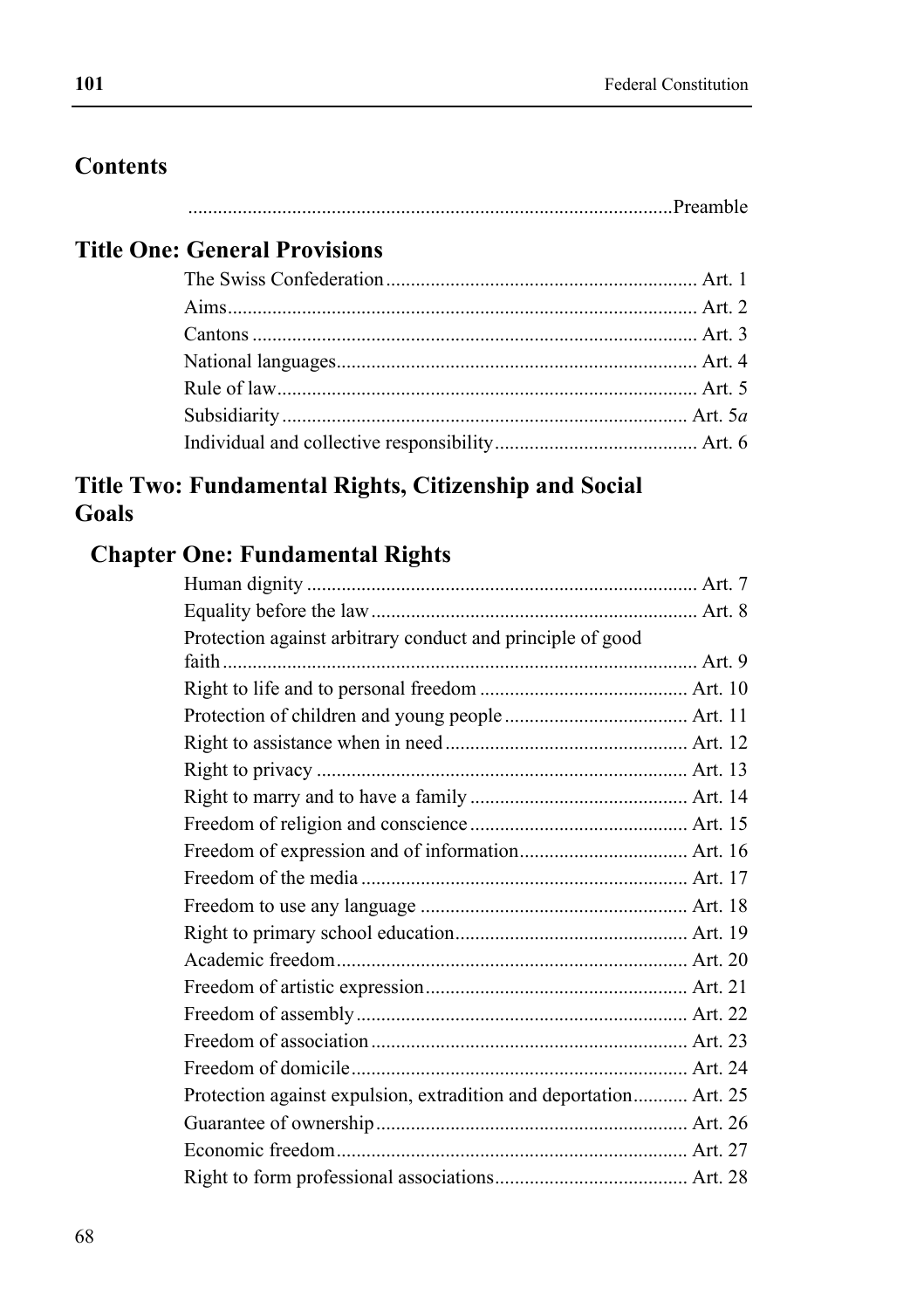## Contents

Preamble

## Title One: General Provisions

- The Swiss Confederation ... Art. 1
- Aims ... Art. 2
- Cantons ... Art. 3
- National languages ... Art. 4
- Rule of law ... Art. 5
- Subsidiarity ... Art. 5*a*
- Individual and collective responsibility ... Art. 6

## Title Two: Fundamental Rights, Citizenship and Social Goals

### Chapter One: Fundamental Rights

- Human dignity ... Art. 7
- Equality before the law ... Art. 8
- Protection against arbitrary conduct and principle of good faith ... Art. 9
- Right to life and to personal freedom ... Art. 10
- Protection of children and young people ... Art. 11
- Right to assistance when in need ... Art. 12
- Right to privacy ... Art. 13
- Right to marry and to have a family ... Art. 14
- Freedom of religion and conscience ... Art. 15
- Freedom of expression and of information ... Art. 16
- Freedom of the media ... Art. 17
- Freedom to use any language ... Art. 18
- Right to primary school education ... Art. 19
- Academic freedom ... Art. 20
- Freedom of artistic expression ... Art. 21
- Freedom of assembly ... Art. 22
- Freedom of association ... Art. 23
- Freedom of domicile ... Art. 24
- Protection against expulsion, extradition and deportation ... Art. 25
- Guarantee of ownership ... Art. 26
- Economic freedom ... Art. 27
- Right to form professional associations ... Art. 28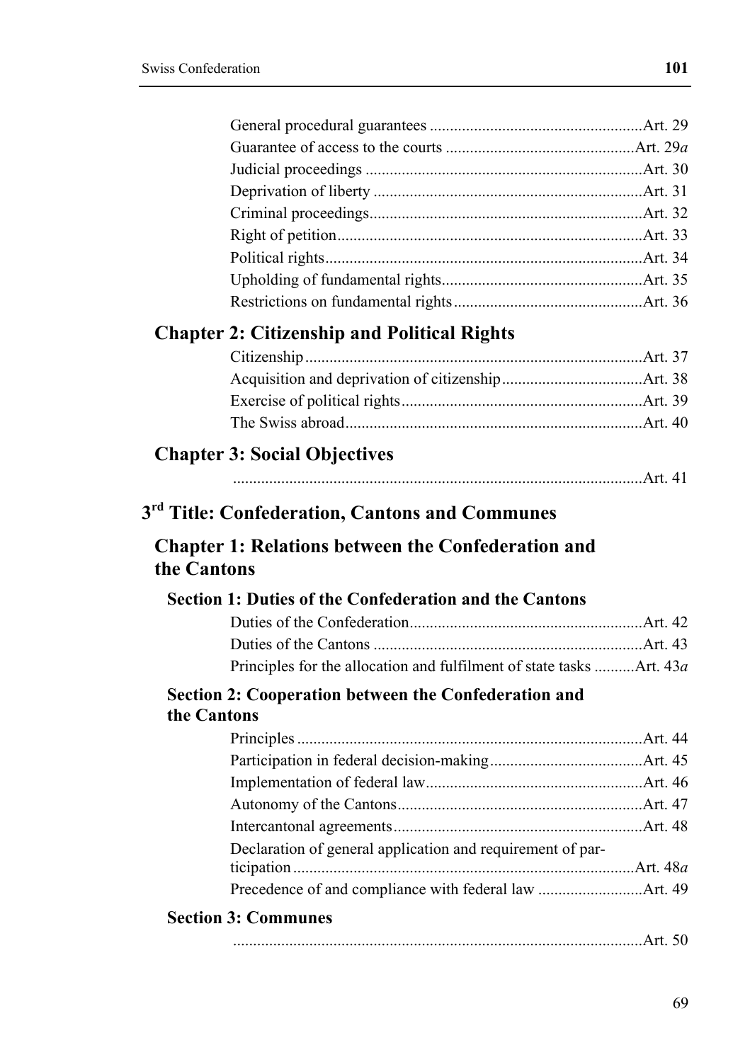General procedural guarantees ..................................................... Art. 29
Guarantee of access to the courts ............................................... Art. 29*a*
Judicial proceedings ..................................................................... Art. 30
Deprivation of liberty ................................................................... Art. 31
Criminal proceedings.................................................................... Art. 32
Right of petition............................................................................ Art. 33
Political rights............................................................................... Art. 34
Upholding of fundamental rights.................................................. Art. 35
Restrictions on fundamental rights ............................................... Art. 36

## Chapter 2: Citizenship and Political Rights

Citizenship .................................................................................... Art. 37
Acquisition and deprivation of citizenship ................................... Art. 38
Exercise of political rights ............................................................ Art. 39
The Swiss abroad .......................................................................... Art. 40

## Chapter 3: Social Objectives

...................................................................................................... Art. 41

# 3rd Title: Confederation, Cantons and Communes

## Chapter 1: Relations between the Confederation and the Cantons

### Section 1: Duties of the Confederation and the Cantons

Duties of the Confederation.......................................................... Art. 42
Duties of the Cantons ................................................................... Art. 43
Principles for the allocation and fulfilment of state tasks .......... Art. 43*a*

### Section 2: Cooperation between the Confederation and the Cantons

Principles ...................................................................................... Art. 44
Participation in federal decision-making ...................................... Art. 45
Implementation of federal law ...................................................... Art. 46
Autonomy of the Cantons ............................................................. Art. 47
Intercantonal agreements .............................................................. Art. 48
Declaration of general application and requirement of participation ..................................................................................... Art. 48*a*
Precedence of and compliance with federal law .......................... Art. 49

### Section 3: Communes

...................................................................................................... Art. 50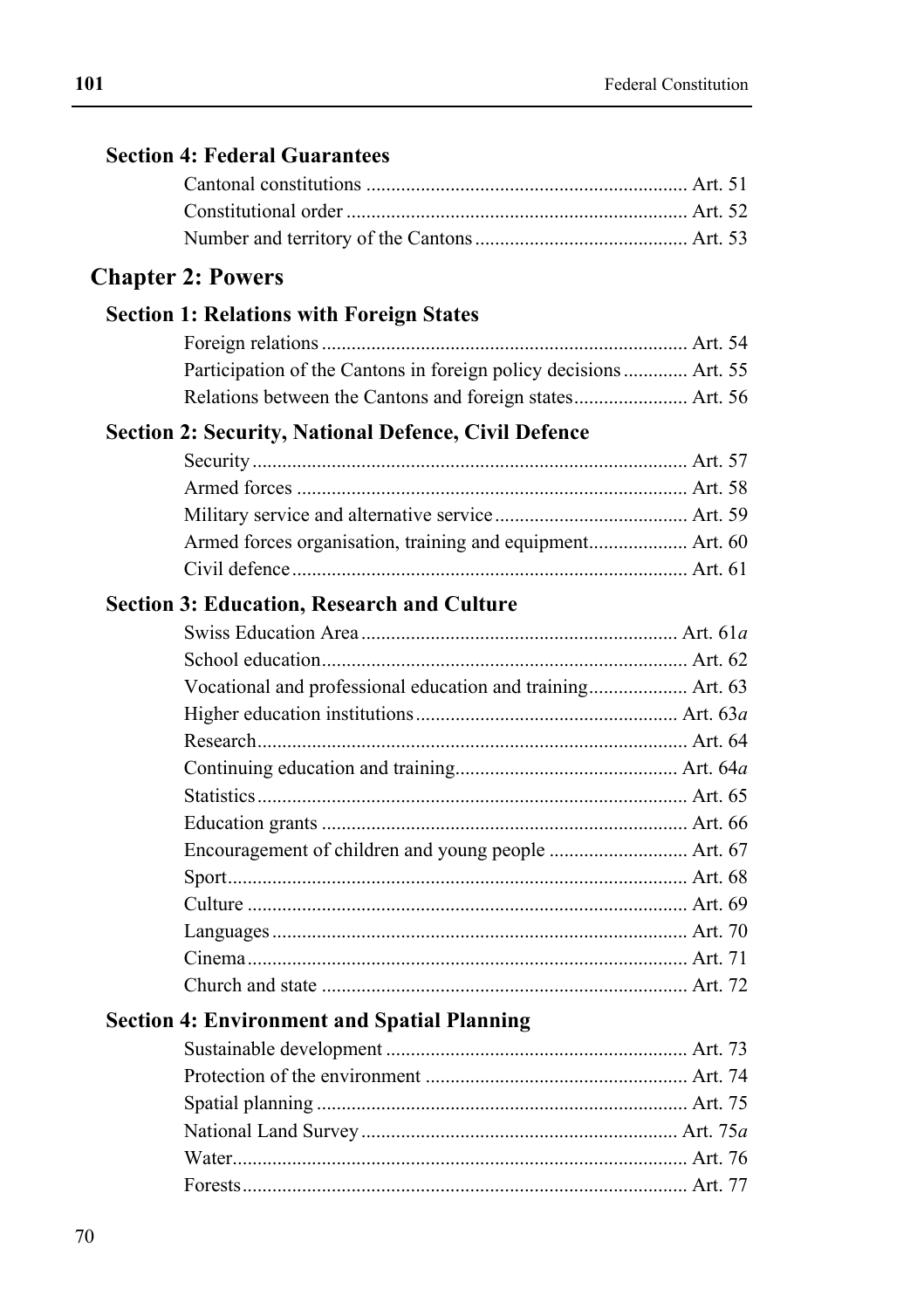### Section 4: Federal Guarantees

Cantonal constitutions ................................................................ Art. 51
Constitutional order .................................................................... Art. 52
Number and territory of the Cantons .......................................... Art. 53

## Chapter 2: Powers

### Section 1: Relations with Foreign States

Foreign relations ......................................................................... Art. 54
Participation of the Cantons in foreign policy decisions ............. Art. 55
Relations between the Cantons and foreign states ....................... Art. 56

### Section 2: Security, National Defence, Civil Defence

Security ....................................................................................... Art. 57
Armed forces .............................................................................. Art. 58
Military service and alternative service ...................................... Art. 59
Armed forces organisation, training and equipment .................... Art. 60
Civil defence ............................................................................... Art. 61

### Section 3: Education, Research and Culture

Swiss Education Area ............................................................... Art. 61*a*
School education ......................................................................... Art. 62
Vocational and professional education and training .................... Art. 63
Higher education institutions .................................................... Art. 63*a*
Research ...................................................................................... Art. 64
Continuing education and training ............................................ Art. 64*a*
Statistics ...................................................................................... Art. 65
Education grants ......................................................................... Art. 66
Encouragement of children and young people ............................ Art. 67
Sport ........................................................................................... Art. 68
Culture ........................................................................................ Art. 69
Languages ................................................................................... Art. 70
Cinema ........................................................................................ Art. 71
Church and state ......................................................................... Art. 72

### Section 4: Environment and Spatial Planning

Sustainable development ............................................................ Art. 73
Protection of the environment .................................................... Art. 74
Spatial planning .......................................................................... Art. 75
National Land Survey ............................................................... Art. 75*a*
Water .......................................................................................... Art. 76
Forests ......................................................................................... Art. 77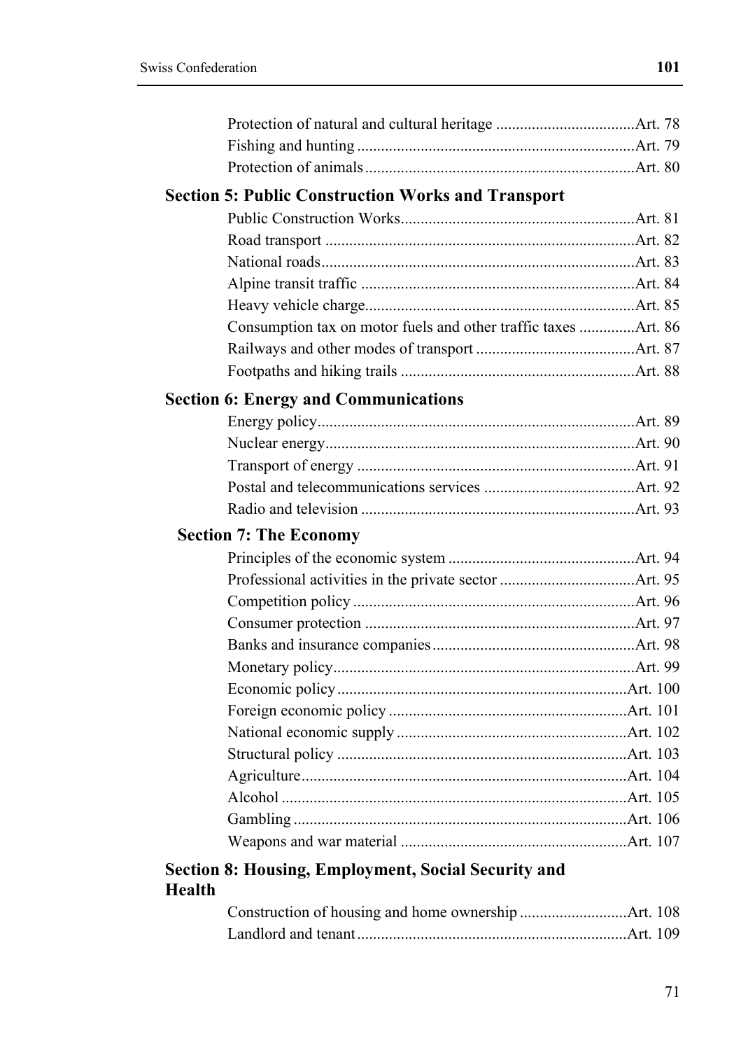Protection of natural and cultural heritage ...................................Art. 78
Fishing and hunting ......................................................................Art. 79
Protection of animals....................................................................Art. 80

**Section 5: Public Construction Works and Transport**

Public Construction Works...........................................................Art. 81
Road transport ..............................................................................Art. 82
National roads...............................................................................Art. 83
Alpine transit traffic .....................................................................Art. 84
Heavy vehicle charge....................................................................Art. 85
Consumption tax on motor fuels and other traffic taxes ..............Art. 86
Railways and other modes of transport ........................................Art. 87
Footpaths and hiking trails ...........................................................Art. 88

**Section 6: Energy and Communications**

Energy policy................................................................................Art. 89
Nuclear energy..............................................................................Art. 90
Transport of energy ......................................................................Art. 91
Postal and telecommunications services ......................................Art. 92
Radio and television .....................................................................Art. 93

**Section 7: The Economy**

Principles of the economic system ...............................................Art. 94
Professional activities in the private sector ..................................Art. 95
Competition policy .......................................................................Art. 96
Consumer protection ....................................................................Art. 97
Banks and insurance companies...................................................Art. 98
Monetary policy............................................................................Art. 99
Economic policy.........................................................................Art. 100
Foreign economic policy ............................................................Art. 101
National economic supply ..........................................................Art. 102
Structural policy .........................................................................Art. 103
Agriculture..................................................................................Art. 104
Alcohol .......................................................................................Art. 105
Gambling ....................................................................................Art. 106
Weapons and war material .........................................................Art. 107

**Section 8: Housing, Employment, Social Security and Health**

Construction of housing and home ownership ...........................Art. 108
Landlord and tenant....................................................................Art. 109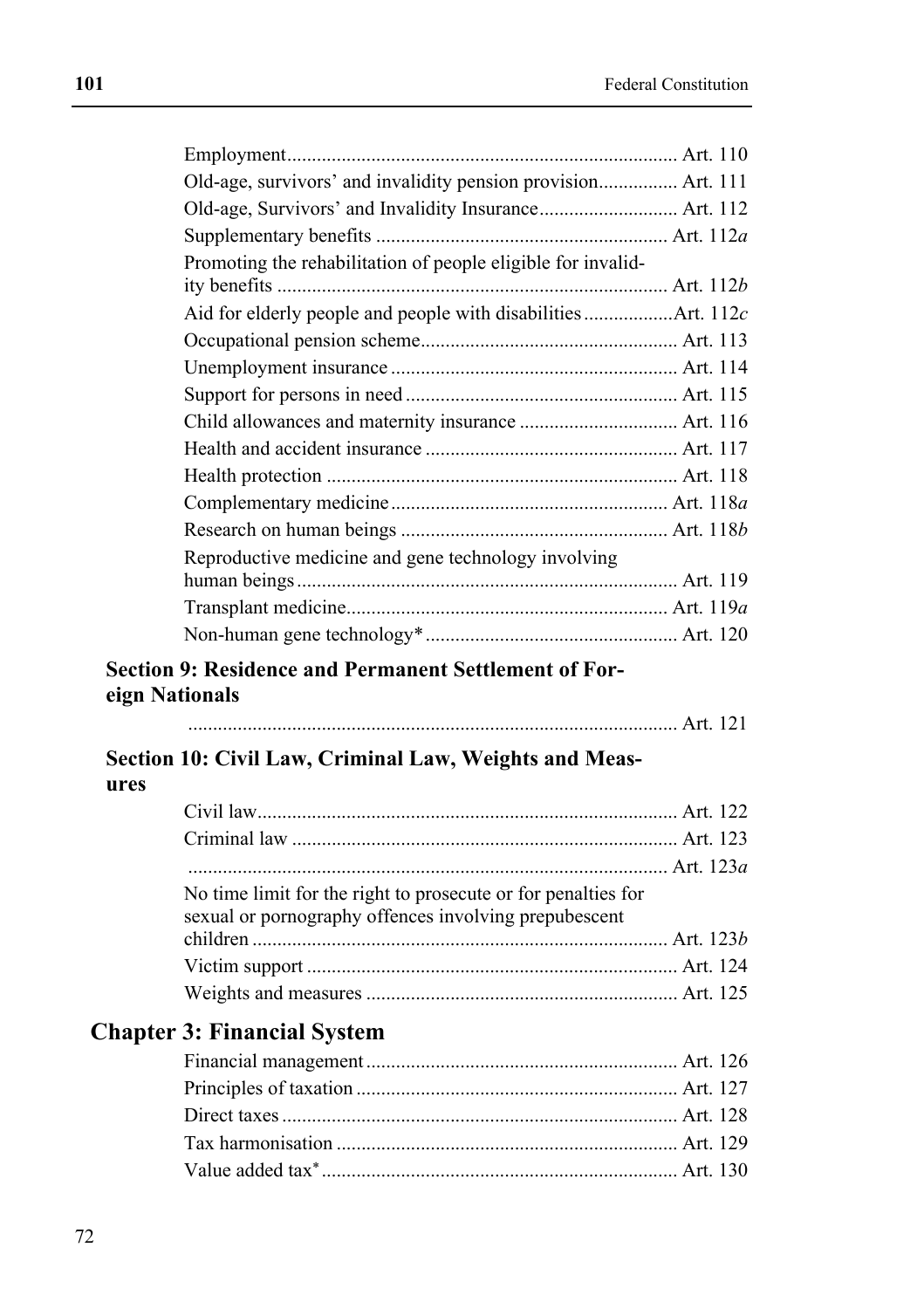Employment .............................................................................. Art. 110
Old-age, survivors' and invalidity pension provision................ Art. 111
Old-age, Survivors' and Invalidity Insurance............................ Art. 112
Supplementary benefits ........................................................... Art. 112*a*
Promoting the rehabilitation of people eligible for invalidity benefits ............................................................................... Art. 112*b*
Aid for elderly people and people with disabilities ..................Art. 112*c*
Occupational pension scheme.................................................... Art. 113
Unemployment insurance .......................................................... Art. 114
Support for persons in need ....................................................... Art. 115
Child allowances and maternity insurance ................................ Art. 116
Health and accident insurance ................................................... Art. 117
Health protection ....................................................................... Art. 118
Complementary medicine ........................................................ Art. 118*a*
Research on human beings ...................................................... Art. 118*b*
Reproductive medicine and gene technology involving human beings............................................................................. Art. 119
Transplant medicine................................................................. Art. 119*a*
Non-human gene technology* ................................................... Art. 120

**Section 9: Residence and Permanent Settlement of Foreign Nationals**

.................................................................................................. Art. 121

**Section 10: Civil Law, Criminal Law, Weights and Measures**

Civil law..................................................................................... Art. 122
Criminal law .............................................................................. Art. 123
................................................................................................ Art. 123*a*
No time limit for the right to prosecute or for penalties for sexual or pornography offences involving prepubescent children .................................................................................... Art. 123*b*
Victim support ........................................................................... Art. 124
Weights and measures ............................................................... Art. 125

## Chapter 3: Financial System

Financial management ............................................................... Art. 126
Principles of taxation ................................................................. Art. 127
Direct taxes ................................................................................ Art. 128
Tax harmonisation ..................................................................... Art. 129
Value added tax* ........................................................................ Art. 130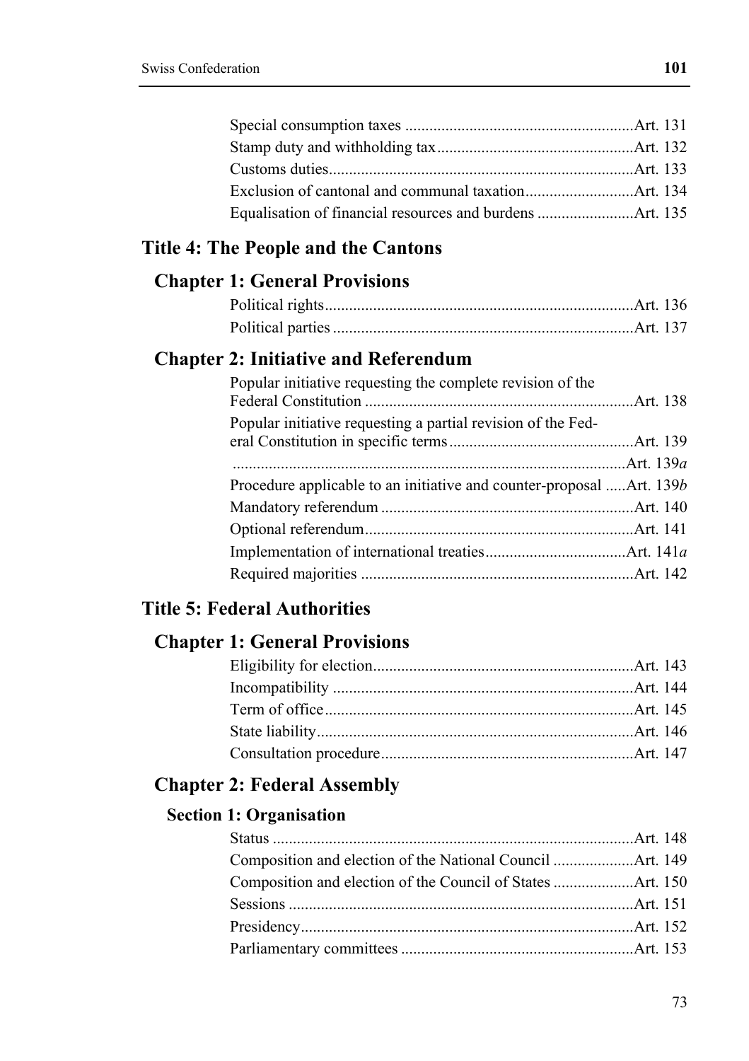Special consumption taxes ........................................................ Art. 131
Stamp duty and withholding tax ................................................ Art. 132
Customs duties ........................................................................... Art. 133
Exclusion of cantonal and communal taxation ........................... Art. 134
Equalisation of financial resources and burdens ........................ Art. 135

## Title 4: The People and the Cantons

### Chapter 1: General Provisions

Political rights ............................................................................ Art. 136
Political parties .......................................................................... Art. 137

### Chapter 2: Initiative and Referendum

Popular initiative requesting the complete revision of the Federal Constitution ................................................................... Art. 138
Popular initiative requesting a partial revision of the Federal Constitution in specific terms .............................................. Art. 139
................................................................................................. Art. 139*a*
Procedure applicable to an initiative and counter-proposal ..... Art. 139*b*
Mandatory referendum ............................................................... Art. 140
Optional referendum ................................................................... Art. 141
Implementation of international treaties ................................... Art. 141*a*
Required majorities .................................................................... Art. 142

## Title 5: Federal Authorities

### Chapter 1: General Provisions

Eligibility for election ................................................................. Art. 143
Incompatibility ........................................................................... Art. 144
Term of office ............................................................................. Art. 145
State liability ............................................................................... Art. 146
Consultation procedure ............................................................... Art. 147

### Chapter 2: Federal Assembly

#### Section 1: Organisation

Status .......................................................................................... Art. 148
Composition and election of the National Council .................... Art. 149
Composition and election of the Council of States .................... Art. 150
Sessions ...................................................................................... Art. 151
Presidency ................................................................................... Art. 152
Parliamentary committees .......................................................... Art. 153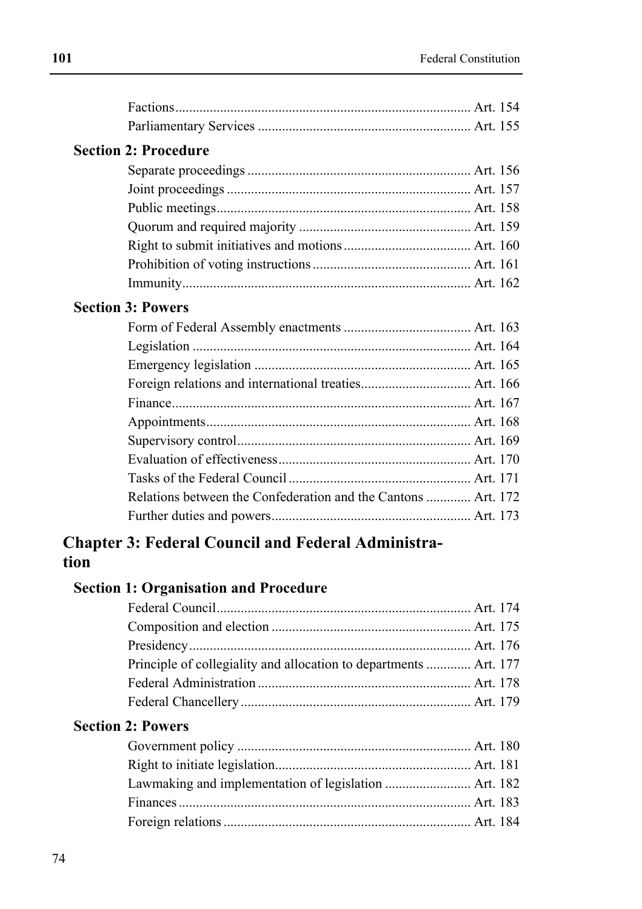Factions ... Art. 154
Parliamentary Services ... Art. 155

### Section 2: Procedure

Separate proceedings ... Art. 156
Joint proceedings ... Art. 157
Public meetings ... Art. 158
Quorum and required majority ... Art. 159
Right to submit initiatives and motions ... Art. 160
Prohibition of voting instructions ... Art. 161
Immunity ... Art. 162

### Section 3: Powers

Form of Federal Assembly enactments ... Art. 163
Legislation ... Art. 164
Emergency legislation ... Art. 165
Foreign relations and international treaties ... Art. 166
Finance ... Art. 167
Appointments ... Art. 168
Supervisory control ... Art. 169
Evaluation of effectiveness ... Art. 170
Tasks of the Federal Council ... Art. 171
Relations between the Confederation and the Cantons ... Art. 172
Further duties and powers ... Art. 173

## Chapter 3: Federal Council and Federal Administration

### Section 1: Organisation and Procedure

Federal Council ... Art. 174
Composition and election ... Art. 175
Presidency ... Art. 176
Principle of collegiality and allocation to departments ... Art. 177
Federal Administration ... Art. 178
Federal Chancellery ... Art. 179

### Section 2: Powers

Government policy ... Art. 180
Right to initiate legislation ... Art. 181
Lawmaking and implementation of legislation ... Art. 182
Finances ... Art. 183
Foreign relations ... Art. 184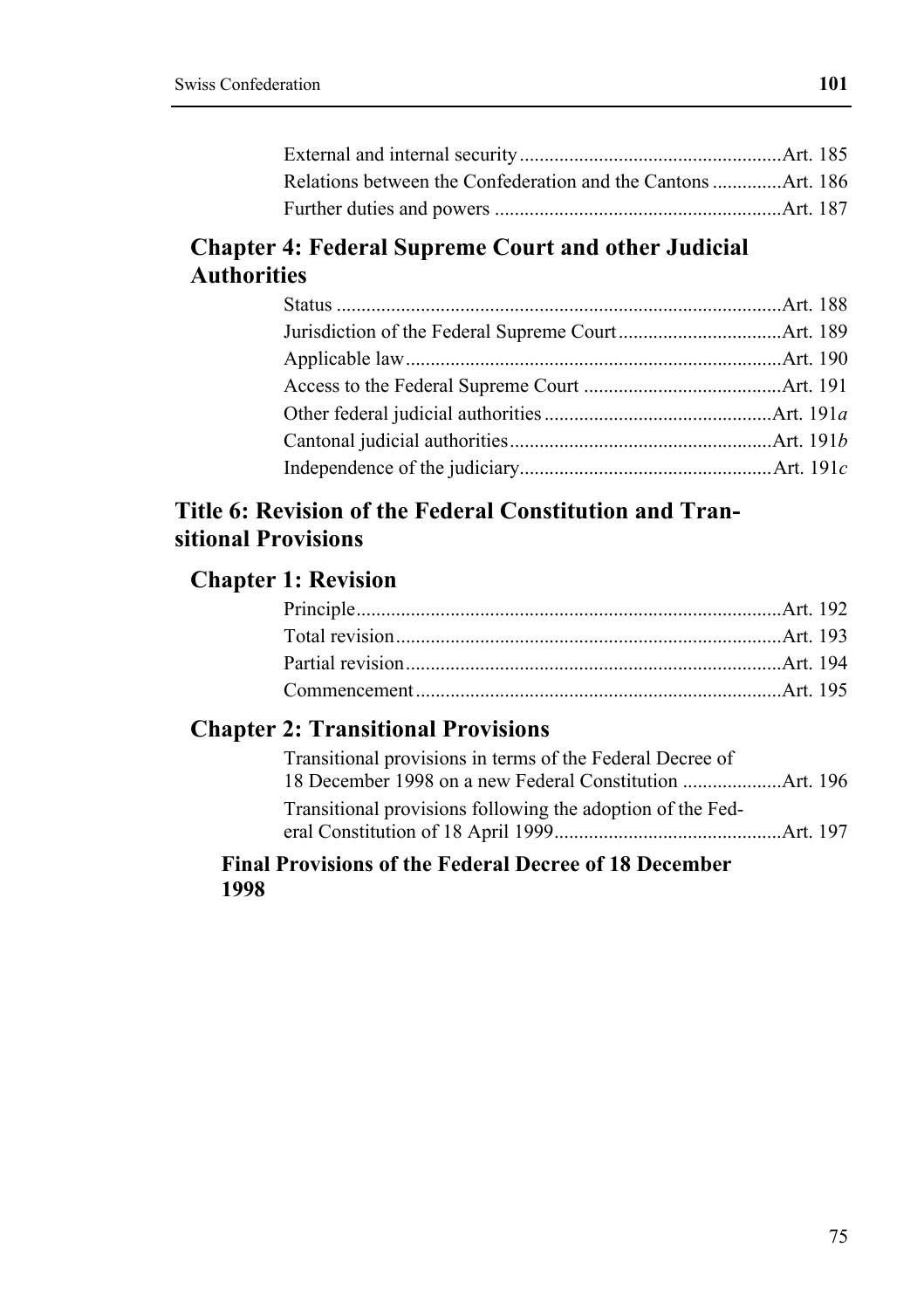External and internal security .................................................... Art. 185
Relations between the Confederation and the Cantons .............. Art. 186
Further duties and powers .......................................................... Art. 187

### Chapter 4: Federal Supreme Court and other Judicial Authorities

Status ............................................................................................ Art. 188
Jurisdiction of the Federal Supreme Court ................................. Art. 189
Applicable law .............................................................................. Art. 190
Access to the Federal Supreme Court ........................................ Art. 191
Other federal judicial authorities .............................................. Art. 191*a*
Cantonal judicial authorities ...................................................... Art. 191*b*
Independence of the judiciary .................................................... Art. 191*c*

## Title 6: Revision of the Federal Constitution and Transitional Provisions

### Chapter 1: Revision

Principle ....................................................................................... Art. 192
Total revision ............................................................................... Art. 193
Partial revision ............................................................................. Art. 194
Commencement ........................................................................... Art. 195

### Chapter 2: Transitional Provisions

Transitional provisions in terms of the Federal Decree of 18 December 1998 on a new Federal Constitution .................... Art. 196
Transitional provisions following the adoption of the Federal Constitution of 18 April 1999 .............................................. Art. 197

#### Final Provisions of the Federal Decree of 18 December 1998